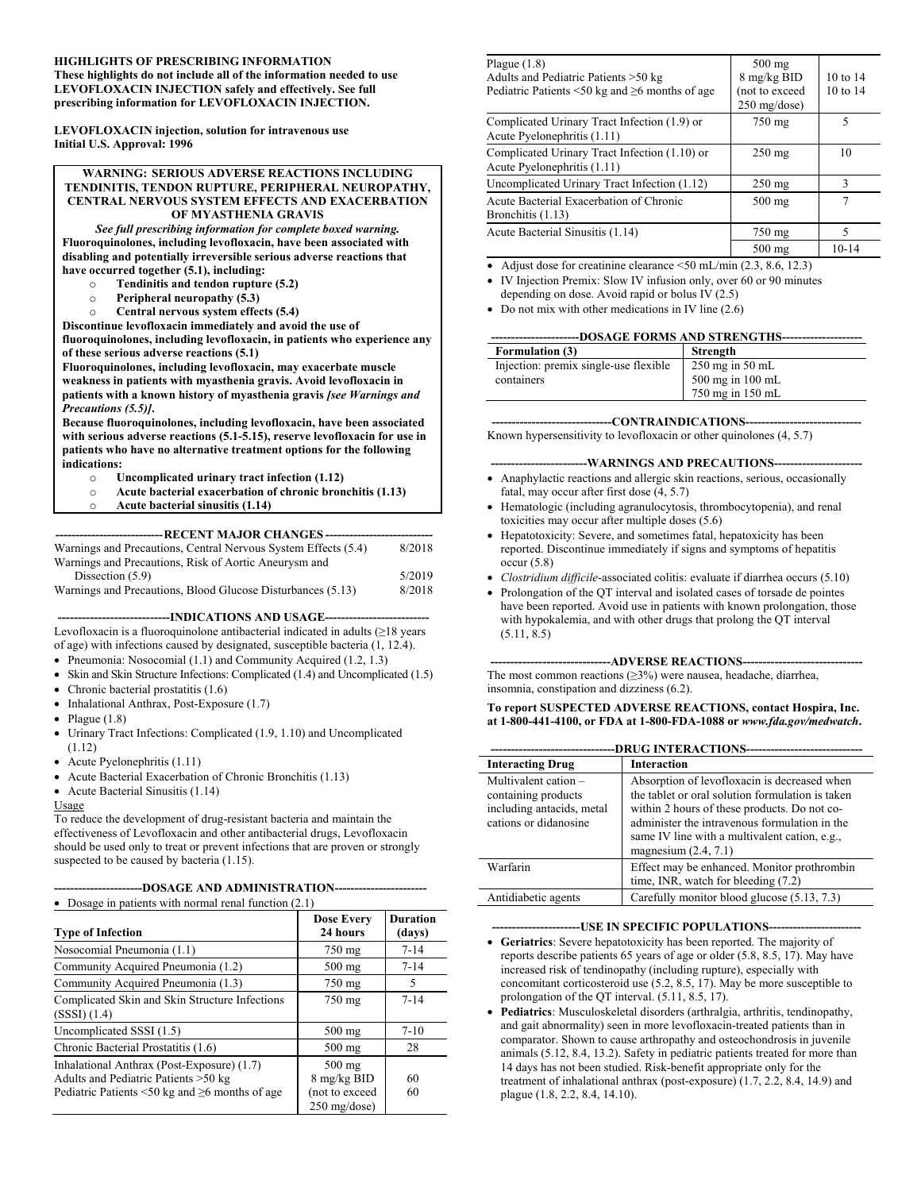**HIGHLIGHTS OF PRESCRIBING INFORMATION**
**These highlights do not include all of the information needed to use LEVOFLOXACIN INJECTION safely and effectively. See full prescribing information for LEVOFLOXACIN INJECTION.**

**LEVOFLOXACIN injection, solution for intravenous use**
**Initial U.S. Approval: 1996**

**WARNING: SERIOUS ADVERSE REACTIONS INCLUDING TENDINITIS, TENDON RUPTURE, PERIPHERAL NEUROPATHY, CENTRAL NERVOUS SYSTEM EFFECTS AND EXACERBATION OF MYASTHENIA GRAVIS**

***See full prescribing information for complete boxed warning.***

**Fluoroquinolones, including levofloxacin, have been associated with disabling and potentially irreversible serious adverse reactions that have occurred together (5.1), including:**

- **Tendinitis and tendon rupture (5.2)**
- **Peripheral neuropathy (5.3)**
- **Central nervous system effects (5.4)**

**Discontinue levofloxacin immediately and avoid the use of fluoroquinolones, including levofloxacin, in patients who experience any of these serious adverse reactions (5.1)**

**Fluoroquinolones, including levofloxacin, may exacerbate muscle weakness in patients with myasthenia gravis. Avoid levofloxacin in patients with a known history of myasthenia gravis *[see Warnings and Precautions (5.5)]*.**

**Because fluoroquinolones, including levofloxacin, have been associated with serious adverse reactions (5.1-5.15), reserve levofloxacin for use in patients who have no alternative treatment options for the following indications:**

- **Uncomplicated urinary tract infection (1.12)**
- **Acute bacterial exacerbation of chronic bronchitis (1.13)**
- **Acute bacterial sinusitis (1.14)**

**---RECENT MAJOR CHANGES---**

| | |
|---|---|
| Warnings and Precautions, Central Nervous System Effects (5.4) | 8/2018 |
| Warnings and Precautions, Risk of Aortic Aneurysm and Dissection (5.9) | 5/2019 |
| Warnings and Precautions, Blood Glucose Disturbances (5.13) | 8/2018 |

**---INDICATIONS AND USAGE---**

Levofloxacin is a fluoroquinolone antibacterial indicated in adults (≥18 years of age) with infections caused by designated, susceptible bacteria (1, 12.4).

- Pneumonia: Nosocomial (1.1) and Community Acquired (1.2, 1.3)
- Skin and Skin Structure Infections: Complicated (1.4) and Uncomplicated (1.5)
- Chronic bacterial prostatitis (1.6)
- Inhalational Anthrax, Post-Exposure (1.7)
- Plague (1.8)
- Urinary Tract Infections: Complicated (1.9, 1.10) and Uncomplicated (1.12)
- Acute Pyelonephritis (1.11)
- Acute Bacterial Exacerbation of Chronic Bronchitis (1.13)
- Acute Bacterial Sinusitis (1.14)

Usage

To reduce the development of drug-resistant bacteria and maintain the effectiveness of Levofloxacin and other antibacterial drugs, Levofloxacin should be used only to treat or prevent infections that are proven or strongly suspected to be caused by bacteria (1.15).

**---DOSAGE AND ADMINISTRATION---**

- Dosage in patients with normal renal function (2.1)

| Type of Infection | Dose Every 24 hours | Duration (days) |
|---|---|---|
| Nosocomial Pneumonia (1.1) | 750 mg | 7-14 |
| Community Acquired Pneumonia (1.2) | 500 mg | 7-14 |
| Community Acquired Pneumonia (1.3) | 750 mg | 5 |
| Complicated Skin and Skin Structure Infections (SSSI) (1.4) | 750 mg | 7-14 |
| Uncomplicated SSSI (1.5) | 500 mg | 7-10 |
| Chronic Bacterial Prostatitis (1.6) | 500 mg | 28 |
| Inhalational Anthrax (Post-Exposure) (1.7)<br>Adults and Pediatric Patients >50 kg<br>Pediatric Patients <50 kg and ≥6 months of age | 500 mg<br>8 mg/kg BID (not to exceed 250 mg/dose) | 60<br>60 |
| Plague (1.8)<br>Adults and Pediatric Patients >50 kg<br>Pediatric Patients <50 kg and ≥6 months of age | 500 mg<br>8 mg/kg BID (not to exceed 250 mg/dose) | 10 to 14<br>10 to 14 |
| Complicated Urinary Tract Infection (1.9) or Acute Pyelonephritis (1.11) | 750 mg | 5 |
| Complicated Urinary Tract Infection (1.10) or Acute Pyelonephritis (1.11) | 250 mg | 10 |
| Uncomplicated Urinary Tract Infection (1.12) | 250 mg | 3 |
| Acute Bacterial Exacerbation of Chronic Bronchitis (1.13) | 500 mg | 7 |
| Acute Bacterial Sinusitis (1.14) | 750 mg | 5 |
| | 500 mg | 10-14 |

- Adjust dose for creatinine clearance <50 mL/min (2.3, 8.6, 12.3)
- IV Injection Premix: Slow IV infusion only, over 60 or 90 minutes depending on dose. Avoid rapid or bolus IV (2.5)
- Do not mix with other medications in IV line (2.6)

**---DOSAGE FORMS AND STRENGTHS---**

| Formulation (3) | Strength |
|---|---|
| Injection: premix single-use flexible containers | 250 mg in 50 mL<br>500 mg in 100 mL<br>750 mg in 150 mL |

**---CONTRAINDICATIONS---**

Known hypersensitivity to levofloxacin or other quinolones (4, 5.7)

**---WARNINGS AND PRECAUTIONS---**

- Anaphylactic reactions and allergic skin reactions, serious, occasionally fatal, may occur after first dose (4, 5.7)
- Hematologic (including agranulocytosis, thrombocytopenia), and renal toxicities may occur after multiple doses (5.6)
- Hepatotoxicity: Severe, and sometimes fatal, hepatoxicity has been reported. Discontinue immediately if signs and symptoms of hepatitis occur (5.8)
- *Clostridium difficile*-associated colitis: evaluate if diarrhea occurs (5.10)
- Prolongation of the QT interval and isolated cases of torsade de pointes have been reported. Avoid use in patients with known prolongation, those with hypokalemia, and with other drugs that prolong the QT interval (5.11, 8.5)

**---ADVERSE REACTIONS---**

The most common reactions (≥3%) were nausea, headache, diarrhea, insomnia, constipation and dizziness (6.2).

**To report SUSPECTED ADVERSE REACTIONS, contact Hospira, Inc. at 1-800-441-4100, or FDA at 1-800-FDA-1088 or *www.fda.gov/medwatch*.**

**---DRUG INTERACTIONS---**

| Interacting Drug | Interaction |
|---|---|
| Multivalent cation – containing products including antacids, metal cations or didanosine | Absorption of levofloxacin is decreased when the tablet or oral solution formulation is taken within 2 hours of these products. Do not co-administer the intravenous formulation in the same IV line with a multivalent cation, e.g., magnesium (2.4, 7.1) |
| Warfarin | Effect may be enhanced. Monitor prothrombin time, INR, watch for bleeding (7.2) |
| Antidiabetic agents | Carefully monitor blood glucose (5.13, 7.3) |

**---USE IN SPECIFIC POPULATIONS---**

- **Geriatrics**: Severe hepatotoxicity has been reported. The majority of reports describe patients 65 years of age or older (5.8, 8.5, 17). May have increased risk of tendinopathy (including rupture), especially with concomitant corticosteroid use (5.2, 8.5, 17). May be more susceptible to prolongation of the QT interval. (5.11, 8.5, 17).
- **Pediatrics**: Musculoskeletal disorders (arthralgia, arthritis, tendinopathy, and gait abnormality) seen in more levofloxacin-treated patients than in comparator. Shown to cause arthropathy and osteochondrosis in juvenile animals (5.12, 8.4, 13.2). Safety in pediatric patients treated for more than 14 days has not been studied. Risk-benefit appropriate only for the treatment of inhalational anthrax (post-exposure) (1.7, 2.2, 8.4, 14.9) and plague (1.8, 2.2, 8.4, 14.10).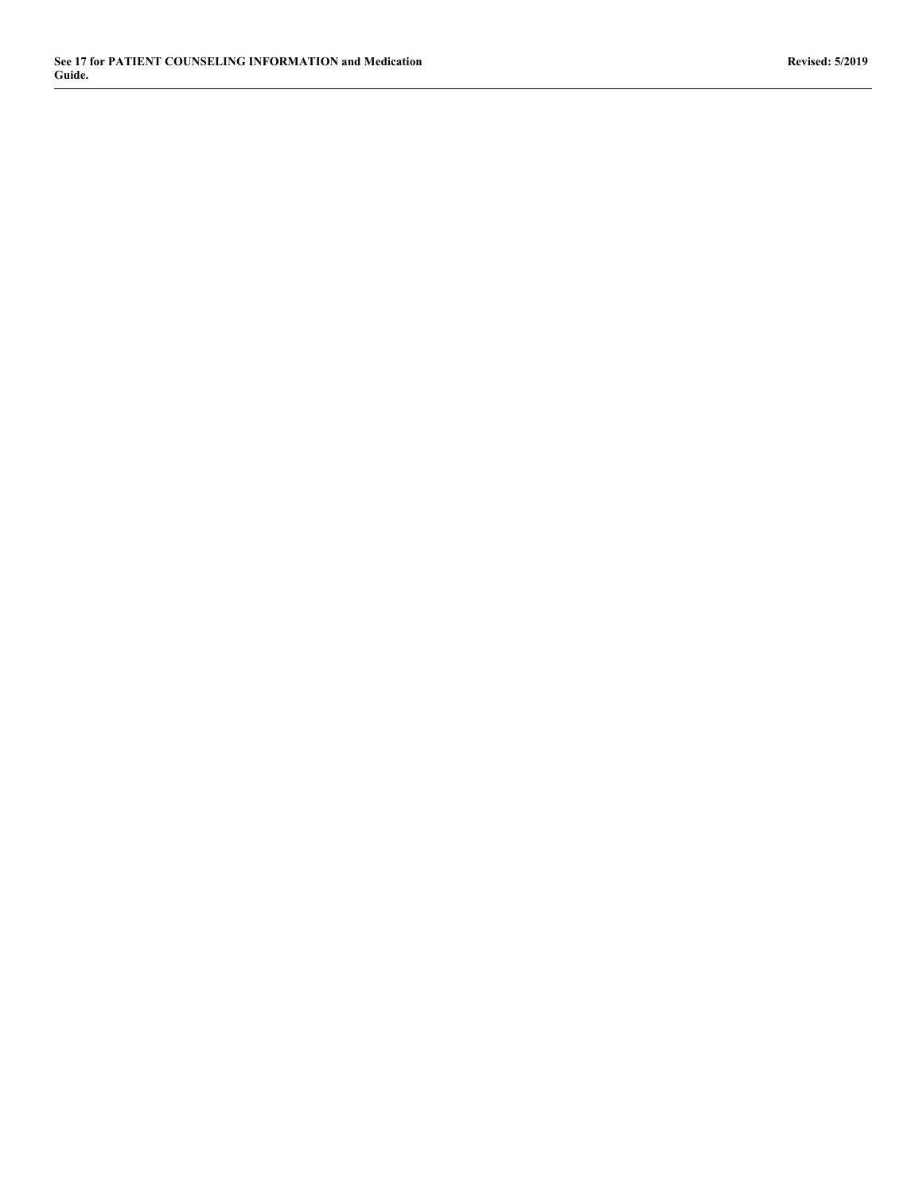**See 17 for PATIENT COUNSELING INFORMATION and Medication Guide.**

**Revised: 5/2019**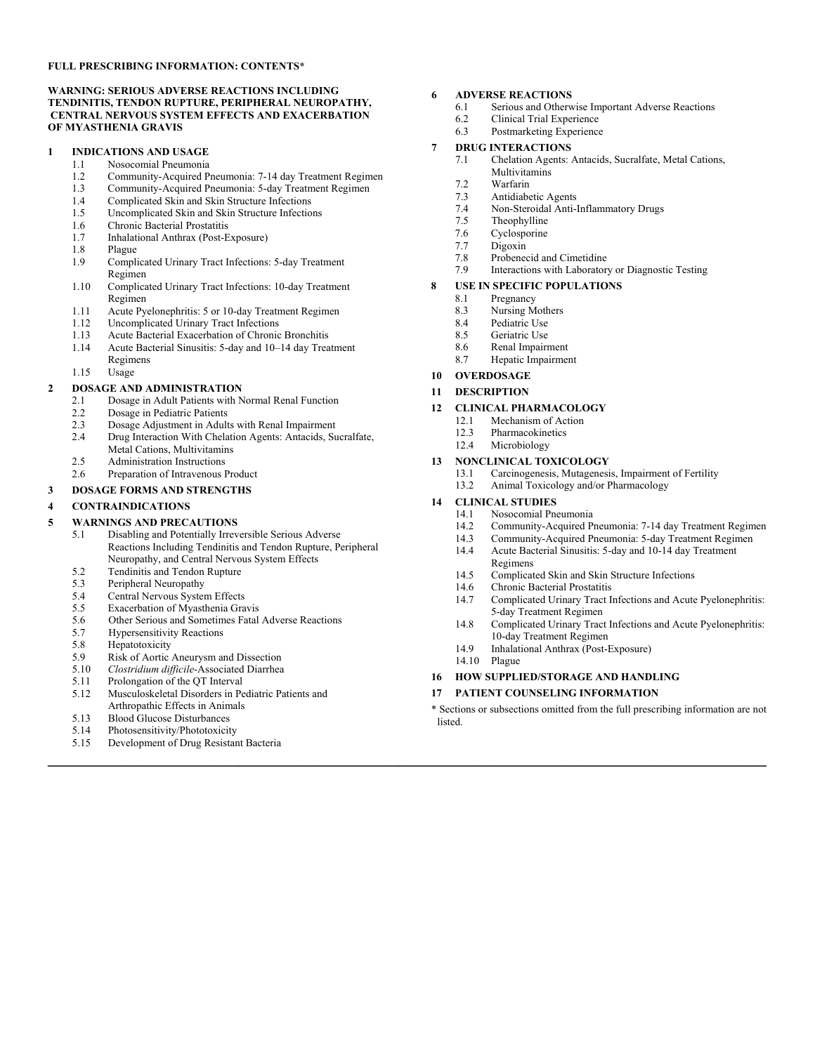**FULL PRESCRIBING INFORMATION: CONTENTS***

**WARNING: SERIOUS ADVERSE REACTIONS INCLUDING TENDINITIS, TENDON RUPTURE, PERIPHERAL NEUROPATHY, CENTRAL NERVOUS SYSTEM EFFECTS AND EXACERBATION OF MYASTHENIA GRAVIS**

**1 INDICATIONS AND USAGE**
- 1.1 Nosocomial Pneumonia
- 1.2 Community-Acquired Pneumonia: 7-14 day Treatment Regimen
- 1.3 Community-Acquired Pneumonia: 5-day Treatment Regimen
- 1.4 Complicated Skin and Skin Structure Infections
- 1.5 Uncomplicated Skin and Skin Structure Infections
- 1.6 Chronic Bacterial Prostatitis
- 1.7 Inhalational Anthrax (Post-Exposure)
- 1.8 Plague
- 1.9 Complicated Urinary Tract Infections: 5-day Treatment Regimen
- 1.10 Complicated Urinary Tract Infections: 10-day Treatment Regimen
- 1.11 Acute Pyelonephritis: 5 or 10-day Treatment Regimen
- 1.12 Uncomplicated Urinary Tract Infections
- 1.13 Acute Bacterial Exacerbation of Chronic Bronchitis
- 1.14 Acute Bacterial Sinusitis: 5-day and 10–14 day Treatment Regimens
- 1.15 Usage

**2 DOSAGE AND ADMINISTRATION**
- 2.1 Dosage in Adult Patients with Normal Renal Function
- 2.2 Dosage in Pediatric Patients
- 2.3 Dosage Adjustment in Adults with Renal Impairment
- 2.4 Drug Interaction With Chelation Agents: Antacids, Sucralfate, Metal Cations, Multivitamins
- 2.5 Administration Instructions
- 2.6 Preparation of Intravenous Product

**3 DOSAGE FORMS AND STRENGTHS**

**4 CONTRAINDICATIONS**

**5 WARNINGS AND PRECAUTIONS**
- 5.1 Disabling and Potentially Irreversible Serious Adverse Reactions Including Tendinitis and Tendon Rupture, Peripheral Neuropathy, and Central Nervous System Effects
- 5.2 Tendinitis and Tendon Rupture
- 5.3 Peripheral Neuropathy
- 5.4 Central Nervous System Effects
- 5.5 Exacerbation of Myasthenia Gravis
- 5.6 Other Serious and Sometimes Fatal Adverse Reactions
- 5.7 Hypersensitivity Reactions
- 5.8 Hepatotoxicity
- 5.9 Risk of Aortic Aneurysm and Dissection
- 5.10 *Clostridium difficile*-Associated Diarrhea
- 5.11 Prolongation of the QT Interval
- 5.12 Musculoskeletal Disorders in Pediatric Patients and Arthropathic Effects in Animals
- 5.13 Blood Glucose Disturbances
- 5.14 Photosensitivity/Phototoxicity
- 5.15 Development of Drug Resistant Bacteria

**6 ADVERSE REACTIONS**
- 6.1 Serious and Otherwise Important Adverse Reactions
- 6.2 Clinical Trial Experience
- 6.3 Postmarketing Experience

**7 DRUG INTERACTIONS**
- 7.1 Chelation Agents: Antacids, Sucralfate, Metal Cations, Multivitamins
- 7.2 Warfarin
- 7.3 Antidiabetic Agents
- 7.4 Non-Steroidal Anti-Inflammatory Drugs
- 7.5 Theophylline
- 7.6 Cyclosporine
- 7.7 Digoxin
- 7.8 Probenecid and Cimetidine
- 7.9 Interactions with Laboratory or Diagnostic Testing

**8 USE IN SPECIFIC POPULATIONS**
- 8.1 Pregnancy
- 8.3 Nursing Mothers
- 8.4 Pediatric Use
- 8.5 Geriatric Use
- 8.6 Renal Impairment
- 8.7 Hepatic Impairment

**10 OVERDOSAGE**

**11 DESCRIPTION**

**12 CLINICAL PHARMACOLOGY**
- 12.1 Mechanism of Action
- 12.3 Pharmacokinetics
- 12.4 Microbiology

**13 NONCLINICAL TOXICOLOGY**
- 13.1 Carcinogenesis, Mutagenesis, Impairment of Fertility
- 13.2 Animal Toxicology and/or Pharmacology

**14 CLINICAL STUDIES**
- 14.1 Nosocomial Pneumonia
- 14.2 Community-Acquired Pneumonia: 7-14 day Treatment Regimen
- 14.3 Community-Acquired Pneumonia: 5-day Treatment Regimen
- 14.4 Acute Bacterial Sinusitis: 5-day and 10-14 day Treatment Regimens
- 14.5 Complicated Skin and Skin Structure Infections
- 14.6 Chronic Bacterial Prostatitis
- 14.7 Complicated Urinary Tract Infections and Acute Pyelonephritis: 5-day Treatment Regimen
- 14.8 Complicated Urinary Tract Infections and Acute Pyelonephritis: 10-day Treatment Regimen
- 14.9 Inhalational Anthrax (Post-Exposure)
- 14.10 Plague

**16 HOW SUPPLIED/STORAGE AND HANDLING**

**17 PATIENT COUNSELING INFORMATION**

* Sections or subsections omitted from the full prescribing information are not listed.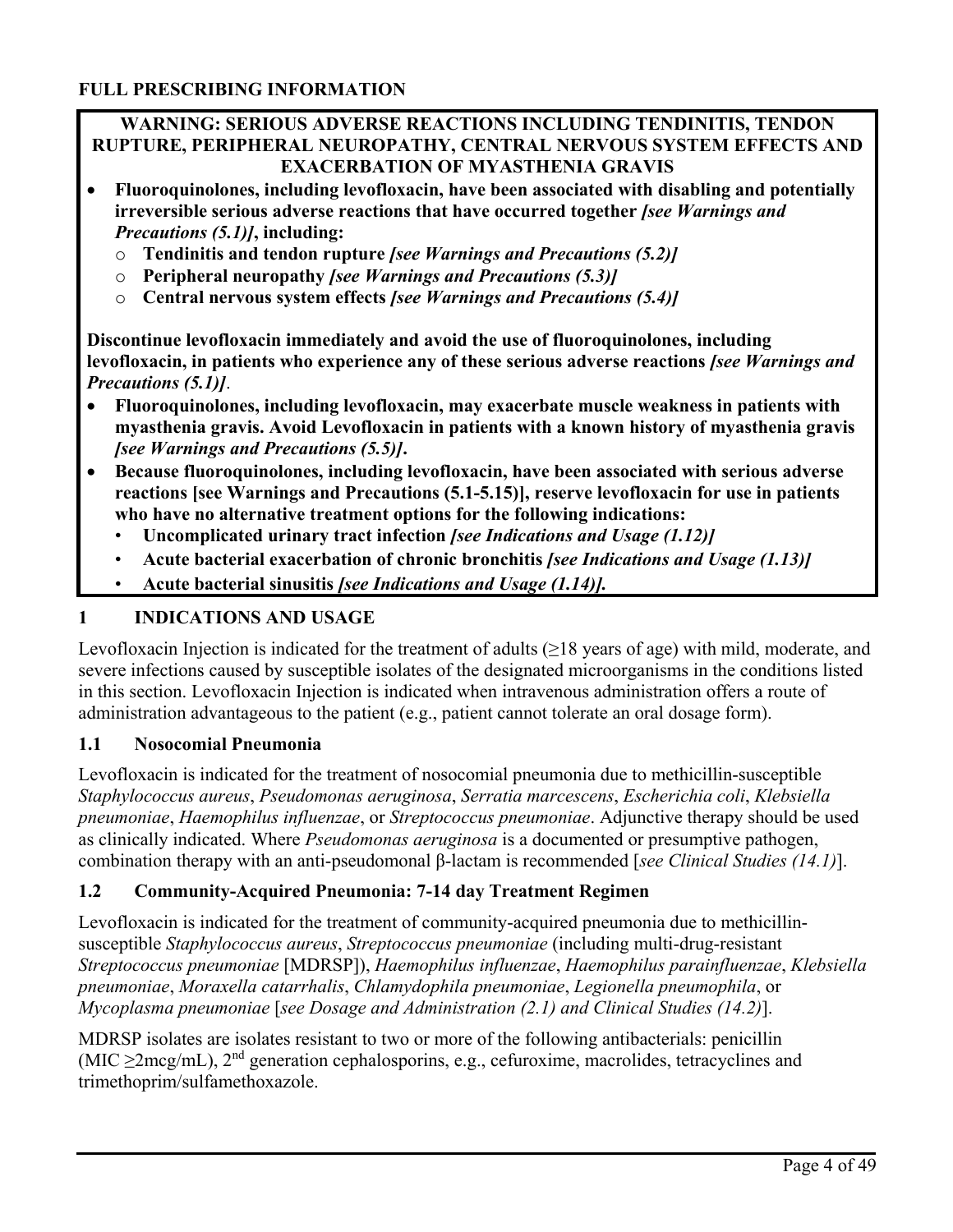# FULL PRESCRIBING INFORMATION

**WARNING: SERIOUS ADVERSE REACTIONS INCLUDING TENDINITIS, TENDON RUPTURE, PERIPHERAL NEUROPATHY, CENTRAL NERVOUS SYSTEM EFFECTS AND EXACERBATION OF MYASTHENIA GRAVIS**

- **Fluoroquinolones, including levofloxacin, have been associated with disabling and potentially irreversible serious adverse reactions that have occurred together** ***[see Warnings and Precautions (5.1)]*****, including:**
  - **Tendinitis and tendon rupture** ***[see Warnings and Precautions (5.2)]***
  - **Peripheral neuropathy** ***[see Warnings and Precautions (5.3)]***
  - **Central nervous system effects** ***[see Warnings and Precautions (5.4)]***

**Discontinue levofloxacin immediately and avoid the use of fluoroquinolones, including levofloxacin, in patients who experience any of these serious adverse reactions** ***[see Warnings and Precautions (5.1)]***.

- **Fluoroquinolones, including levofloxacin, may exacerbate muscle weakness in patients with myasthenia gravis. Avoid Levofloxacin in patients with a known history of myasthenia gravis** ***[see Warnings and Precautions (5.5)]*****.**
- **Because fluoroquinolones, including levofloxacin, have been associated with serious adverse reactions [see Warnings and Precautions (5.1-5.15)], reserve levofloxacin for use in patients who have no alternative treatment options for the following indications:**
  - **Uncomplicated urinary tract infection** ***[see Indications and Usage (1.12)]***
  - **Acute bacterial exacerbation of chronic bronchitis** ***[see Indications and Usage (1.13)]***
  - **Acute bacterial sinusitis** ***[see Indications and Usage (1.14)].***

## 1 INDICATIONS AND USAGE

Levofloxacin Injection is indicated for the treatment of adults (≥18 years of age) with mild, moderate, and severe infections caused by susceptible isolates of the designated microorganisms in the conditions listed in this section. Levofloxacin Injection is indicated when intravenous administration offers a route of administration advantageous to the patient (e.g., patient cannot tolerate an oral dosage form).

### 1.1 Nosocomial Pneumonia

Levofloxacin is indicated for the treatment of nosocomial pneumonia due to methicillin-susceptible *Staphylococcus aureus*, *Pseudomonas aeruginosa*, *Serratia marcescens*, *Escherichia coli*, *Klebsiella pneumoniae*, *Haemophilus influenzae*, or *Streptococcus pneumoniae*. Adjunctive therapy should be used as clinically indicated. Where *Pseudomonas aeruginosa* is a documented or presumptive pathogen, combination therapy with an anti-pseudomonal β-lactam is recommended [*see Clinical Studies (14.1)*].

### 1.2 Community-Acquired Pneumonia: 7-14 day Treatment Regimen

Levofloxacin is indicated for the treatment of community-acquired pneumonia due to methicillin-susceptible *Staphylococcus aureus*, *Streptococcus pneumoniae* (including multi-drug-resistant *Streptococcus pneumoniae* [MDRSP]), *Haemophilus influenzae*, *Haemophilus parainfluenzae*, *Klebsiella pneumoniae*, *Moraxella catarrhalis*, *Chlamydophila pneumoniae*, *Legionella pneumophila*, or *Mycoplasma pneumoniae* [*see Dosage and Administration (2.1) and Clinical Studies (14.2)*].

MDRSP isolates are isolates resistant to two or more of the following antibacterials: penicillin (MIC ≥2mcg/mL), 2nd generation cephalosporins, e.g., cefuroxime, macrolides, tetracyclines and trimethoprim/sulfamethoxazole.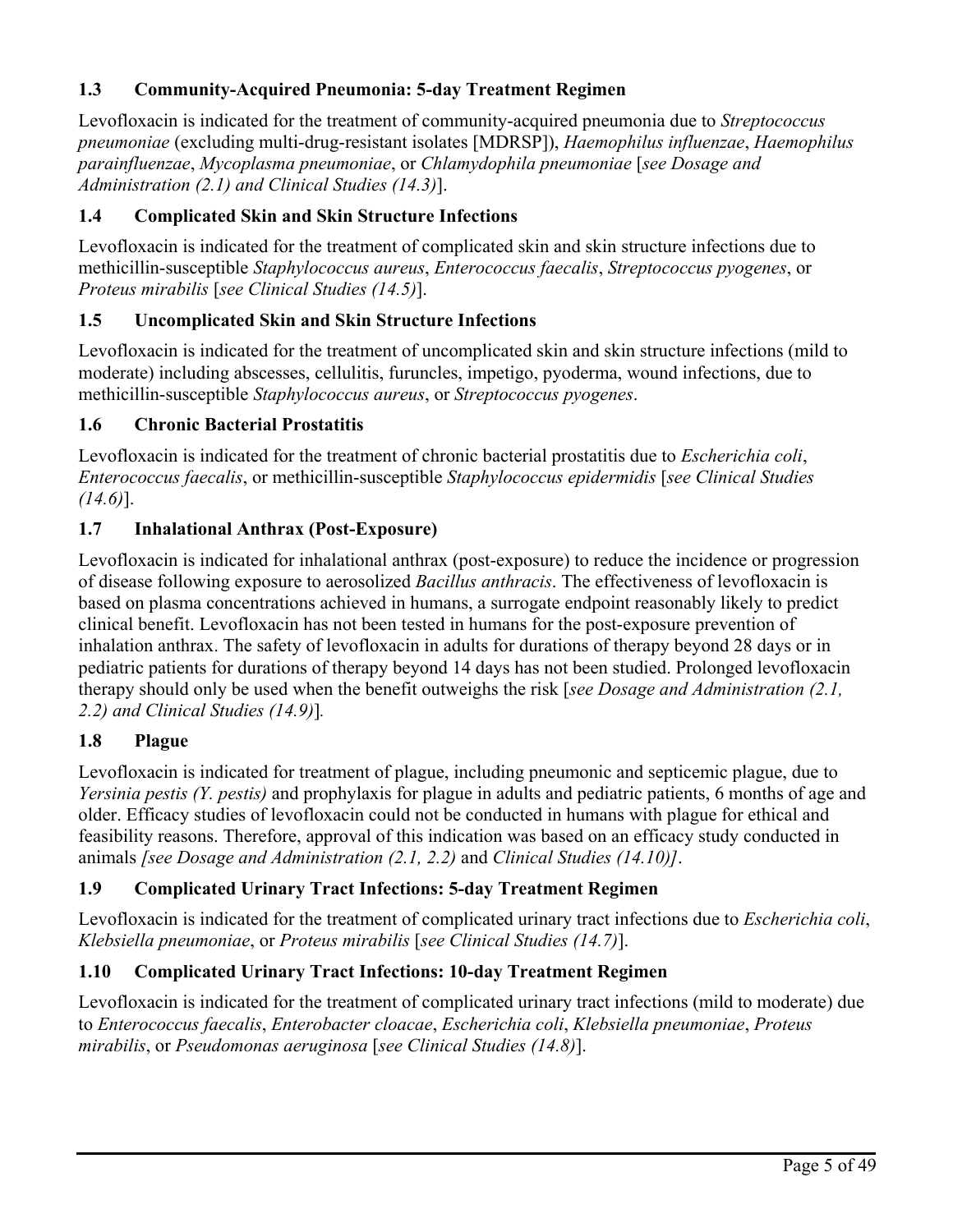### 1.3 Community-Acquired Pneumonia: 5-day Treatment Regimen

Levofloxacin is indicated for the treatment of community-acquired pneumonia due to *Streptococcus pneumoniae* (excluding multi-drug-resistant isolates [MDRSP]), *Haemophilus influenzae*, *Haemophilus parainfluenzae*, *Mycoplasma pneumoniae*, or *Chlamydophila pneumoniae* [*see Dosage and Administration (2.1) and Clinical Studies (14.3)*].

### 1.4 Complicated Skin and Skin Structure Infections

Levofloxacin is indicated for the treatment of complicated skin and skin structure infections due to methicillin-susceptible *Staphylococcus aureus*, *Enterococcus faecalis*, *Streptococcus pyogenes*, or *Proteus mirabilis* [*see Clinical Studies (14.5)*].

### 1.5 Uncomplicated Skin and Skin Structure Infections

Levofloxacin is indicated for the treatment of uncomplicated skin and skin structure infections (mild to moderate) including abscesses, cellulitis, furuncles, impetigo, pyoderma, wound infections, due to methicillin-susceptible *Staphylococcus aureus*, or *Streptococcus pyogenes*.

### 1.6 Chronic Bacterial Prostatitis

Levofloxacin is indicated for the treatment of chronic bacterial prostatitis due to *Escherichia coli*, *Enterococcus faecalis*, or methicillin-susceptible *Staphylococcus epidermidis* [*see Clinical Studies (14.6)*].

### 1.7 Inhalational Anthrax (Post-Exposure)

Levofloxacin is indicated for inhalational anthrax (post-exposure) to reduce the incidence or progression of disease following exposure to aerosolized *Bacillus anthracis*. The effectiveness of levofloxacin is based on plasma concentrations achieved in humans, a surrogate endpoint reasonably likely to predict clinical benefit. Levofloxacin has not been tested in humans for the post-exposure prevention of inhalation anthrax. The safety of levofloxacin in adults for durations of therapy beyond 28 days or in pediatric patients for durations of therapy beyond 14 days has not been studied. Prolonged levofloxacin therapy should only be used when the benefit outweighs the risk [*see Dosage and Administration (2.1, 2.2) and Clinical Studies (14.9)*].

### 1.8 Plague

Levofloxacin is indicated for treatment of plague, including pneumonic and septicemic plague, due to *Yersinia pestis (Y. pestis)* and prophylaxis for plague in adults and pediatric patients, 6 months of age and older. Efficacy studies of levofloxacin could not be conducted in humans with plague for ethical and feasibility reasons. Therefore, approval of this indication was based on an efficacy study conducted in animals *[see Dosage and Administration (2.1, 2.2)* and *Clinical Studies (14.10)]*.

### 1.9 Complicated Urinary Tract Infections: 5-day Treatment Regimen

Levofloxacin is indicated for the treatment of complicated urinary tract infections due to *Escherichia coli*, *Klebsiella pneumoniae*, or *Proteus mirabilis* [*see Clinical Studies (14.7)*].

### 1.10 Complicated Urinary Tract Infections: 10-day Treatment Regimen

Levofloxacin is indicated for the treatment of complicated urinary tract infections (mild to moderate) due to *Enterococcus faecalis*, *Enterobacter cloacae*, *Escherichia coli*, *Klebsiella pneumoniae*, *Proteus mirabilis*, or *Pseudomonas aeruginosa* [*see Clinical Studies (14.8)*].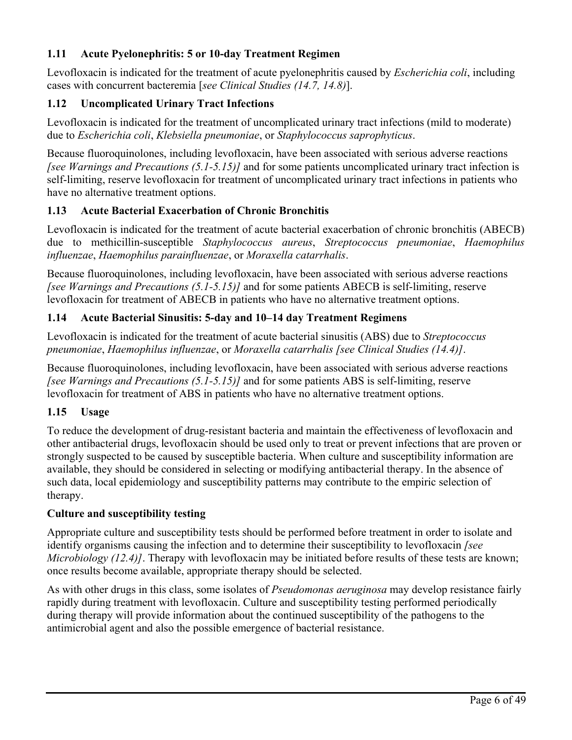### 1.11 Acute Pyelonephritis: 5 or 10-day Treatment Regimen

Levofloxacin is indicated for the treatment of acute pyelonephritis caused by *Escherichia coli*, including cases with concurrent bacteremia [*see Clinical Studies (14.7, 14.8)*].

### 1.12 Uncomplicated Urinary Tract Infections

Levofloxacin is indicated for the treatment of uncomplicated urinary tract infections (mild to moderate) due to *Escherichia coli*, *Klebsiella pneumoniae*, or *Staphylococcus saprophyticus*.

Because fluoroquinolones, including levofloxacin, have been associated with serious adverse reactions *[see Warnings and Precautions (5.1-5.15)]* and for some patients uncomplicated urinary tract infection is self-limiting, reserve levofloxacin for treatment of uncomplicated urinary tract infections in patients who have no alternative treatment options.

### 1.13 Acute Bacterial Exacerbation of Chronic Bronchitis

Levofloxacin is indicated for the treatment of acute bacterial exacerbation of chronic bronchitis (ABECB) due to methicillin-susceptible *Staphylococcus aureus*, *Streptococcus pneumoniae*, *Haemophilus influenzae*, *Haemophilus parainfluenzae*, or *Moraxella catarrhalis*.

Because fluoroquinolones, including levofloxacin, have been associated with serious adverse reactions *[see Warnings and Precautions (5.1-5.15)]* and for some patients ABECB is self-limiting, reserve levofloxacin for treatment of ABECB in patients who have no alternative treatment options.

### 1.14 Acute Bacterial Sinusitis: 5-day and 10–14 day Treatment Regimens

Levofloxacin is indicated for the treatment of acute bacterial sinusitis (ABS) due to *Streptococcus pneumoniae*, *Haemophilus influenzae*, or *Moraxella catarrhalis [see Clinical Studies (14.4)]*.

Because fluoroquinolones, including levofloxacin, have been associated with serious adverse reactions *[see Warnings and Precautions (5.1-5.15)]* and for some patients ABS is self-limiting, reserve levofloxacin for treatment of ABS in patients who have no alternative treatment options.

### 1.15 Usage

To reduce the development of drug-resistant bacteria and maintain the effectiveness of levofloxacin and other antibacterial drugs, levofloxacin should be used only to treat or prevent infections that are proven or strongly suspected to be caused by susceptible bacteria. When culture and susceptibility information are available, they should be considered in selecting or modifying antibacterial therapy. In the absence of such data, local epidemiology and susceptibility patterns may contribute to the empiric selection of therapy.

**Culture and susceptibility testing**

Appropriate culture and susceptibility tests should be performed before treatment in order to isolate and identify organisms causing the infection and to determine their susceptibility to levofloxacin *[see Microbiology (12.4)]*. Therapy with levofloxacin may be initiated before results of these tests are known; once results become available, appropriate therapy should be selected.

As with other drugs in this class, some isolates of *Pseudomonas aeruginosa* may develop resistance fairly rapidly during treatment with levofloxacin. Culture and susceptibility testing performed periodically during therapy will provide information about the continued susceptibility of the pathogens to the antimicrobial agent and also the possible emergence of bacterial resistance.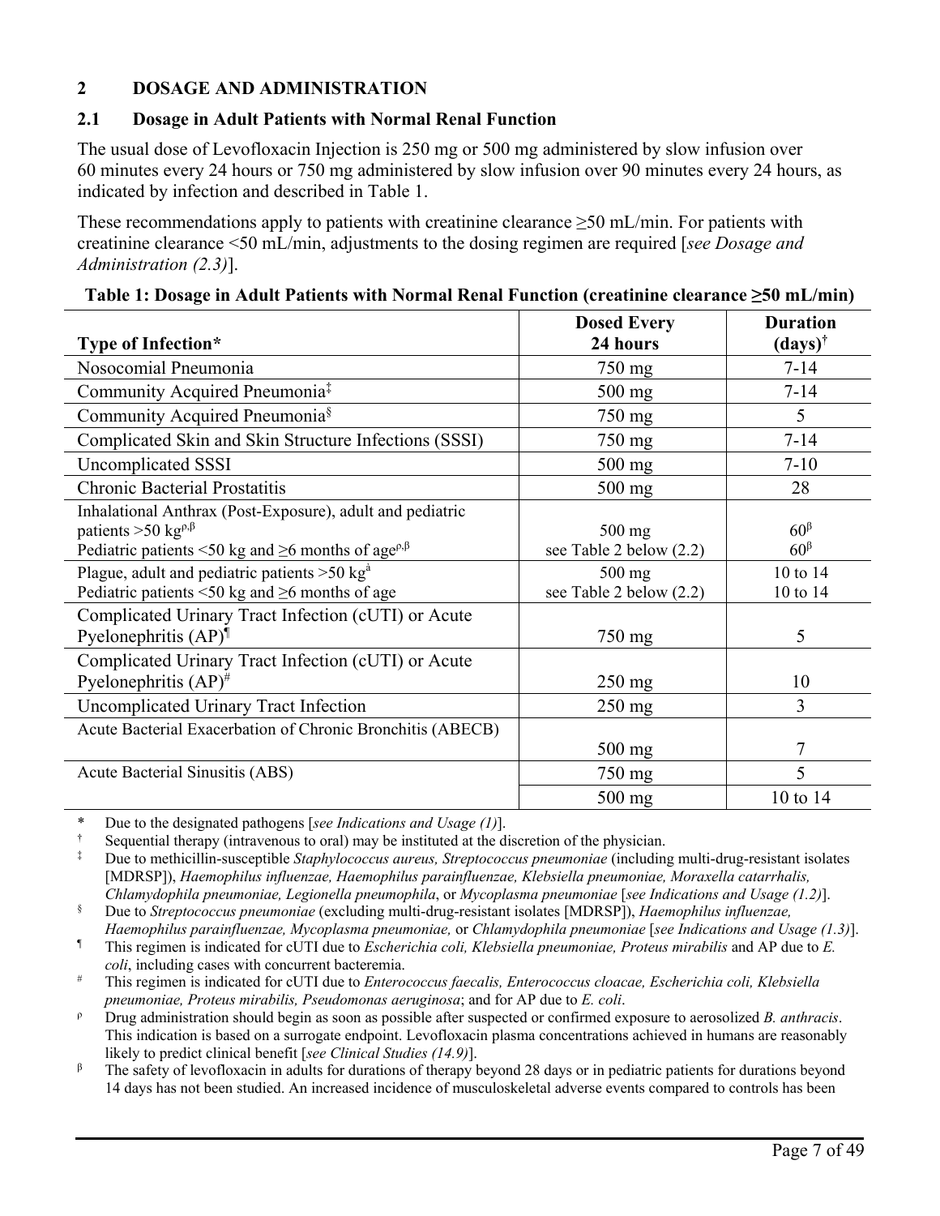## 2 DOSAGE AND ADMINISTRATION

### 2.1 Dosage in Adult Patients with Normal Renal Function

The usual dose of Levofloxacin Injection is 250 mg or 500 mg administered by slow infusion over 60 minutes every 24 hours or 750 mg administered by slow infusion over 90 minutes every 24 hours, as indicated by infection and described in Table 1.

These recommendations apply to patients with creatinine clearance ≥50 mL/min. For patients with creatinine clearance <50 mL/min, adjustments to the dosing regimen are required [*see Dosage and Administration (2.3)*].

**Table 1: Dosage in Adult Patients with Normal Renal Function (creatinine clearance ≥50 mL/min)**

| Type of Infection* | Dosed Every 24 hours | Duration (days)† |
|---|---|---|
| Nosocomial Pneumonia | 750 mg | 7-14 |
| Community Acquired Pneumonia‡ | 500 mg | 7-14 |
| Community Acquired Pneumonia§ | 750 mg | 5 |
| Complicated Skin and Skin Structure Infections (SSSI) | 750 mg | 7-14 |
| Uncomplicated SSSI | 500 mg | 7-10 |
| Chronic Bacterial Prostatitis | 500 mg | 28 |
| Inhalational Anthrax (Post-Exposure), adult and pediatric patients >50 kg[ρ,β]<br>Pediatric patients <50 kg and ≥6 months of age[ρ,β] | 500 mg<br>see Table 2 below (2.2) | 60[β]<br>60[β] |
| Plague, adult and pediatric patients >50 kg[à]<br>Pediatric patients <50 kg and ≥6 months of age | 500 mg<br>see Table 2 below (2.2) | 10 to 14<br>10 to 14 |
| Complicated Urinary Tract Infection (cUTI) or Acute Pyelonephritis (AP)¶ | 750 mg | 5 |
| Complicated Urinary Tract Infection (cUTI) or Acute Pyelonephritis (AP)# | 250 mg | 10 |
| Uncomplicated Urinary Tract Infection | 250 mg | 3 |
| Acute Bacterial Exacerbation of Chronic Bronchitis (ABECB) | 500 mg | 7 |
| Acute Bacterial Sinusitis (ABS) | 750 mg | 5 |
| | 500 mg | 10 to 14 |

\* Due to the designated pathogens [*see Indications and Usage (1)*].

† Sequential therapy (intravenous to oral) may be instituted at the discretion of the physician.

‡ Due to methicillin-susceptible *Staphylococcus aureus, Streptococcus pneumoniae* (including multi-drug-resistant isolates [MDRSP]), *Haemophilus influenzae, Haemophilus parainfluenzae, Klebsiella pneumoniae, Moraxella catarrhalis, Chlamydophila pneumoniae, Legionella pneumophila*, or *Mycoplasma pneumoniae* [*see Indications and Usage (1.2)*].

§ Due to *Streptococcus pneumoniae* (excluding multi-drug-resistant isolates [MDRSP]), *Haemophilus influenzae, Haemophilus parainfluenzae, Mycoplasma pneumoniae,* or *Chlamydophila pneumoniae* [*see Indications and Usage (1.3)*].

¶ This regimen is indicated for cUTI due to *Escherichia coli, Klebsiella pneumoniae, Proteus mirabilis* and AP due to *E. coli*, including cases with concurrent bacteremia.

\# This regimen is indicated for cUTI due to *Enterococcus faecalis, Enterococcus cloacae, Escherichia coli, Klebsiella pneumoniae, Proteus mirabilis, Pseudomonas aeruginosa*; and for AP due to *E. coli*.

ρ Drug administration should begin as soon as possible after suspected or confirmed exposure to aerosolized *B. anthracis*. This indication is based on a surrogate endpoint. Levofloxacin plasma concentrations achieved in humans are reasonably likely to predict clinical benefit [*see Clinical Studies (14.9)*].

β The safety of levofloxacin in adults for durations of therapy beyond 28 days or in pediatric patients for durations beyond 14 days has not been studied. An increased incidence of musculoskeletal adverse events compared to controls has been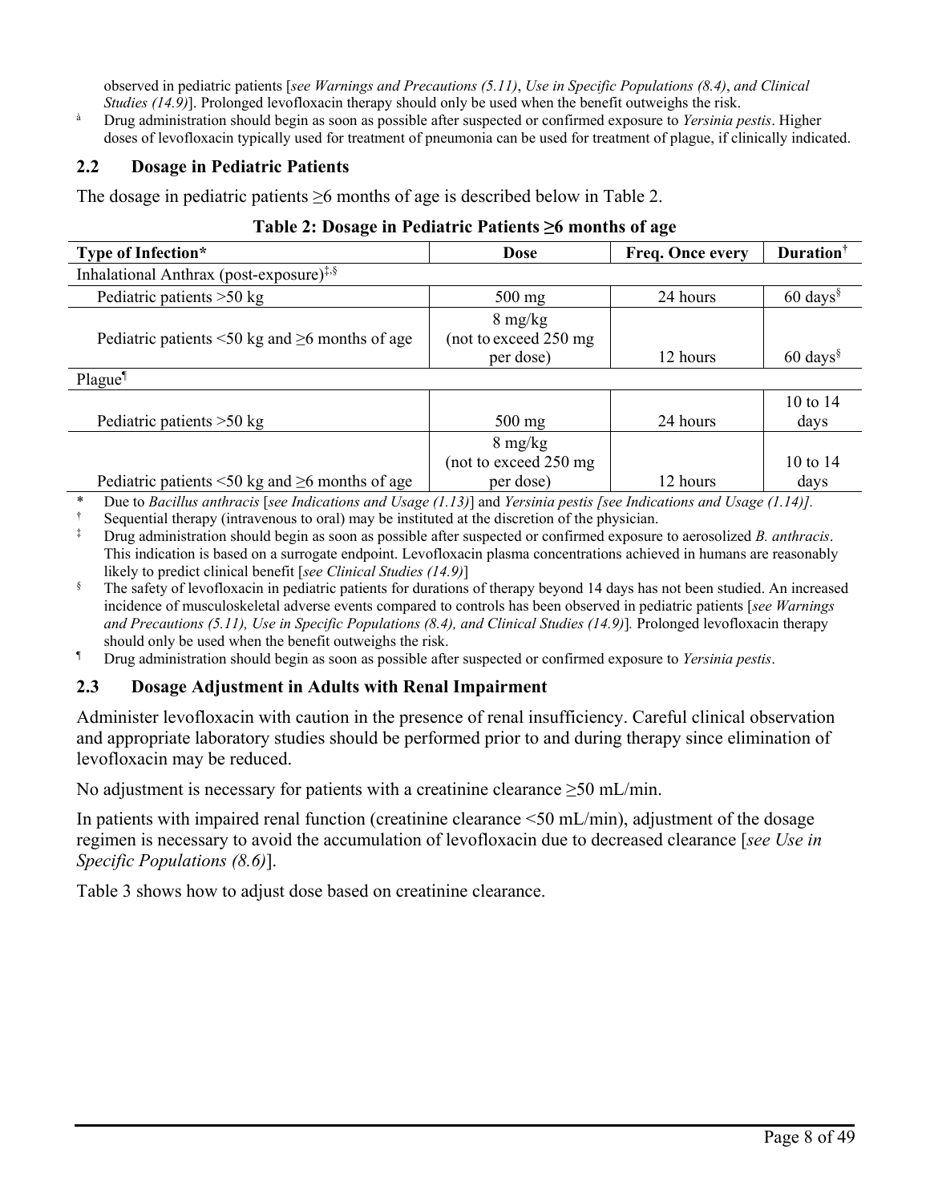observed in pediatric patients [*see Warnings and Precautions (5.11)*, *Use in Specific Populations (8.4)*, *and Clinical Studies (14.9)*]. Prolonged levofloxacin therapy should only be used when the benefit outweighs the risk.

à Drug administration should begin as soon as possible after suspected or confirmed exposure to *Yersinia pestis*. Higher doses of levofloxacin typically used for treatment of pneumonia can be used for treatment of plague, if clinically indicated.

## 2.2 Dosage in Pediatric Patients

The dosage in pediatric patients ≥6 months of age is described below in Table 2.

**Table 2: Dosage in Pediatric Patients ≥6 months of age**

| Type of Infection* | Dose | Freq. Once every | Duration† |
|---|---|---|---|
| Inhalational Anthrax (post-exposure)‡,§ | | | |
| Pediatric patients >50 kg | 500 mg | 24 hours | 60 days§ |
| Pediatric patients <50 kg and ≥6 months of age | 8 mg/kg (not to exceed 250 mg per dose) | 12 hours | 60 days§ |
| Plague¶ | | | |
| Pediatric patients >50 kg | 500 mg | 24 hours | 10 to 14 days |
| Pediatric patients <50 kg and ≥6 months of age | 8 mg/kg (not to exceed 250 mg per dose) | 12 hours | 10 to 14 days |

\* Due to *Bacillus anthracis* [*see Indications and Usage (1.13)*] and *Yersinia pestis [see Indications and Usage (1.14)].*

† Sequential therapy (intravenous to oral) may be instituted at the discretion of the physician.

‡ Drug administration should begin as soon as possible after suspected or confirmed exposure to aerosolized *B. anthracis*. This indication is based on a surrogate endpoint. Levofloxacin plasma concentrations achieved in humans are reasonably likely to predict clinical benefit [*see Clinical Studies (14.9)*]

§ The safety of levofloxacin in pediatric patients for durations of therapy beyond 14 days has not been studied. An increased incidence of musculoskeletal adverse events compared to controls has been observed in pediatric patients [*see Warnings and Precautions (5.11), Use in Specific Populations (8.4), and Clinical Studies (14.9)*]*.* Prolonged levofloxacin therapy should only be used when the benefit outweighs the risk.

¶ Drug administration should begin as soon as possible after suspected or confirmed exposure to *Yersinia pestis*.

## 2.3 Dosage Adjustment in Adults with Renal Impairment

Administer levofloxacin with caution in the presence of renal insufficiency. Careful clinical observation and appropriate laboratory studies should be performed prior to and during therapy since elimination of levofloxacin may be reduced.

No adjustment is necessary for patients with a creatinine clearance ≥50 mL/min.

In patients with impaired renal function (creatinine clearance <50 mL/min), adjustment of the dosage regimen is necessary to avoid the accumulation of levofloxacin due to decreased clearance [*see Use in Specific Populations (8.6)*].

Table 3 shows how to adjust dose based on creatinine clearance.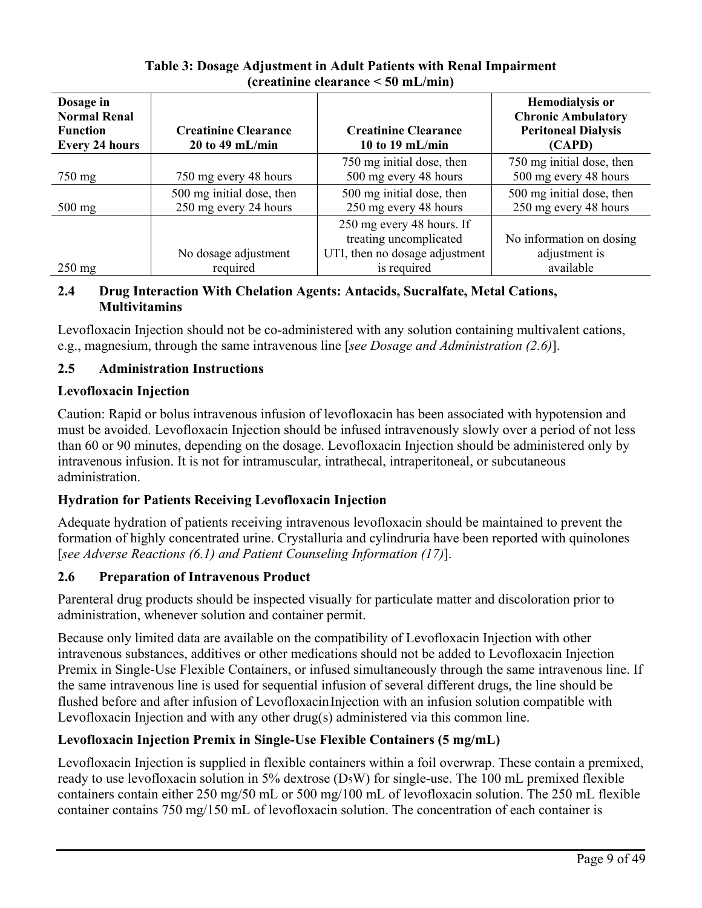**Table 3: Dosage Adjustment in Adult Patients with Renal Impairment (creatinine clearance < 50 mL/min)**

| Dosage in Normal Renal Function Every 24 hours | Creatinine Clearance 20 to 49 mL/min | Creatinine Clearance 10 to 19 mL/min | Hemodialysis or Chronic Ambulatory Peritoneal Dialysis (CAPD) |
|---|---|---|---|
| 750 mg | 750 mg every 48 hours | 750 mg initial dose, then 500 mg every 48 hours | 750 mg initial dose, then 500 mg every 48 hours |
| 500 mg | 500 mg initial dose, then 250 mg every 24 hours | 500 mg initial dose, then 250 mg every 48 hours | 500 mg initial dose, then 250 mg every 48 hours |
| 250 mg | No dosage adjustment required | 250 mg every 48 hours. If treating uncomplicated UTI, then no dosage adjustment is required | No information on dosing adjustment is available |

### 2.4 Drug Interaction With Chelation Agents: Antacids, Sucralfate, Metal Cations, Multivitamins

Levofloxacin Injection should not be co-administered with any solution containing multivalent cations, e.g., magnesium, through the same intravenous line [*see Dosage and Administration (2.6)*].

### 2.5 Administration Instructions

**Levofloxacin Injection**

Caution: Rapid or bolus intravenous infusion of levofloxacin has been associated with hypotension and must be avoided. Levofloxacin Injection should be infused intravenously slowly over a period of not less than 60 or 90 minutes, depending on the dosage. Levofloxacin Injection should be administered only by intravenous infusion. It is not for intramuscular, intrathecal, intraperitoneal, or subcutaneous administration.

**Hydration for Patients Receiving Levofloxacin Injection**

Adequate hydration of patients receiving intravenous levofloxacin should be maintained to prevent the formation of highly concentrated urine. Crystalluria and cylindruria have been reported with quinolones [*see Adverse Reactions (6.1) and Patient Counseling Information (17)*].

### 2.6 Preparation of Intravenous Product

Parenteral drug products should be inspected visually for particulate matter and discoloration prior to administration, whenever solution and container permit.

Because only limited data are available on the compatibility of Levofloxacin Injection with other intravenous substances, additives or other medications should not be added to Levofloxacin Injection Premix in Single-Use Flexible Containers, or infused simultaneously through the same intravenous line. If the same intravenous line is used for sequential infusion of several different drugs, the line should be flushed before and after infusion of Levofloxacin Injection with an infusion solution compatible with Levofloxacin Injection and with any other drug(s) administered via this common line.

**Levofloxacin Injection Premix in Single-Use Flexible Containers (5 mg/mL)**

Levofloxacin Injection is supplied in flexible containers within a foil overwrap. These contain a premixed, ready to use levofloxacin solution in 5% dextrose ($D_5W$) for single-use. The 100 mL premixed flexible containers contain either 250 mg/50 mL or 500 mg/100 mL of levofloxacin solution. The 250 mL flexible container contains 750 mg/150 mL of levofloxacin solution. The concentration of each container is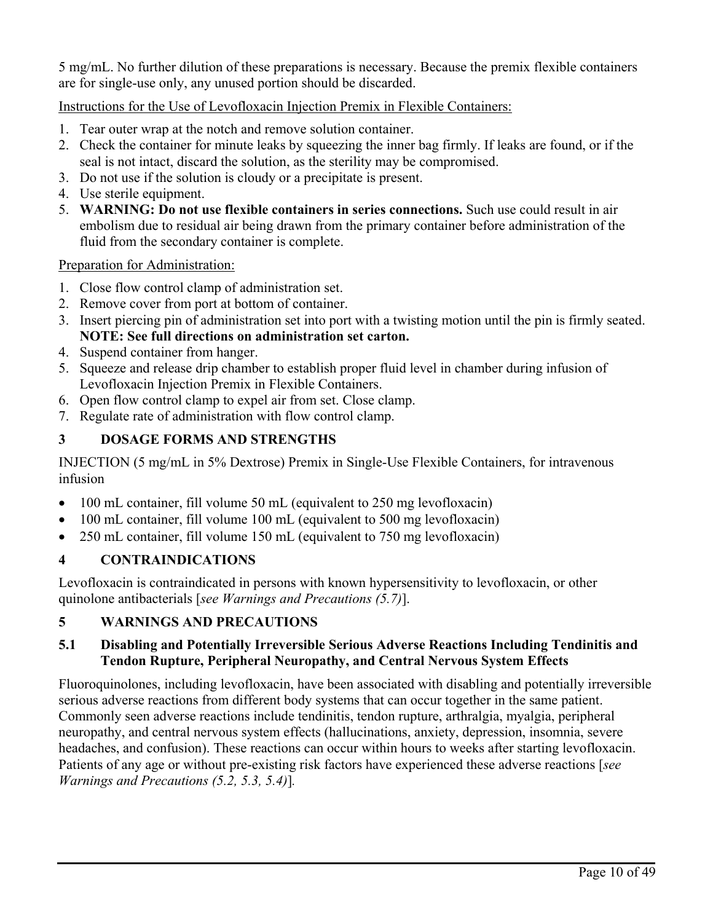5 mg/mL. No further dilution of these preparations is necessary. Because the premix flexible containers are for single-use only, any unused portion should be discarded.

<u>Instructions for the Use of Levofloxacin Injection Premix in Flexible Containers:</u>

1. Tear outer wrap at the notch and remove solution container.
2. Check the container for minute leaks by squeezing the inner bag firmly. If leaks are found, or if the seal is not intact, discard the solution, as the sterility may be compromised.
3. Do not use if the solution is cloudy or a precipitate is present.
4. Use sterile equipment.
5. **WARNING: Do not use flexible containers in series connections.** Such use could result in air embolism due to residual air being drawn from the primary container before administration of the fluid from the secondary container is complete.

<u>Preparation for Administration:</u>

1. Close flow control clamp of administration set.
2. Remove cover from port at bottom of container.
3. Insert piercing pin of administration set into port with a twisting motion until the pin is firmly seated. **NOTE: See full directions on administration set carton.**
4. Suspend container from hanger.
5. Squeeze and release drip chamber to establish proper fluid level in chamber during infusion of Levofloxacin Injection Premix in Flexible Containers.
6. Open flow control clamp to expel air from set. Close clamp.
7. Regulate rate of administration with flow control clamp.

## 3 DOSAGE FORMS AND STRENGTHS

INJECTION (5 mg/mL in 5% Dextrose) Premix in Single-Use Flexible Containers, for intravenous infusion

- 100 mL container, fill volume 50 mL (equivalent to 250 mg levofloxacin)
- 100 mL container, fill volume 100 mL (equivalent to 500 mg levofloxacin)
- 250 mL container, fill volume 150 mL (equivalent to 750 mg levofloxacin)

## 4 CONTRAINDICATIONS

Levofloxacin is contraindicated in persons with known hypersensitivity to levofloxacin, or other quinolone antibacterials [*see Warnings and Precautions (5.7)*].

## 5 WARNINGS AND PRECAUTIONS

### 5.1 Disabling and Potentially Irreversible Serious Adverse Reactions Including Tendinitis and Tendon Rupture, Peripheral Neuropathy, and Central Nervous System Effects

Fluoroquinolones, including levofloxacin, have been associated with disabling and potentially irreversible serious adverse reactions from different body systems that can occur together in the same patient. Commonly seen adverse reactions include tendinitis, tendon rupture, arthralgia, myalgia, peripheral neuropathy, and central nervous system effects (hallucinations, anxiety, depression, insomnia, severe headaches, and confusion). These reactions can occur within hours to weeks after starting levofloxacin. Patients of any age or without pre-existing risk factors have experienced these adverse reactions [*see Warnings and Precautions (5.2, 5.3, 5.4)*].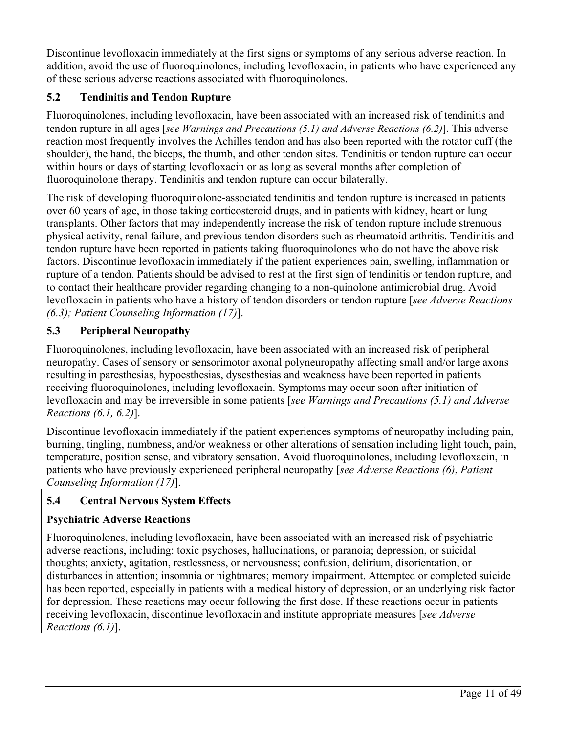Discontinue levofloxacin immediately at the first signs or symptoms of any serious adverse reaction. In addition, avoid the use of fluoroquinolones, including levofloxacin, in patients who have experienced any of these serious adverse reactions associated with fluoroquinolones.

### 5.2 Tendinitis and Tendon Rupture

Fluoroquinolones, including levofloxacin, have been associated with an increased risk of tendinitis and tendon rupture in all ages [*see Warnings and Precautions (5.1) and Adverse Reactions (6.2)*]. This adverse reaction most frequently involves the Achilles tendon and has also been reported with the rotator cuff (the shoulder), the hand, the biceps, the thumb, and other tendon sites. Tendinitis or tendon rupture can occur within hours or days of starting levofloxacin or as long as several months after completion of fluoroquinolone therapy. Tendinitis and tendon rupture can occur bilaterally.

The risk of developing fluoroquinolone-associated tendinitis and tendon rupture is increased in patients over 60 years of age, in those taking corticosteroid drugs, and in patients with kidney, heart or lung transplants. Other factors that may independently increase the risk of tendon rupture include strenuous physical activity, renal failure, and previous tendon disorders such as rheumatoid arthritis. Tendinitis and tendon rupture have been reported in patients taking fluoroquinolones who do not have the above risk factors. Discontinue levofloxacin immediately if the patient experiences pain, swelling, inflammation or rupture of a tendon. Patients should be advised to rest at the first sign of tendinitis or tendon rupture, and to contact their healthcare provider regarding changing to a non-quinolone antimicrobial drug. Avoid levofloxacin in patients who have a history of tendon disorders or tendon rupture [*see Adverse Reactions (6.3); Patient Counseling Information (17)*].

### 5.3 Peripheral Neuropathy

Fluoroquinolones, including levofloxacin, have been associated with an increased risk of peripheral neuropathy. Cases of sensory or sensorimotor axonal polyneuropathy affecting small and/or large axons resulting in paresthesias, hypoesthesias, dysesthesias and weakness have been reported in patients receiving fluoroquinolones, including levofloxacin. Symptoms may occur soon after initiation of levofloxacin and may be irreversible in some patients [*see Warnings and Precautions (5.1) and Adverse Reactions (6.1, 6.2)*].

Discontinue levofloxacin immediately if the patient experiences symptoms of neuropathy including pain, burning, tingling, numbness, and/or weakness or other alterations of sensation including light touch, pain, temperature, position sense, and vibratory sensation. Avoid fluoroquinolones, including levofloxacin, in patients who have previously experienced peripheral neuropathy [*see Adverse Reactions (6)*, *Patient Counseling Information (17)*].

### 5.4 Central Nervous System Effects

#### Psychiatric Adverse Reactions

Fluoroquinolones, including levofloxacin, have been associated with an increased risk of psychiatric adverse reactions, including: toxic psychoses, hallucinations, or paranoia; depression, or suicidal thoughts; anxiety, agitation, restlessness, or nervousness; confusion, delirium, disorientation, or disturbances in attention; insomnia or nightmares; memory impairment. Attempted or completed suicide has been reported, especially in patients with a medical history of depression, or an underlying risk factor for depression. These reactions may occur following the first dose. If these reactions occur in patients receiving levofloxacin, discontinue levofloxacin and institute appropriate measures [*see Adverse Reactions (6.1)*].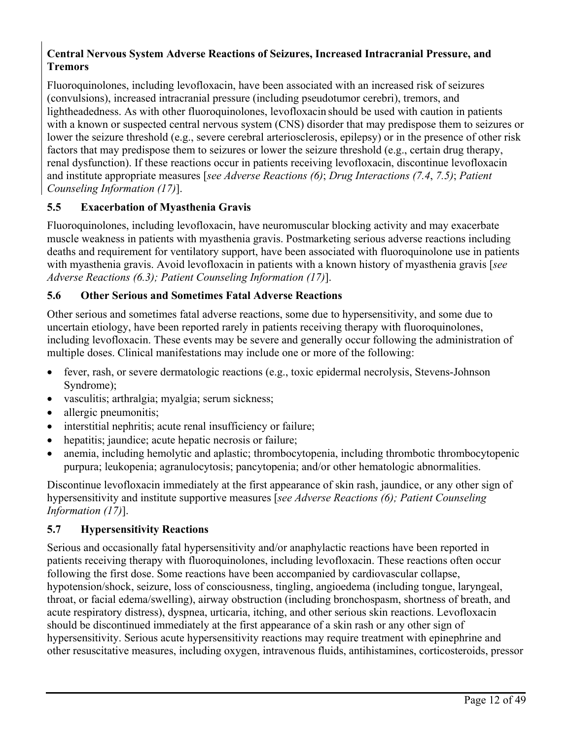**Central Nervous System Adverse Reactions of Seizures, Increased Intracranial Pressure, and Tremors**

Fluoroquinolones, including levofloxacin, have been associated with an increased risk of seizures (convulsions), increased intracranial pressure (including pseudotumor cerebri), tremors, and lightheadedness. As with other fluoroquinolones, levofloxacin should be used with caution in patients with a known or suspected central nervous system (CNS) disorder that may predispose them to seizures or lower the seizure threshold (e.g., severe cerebral arteriosclerosis, epilepsy) or in the presence of other risk factors that may predispose them to seizures or lower the seizure threshold (e.g., certain drug therapy, renal dysfunction). If these reactions occur in patients receiving levofloxacin, discontinue levofloxacin and institute appropriate measures [*see Adverse Reactions (6)*; *Drug Interactions (7.4*, *7.5)*; *Patient Counseling Information (17)*].

### 5.5 Exacerbation of Myasthenia Gravis

Fluoroquinolones, including levofloxacin, have neuromuscular blocking activity and may exacerbate muscle weakness in patients with myasthenia gravis. Postmarketing serious adverse reactions including deaths and requirement for ventilatory support, have been associated with fluoroquinolone use in patients with myasthenia gravis. Avoid levofloxacin in patients with a known history of myasthenia gravis [*see Adverse Reactions (6.3); Patient Counseling Information (17)*].

### 5.6 Other Serious and Sometimes Fatal Adverse Reactions

Other serious and sometimes fatal adverse reactions, some due to hypersensitivity, and some due to uncertain etiology, have been reported rarely in patients receiving therapy with fluoroquinolones, including levofloxacin. These events may be severe and generally occur following the administration of multiple doses. Clinical manifestations may include one or more of the following:

- fever, rash, or severe dermatologic reactions (e.g., toxic epidermal necrolysis, Stevens-Johnson Syndrome);
- vasculitis; arthralgia; myalgia; serum sickness;
- allergic pneumonitis;
- interstitial nephritis; acute renal insufficiency or failure;
- hepatitis; jaundice; acute hepatic necrosis or failure;
- anemia, including hemolytic and aplastic; thrombocytopenia, including thrombotic thrombocytopenic purpura; leukopenia; agranulocytosis; pancytopenia; and/or other hematologic abnormalities.

Discontinue levofloxacin immediately at the first appearance of skin rash, jaundice, or any other sign of hypersensitivity and institute supportive measures [*see Adverse Reactions (6); Patient Counseling Information (17)*].

### 5.7 Hypersensitivity Reactions

Serious and occasionally fatal hypersensitivity and/or anaphylactic reactions have been reported in patients receiving therapy with fluoroquinolones, including levofloxacin. These reactions often occur following the first dose. Some reactions have been accompanied by cardiovascular collapse, hypotension/shock, seizure, loss of consciousness, tingling, angioedema (including tongue, laryngeal, throat, or facial edema/swelling), airway obstruction (including bronchospasm, shortness of breath, and acute respiratory distress), dyspnea, urticaria, itching, and other serious skin reactions. Levofloxacin should be discontinued immediately at the first appearance of a skin rash or any other sign of hypersensitivity. Serious acute hypersensitivity reactions may require treatment with epinephrine and other resuscitative measures, including oxygen, intravenous fluids, antihistamines, corticosteroids, pressor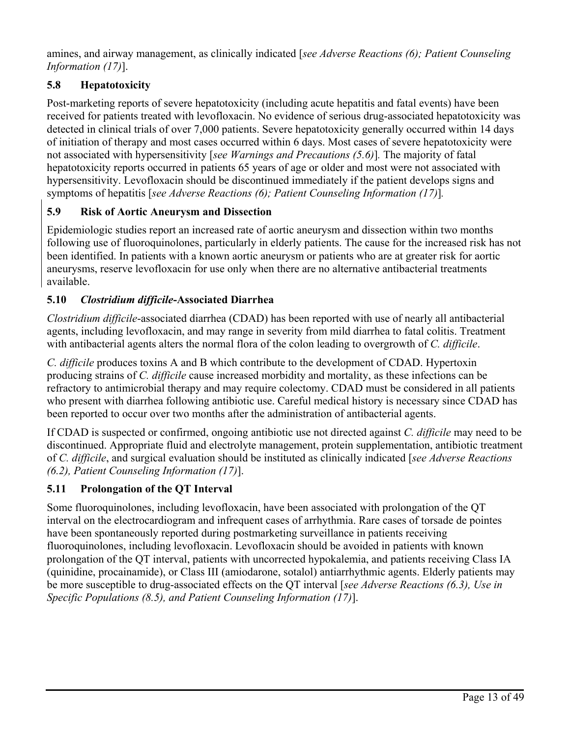amines, and airway management, as clinically indicated [*see Adverse Reactions (6); Patient Counseling Information (17)*].

### 5.8 Hepatotoxicity

Post-marketing reports of severe hepatotoxicity (including acute hepatitis and fatal events) have been received for patients treated with levofloxacin. No evidence of serious drug-associated hepatotoxicity was detected in clinical trials of over 7,000 patients. Severe hepatotoxicity generally occurred within 14 days of initiation of therapy and most cases occurred within 6 days. Most cases of severe hepatotoxicity were not associated with hypersensitivity [*see Warnings and Precautions (5.6)*]. The majority of fatal hepatotoxicity reports occurred in patients 65 years of age or older and most were not associated with hypersensitivity. Levofloxacin should be discontinued immediately if the patient develops signs and symptoms of hepatitis [*see Adverse Reactions (6); Patient Counseling Information (17)*].

### 5.9 Risk of Aortic Aneurysm and Dissection

Epidemiologic studies report an increased rate of aortic aneurysm and dissection within two months following use of fluoroquinolones, particularly in elderly patients. The cause for the increased risk has not been identified. In patients with a known aortic aneurysm or patients who are at greater risk for aortic aneurysms, reserve levofloxacin for use only when there are no alternative antibacterial treatments available.

### 5.10 *Clostridium difficile*-Associated Diarrhea

*Clostridium difficile*-associated diarrhea (CDAD) has been reported with use of nearly all antibacterial agents, including levofloxacin, and may range in severity from mild diarrhea to fatal colitis. Treatment with antibacterial agents alters the normal flora of the colon leading to overgrowth of *C. difficile*.

*C. difficile* produces toxins A and B which contribute to the development of CDAD. Hypertoxin producing strains of *C. difficile* cause increased morbidity and mortality, as these infections can be refractory to antimicrobial therapy and may require colectomy. CDAD must be considered in all patients who present with diarrhea following antibiotic use. Careful medical history is necessary since CDAD has been reported to occur over two months after the administration of antibacterial agents.

If CDAD is suspected or confirmed, ongoing antibiotic use not directed against *C. difficile* may need to be discontinued. Appropriate fluid and electrolyte management, protein supplementation, antibiotic treatment of *C. difficile*, and surgical evaluation should be instituted as clinically indicated [*see Adverse Reactions (6.2), Patient Counseling Information (17)*].

### 5.11 Prolongation of the QT Interval

Some fluoroquinolones, including levofloxacin, have been associated with prolongation of the QT interval on the electrocardiogram and infrequent cases of arrhythmia. Rare cases of torsade de pointes have been spontaneously reported during postmarketing surveillance in patients receiving fluoroquinolones, including levofloxacin. Levofloxacin should be avoided in patients with known prolongation of the QT interval, patients with uncorrected hypokalemia, and patients receiving Class IA (quinidine, procainamide), or Class III (amiodarone, sotalol) antiarrhythmic agents. Elderly patients may be more susceptible to drug-associated effects on the QT interval [*see Adverse Reactions (6.3), Use in Specific Populations (8.5), and Patient Counseling Information (17)*].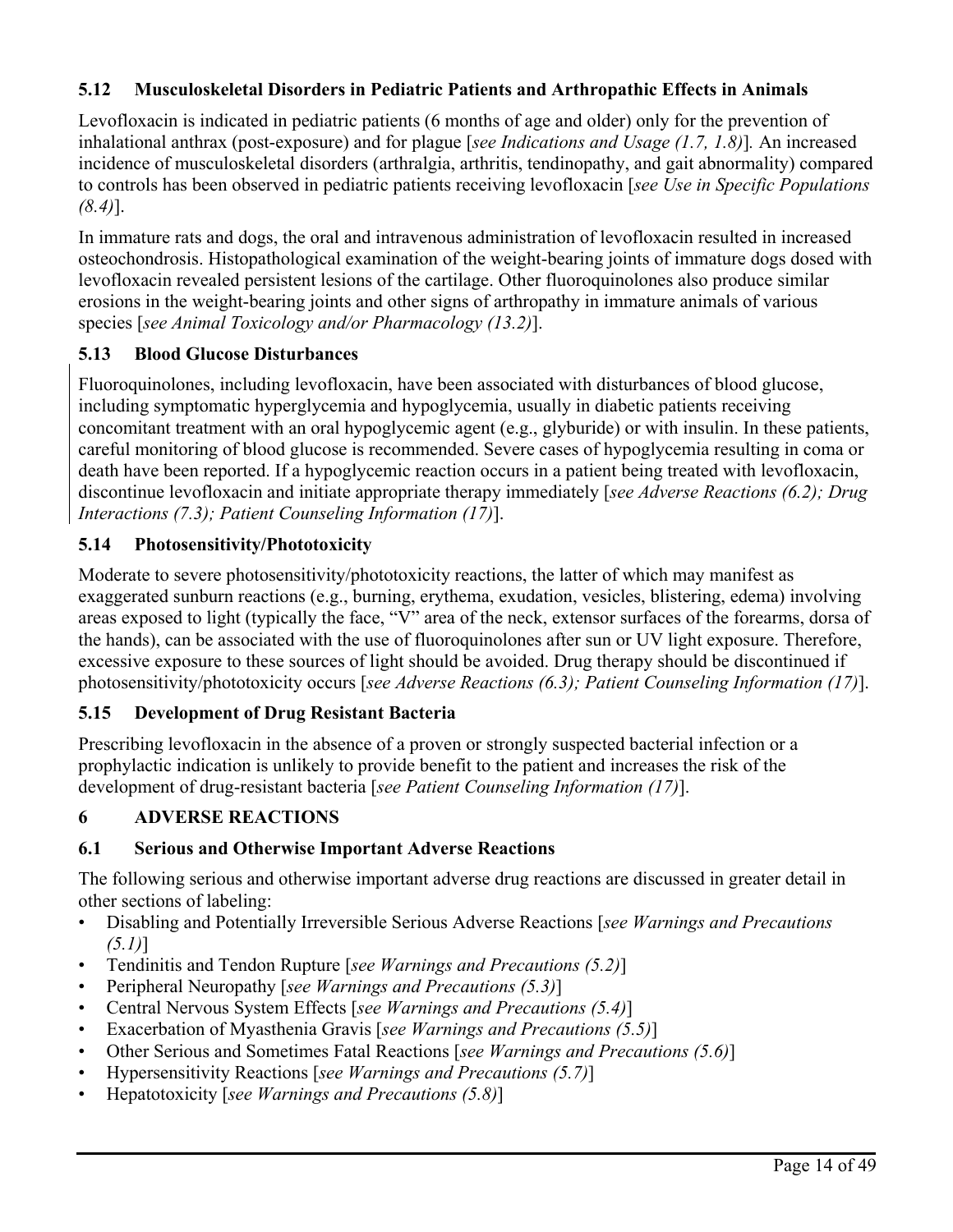### 5.12 Musculoskeletal Disorders in Pediatric Patients and Arthropathic Effects in Animals

Levofloxacin is indicated in pediatric patients (6 months of age and older) only for the prevention of inhalational anthrax (post-exposure) and for plague [*see Indications and Usage (1.7, 1.8)*]*.* An increased incidence of musculoskeletal disorders (arthralgia, arthritis, tendinopathy, and gait abnormality) compared to controls has been observed in pediatric patients receiving levofloxacin [*see Use in Specific Populations (8.4)*].

In immature rats and dogs, the oral and intravenous administration of levofloxacin resulted in increased osteochondrosis. Histopathological examination of the weight-bearing joints of immature dogs dosed with levofloxacin revealed persistent lesions of the cartilage. Other fluoroquinolones also produce similar erosions in the weight-bearing joints and other signs of arthropathy in immature animals of various species [*see Animal Toxicology and/or Pharmacology (13.2)*].

### 5.13 Blood Glucose Disturbances

Fluoroquinolones, including levofloxacin, have been associated with disturbances of blood glucose, including symptomatic hyperglycemia and hypoglycemia, usually in diabetic patients receiving concomitant treatment with an oral hypoglycemic agent (e.g., glyburide) or with insulin. In these patients, careful monitoring of blood glucose is recommended. Severe cases of hypoglycemia resulting in coma or death have been reported. If a hypoglycemic reaction occurs in a patient being treated with levofloxacin, discontinue levofloxacin and initiate appropriate therapy immediately [*see Adverse Reactions (6.2); Drug Interactions (7.3); Patient Counseling Information (17)*].

### 5.14 Photosensitivity/Phototoxicity

Moderate to severe photosensitivity/phototoxicity reactions, the latter of which may manifest as exaggerated sunburn reactions (e.g., burning, erythema, exudation, vesicles, blistering, edema) involving areas exposed to light (typically the face, "V" area of the neck, extensor surfaces of the forearms, dorsa of the hands), can be associated with the use of fluoroquinolones after sun or UV light exposure. Therefore, excessive exposure to these sources of light should be avoided. Drug therapy should be discontinued if photosensitivity/phototoxicity occurs [*see Adverse Reactions (6.3); Patient Counseling Information (17)*].

### 5.15 Development of Drug Resistant Bacteria

Prescribing levofloxacin in the absence of a proven or strongly suspected bacterial infection or a prophylactic indication is unlikely to provide benefit to the patient and increases the risk of the development of drug-resistant bacteria [*see Patient Counseling Information (17)*].

## 6 ADVERSE REACTIONS

### 6.1 Serious and Otherwise Important Adverse Reactions

The following serious and otherwise important adverse drug reactions are discussed in greater detail in other sections of labeling:

- Disabling and Potentially Irreversible Serious Adverse Reactions [*see Warnings and Precautions (5.1)*]
- Tendinitis and Tendon Rupture [*see Warnings and Precautions (5.2)*]
- Peripheral Neuropathy [*see Warnings and Precautions (5.3)*]
- Central Nervous System Effects [*see Warnings and Precautions (5.4)*]
- Exacerbation of Myasthenia Gravis [*see Warnings and Precautions (5.5)*]
- Other Serious and Sometimes Fatal Reactions [*see Warnings and Precautions (5.6)*]
- Hypersensitivity Reactions [*see Warnings and Precautions (5.7)*]
- Hepatotoxicity [*see Warnings and Precautions (5.8)*]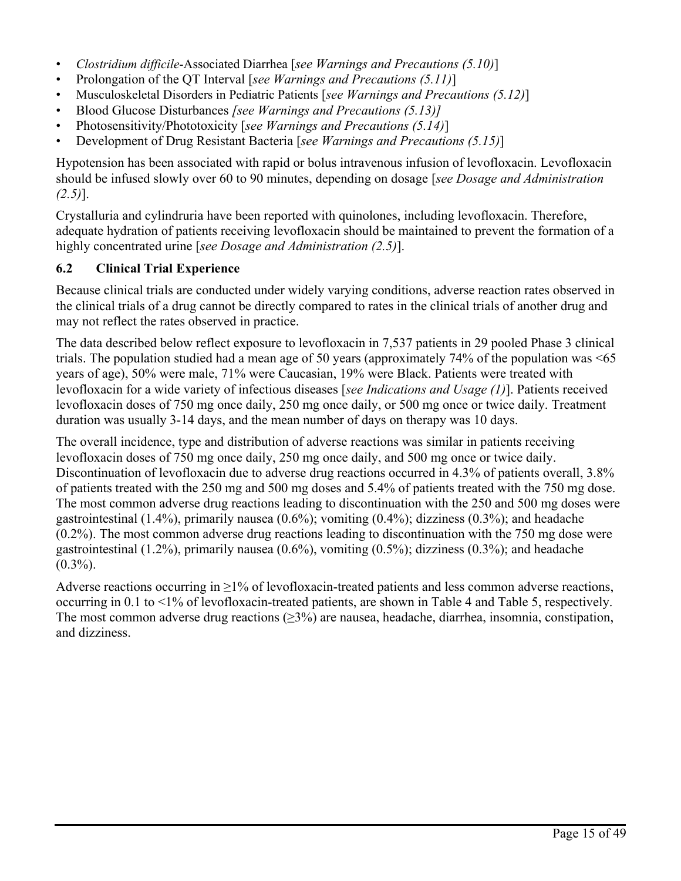- *Clostridium difficile*-Associated Diarrhea [*see Warnings and Precautions (5.10)*]
- Prolongation of the QT Interval [*see Warnings and Precautions (5.11)*]
- Musculoskeletal Disorders in Pediatric Patients [*see Warnings and Precautions (5.12)*]
- Blood Glucose Disturbances *[see Warnings and Precautions (5.13)]*
- Photosensitivity/Phototoxicity [*see Warnings and Precautions (5.14)*]
- Development of Drug Resistant Bacteria [*see Warnings and Precautions (5.15)*]

Hypotension has been associated with rapid or bolus intravenous infusion of levofloxacin. Levofloxacin should be infused slowly over 60 to 90 minutes, depending on dosage [*see Dosage and Administration (2.5)*].

Crystalluria and cylindruria have been reported with quinolones, including levofloxacin. Therefore, adequate hydration of patients receiving levofloxacin should be maintained to prevent the formation of a highly concentrated urine [*see Dosage and Administration (2.5)*].

### 6.2 Clinical Trial Experience

Because clinical trials are conducted under widely varying conditions, adverse reaction rates observed in the clinical trials of a drug cannot be directly compared to rates in the clinical trials of another drug and may not reflect the rates observed in practice.

The data described below reflect exposure to levofloxacin in 7,537 patients in 29 pooled Phase 3 clinical trials. The population studied had a mean age of 50 years (approximately 74% of the population was <65 years of age), 50% were male, 71% were Caucasian, 19% were Black. Patients were treated with levofloxacin for a wide variety of infectious diseases [*see Indications and Usage (1)*]. Patients received levofloxacin doses of 750 mg once daily, 250 mg once daily, or 500 mg once or twice daily. Treatment duration was usually 3-14 days, and the mean number of days on therapy was 10 days.

The overall incidence, type and distribution of adverse reactions was similar in patients receiving levofloxacin doses of 750 mg once daily, 250 mg once daily, and 500 mg once or twice daily. Discontinuation of levofloxacin due to adverse drug reactions occurred in 4.3% of patients overall, 3.8% of patients treated with the 250 mg and 500 mg doses and 5.4% of patients treated with the 750 mg dose. The most common adverse drug reactions leading to discontinuation with the 250 and 500 mg doses were gastrointestinal (1.4%), primarily nausea (0.6%); vomiting (0.4%); dizziness (0.3%); and headache (0.2%). The most common adverse drug reactions leading to discontinuation with the 750 mg dose were gastrointestinal (1.2%), primarily nausea (0.6%), vomiting (0.5%); dizziness (0.3%); and headache (0.3%).

Adverse reactions occurring in ≥1% of levofloxacin-treated patients and less common adverse reactions, occurring in 0.1 to <1% of levofloxacin-treated patients, are shown in Table 4 and Table 5, respectively. The most common adverse drug reactions (≥3%) are nausea, headache, diarrhea, insomnia, constipation, and dizziness.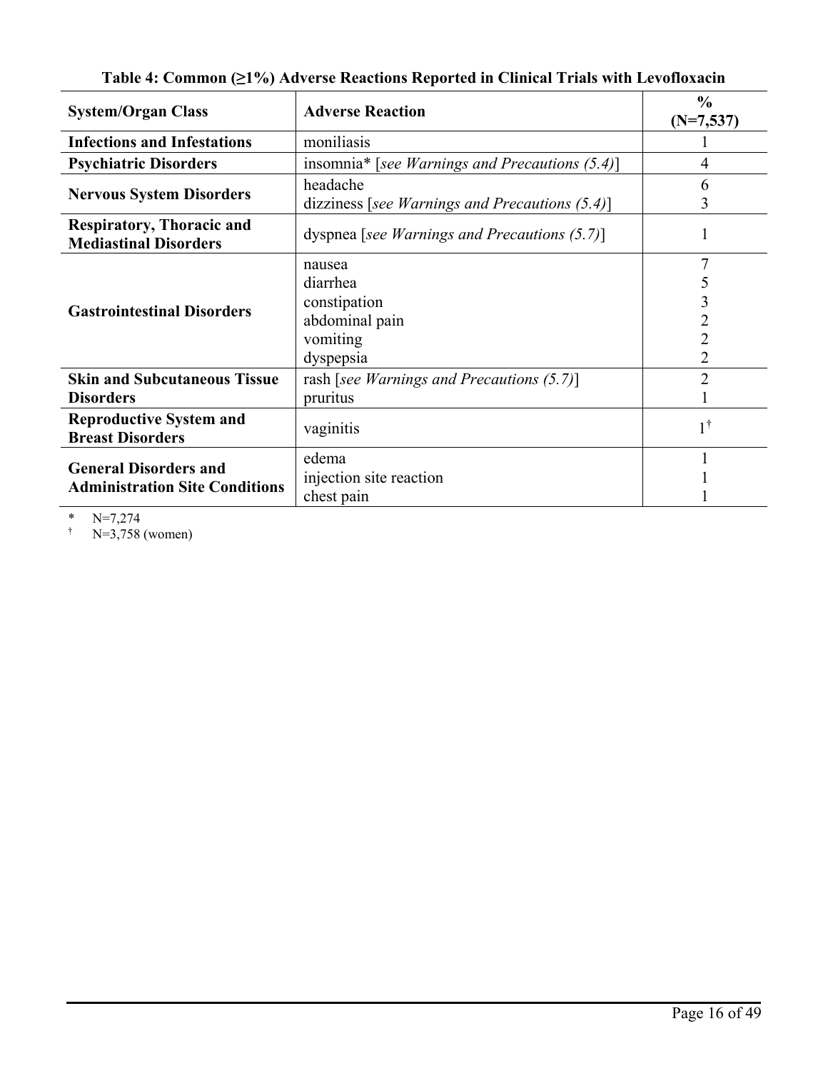**Table 4: Common (≥1%) Adverse Reactions Reported in Clinical Trials with Levofloxacin**

| System/Organ Class | Adverse Reaction | % (N=7,537) |
|---|---|---|
| **Infections and Infestations** | moniliasis | 1 |
| **Psychiatric Disorders** | insomnia* [*see Warnings and Precautions (5.4)*] | 4 |
| **Nervous System Disorders** | headache | 6 |
| | dizziness [*see Warnings and Precautions (5.4)*] | 3 |
| **Respiratory, Thoracic and Mediastinal Disorders** | dyspnea [*see Warnings and Precautions (5.7)*] | 1 |
| **Gastrointestinal Disorders** | nausea | 7 |
| | diarrhea | 5 |
| | constipation | 3 |
| | abdominal pain | 2 |
| | vomiting | 2 |
| | dyspepsia | 2 |
| **Skin and Subcutaneous Tissue Disorders** | rash [*see Warnings and Precautions (5.7)*] | 2 |
| | pruritus | 1 |
| **Reproductive System and Breast Disorders** | vaginitis | 1† |
| **General Disorders and Administration Site Conditions** | edema | 1 |
| | injection site reaction | 1 |
| | chest pain | 1 |

\* N=7,274

† N=3,758 (women)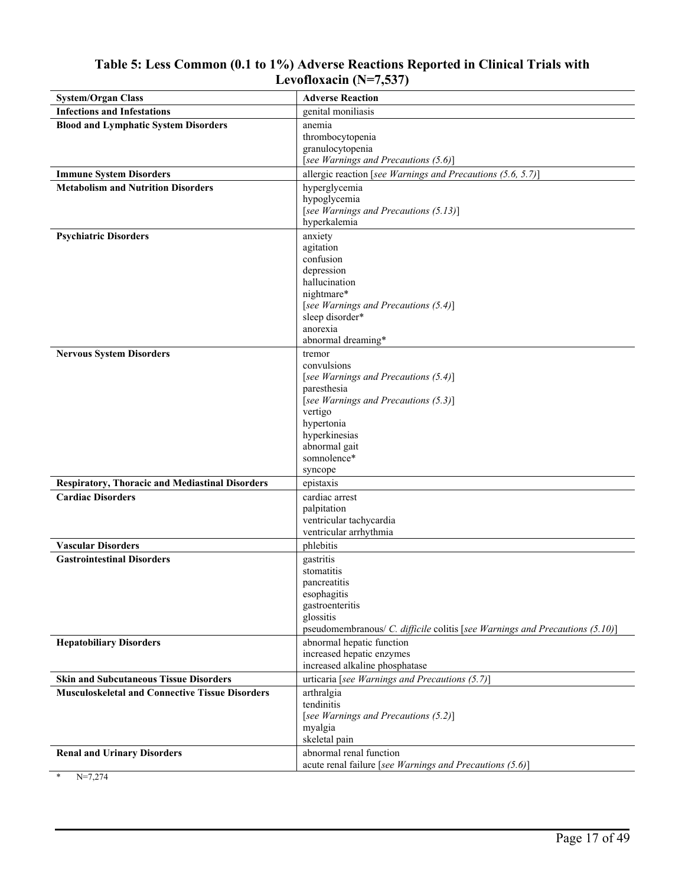**Table 5: Less Common (0.1 to 1%) Adverse Reactions Reported in Clinical Trials with Levofloxacin (N=7,537)**

| System/Organ Class | Adverse Reaction |
|---|---|
| **Infections and Infestations** | genital moniliasis |
| **Blood and Lymphatic System Disorders** | anemia<br>thrombocytopenia<br>granulocytopenia<br>[*see Warnings and Precautions (5.6)*] |
| **Immune System Disorders** | allergic reaction [*see Warnings and Precautions (5.6, 5.7)*] |
| **Metabolism and Nutrition Disorders** | hyperglycemia<br>hypoglycemia<br>[*see Warnings and Precautions (5.13)*]<br>hyperkalemia |
| **Psychiatric Disorders** | anxiety<br>agitation<br>confusion<br>depression<br>hallucination<br>nightmare*<br>[*see Warnings and Precautions (5.4)*]<br>sleep disorder*<br>anorexia<br>abnormal dreaming* |
| **Nervous System Disorders** | tremor<br>convulsions<br>[*see Warnings and Precautions (5.4)*]<br>paresthesia<br>[*see Warnings and Precautions (5.3)*]<br>vertigo<br>hypertonia<br>hyperkinesias<br>abnormal gait<br>somnolence*<br>syncope |
| **Respiratory, Thoracic and Mediastinal Disorders** | epistaxis |
| **Cardiac Disorders** | cardiac arrest<br>palpitation<br>ventricular tachycardia<br>ventricular arrhythmia |
| **Vascular Disorders** | phlebitis |
| **Gastrointestinal Disorders** | gastritis<br>stomatitis<br>pancreatitis<br>esophagitis<br>gastroenteritis<br>glossitis<br>pseudomembranous/ *C. difficile* colitis [*see Warnings and Precautions (5.10)*] |
| **Hepatobiliary Disorders** | abnormal hepatic function<br>increased hepatic enzymes<br>increased alkaline phosphatase |
| **Skin and Subcutaneous Tissue Disorders** | urticaria [*see Warnings and Precautions (5.7)*] |
| **Musculoskeletal and Connective Tissue Disorders** | arthralgia<br>tendinitis<br>[*see Warnings and Precautions (5.2)*]<br>myalgia<br>skeletal pain |
| **Renal and Urinary Disorders** | abnormal renal function<br>acute renal failure [*see Warnings and Precautions (5.6)*] |

\* N=7,274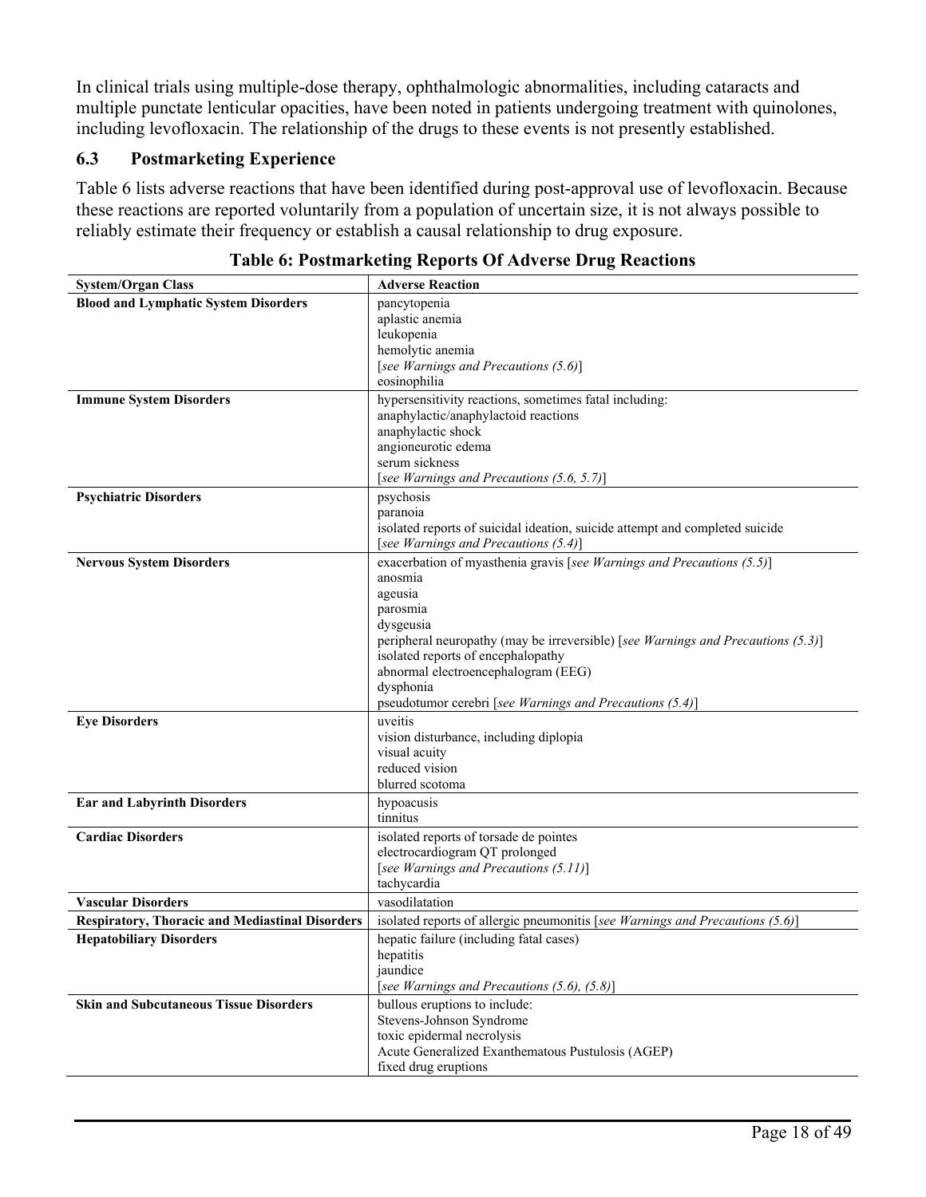In clinical trials using multiple-dose therapy, ophthalmologic abnormalities, including cataracts and multiple punctate lenticular opacities, have been noted in patients undergoing treatment with quinolones, including levofloxacin. The relationship of the drugs to these events is not presently established.

### 6.3 Postmarketing Experience

Table 6 lists adverse reactions that have been identified during post-approval use of levofloxacin. Because these reactions are reported voluntarily from a population of uncertain size, it is not always possible to reliably estimate their frequency or establish a causal relationship to drug exposure.

**Table 6: Postmarketing Reports Of Adverse Drug Reactions**

| System/Organ Class | Adverse Reaction |
|---|---|
| **Blood and Lymphatic System Disorders** | pancytopenia<br>aplastic anemia<br>leukopenia<br>hemolytic anemia<br>[*see Warnings and Precautions (5.6)*]<br>eosinophilia |
| **Immune System Disorders** | hypersensitivity reactions, sometimes fatal including:<br>anaphylactic/anaphylactoid reactions<br>anaphylactic shock<br>angioneurotic edema<br>serum sickness<br>[*see Warnings and Precautions (5.6, 5.7)*] |
| **Psychiatric Disorders** | psychosis<br>paranoia<br>isolated reports of suicidal ideation, suicide attempt and completed suicide<br>[*see Warnings and Precautions (5.4)*] |
| **Nervous System Disorders** | exacerbation of myasthenia gravis [*see Warnings and Precautions (5.5)*]<br>anosmia<br>ageusia<br>parosmia<br>dysgeusia<br>peripheral neuropathy (may be irreversible) [*see Warnings and Precautions (5.3)*]<br>isolated reports of encephalopathy<br>abnormal electroencephalogram (EEG)<br>dysphonia<br>pseudotumor cerebri [*see Warnings and Precautions (5.4)*] |
| **Eye Disorders** | uveitis<br>vision disturbance, including diplopia<br>visual acuity<br>reduced vision<br>blurred scotoma |
| **Ear and Labyrinth Disorders** | hypoacusis<br>tinnitus |
| **Cardiac Disorders** | isolated reports of torsade de pointes<br>electrocardiogram QT prolonged<br>[*see Warnings and Precautions (5.11)*]<br>tachycardia |
| **Vascular Disorders** | vasodilatation |
| **Respiratory, Thoracic and Mediastinal Disorders** | isolated reports of allergic pneumonitis [*see Warnings and Precautions (5.6)*] |
| **Hepatobiliary Disorders** | hepatic failure (including fatal cases)<br>hepatitis<br>jaundice<br>[*see Warnings and Precautions (5.6), (5.8)*] |
| **Skin and Subcutaneous Tissue Disorders** | bullous eruptions to include:<br>Stevens-Johnson Syndrome<br>toxic epidermal necrolysis<br>Acute Generalized Exanthematous Pustulosis (AGEP)<br>fixed drug eruptions |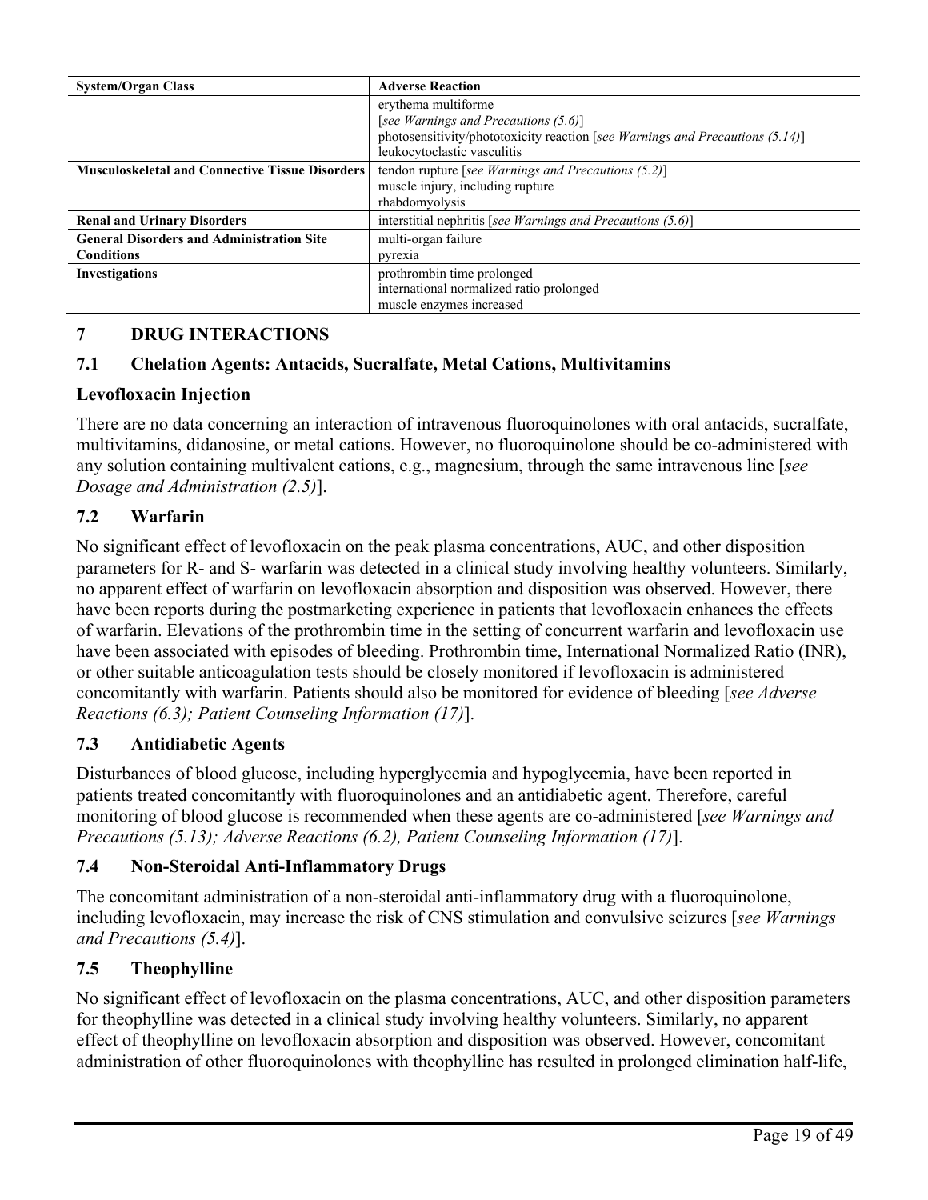| System/Organ Class | Adverse Reaction |
|---|---|
| | erythema multiforme<br>[*see Warnings and Precautions (5.6)*]<br>photosensitivity/phototoxicity reaction [*see Warnings and Precautions (5.14)*]<br>leukocytoclastic vasculitis |
| **Musculoskeletal and Connective Tissue Disorders** | tendon rupture [*see Warnings and Precautions (5.2)*]<br>muscle injury, including rupture<br>rhabdomyolysis |
| **Renal and Urinary Disorders** | interstitial nephritis [*see Warnings and Precautions (5.6)*] |
| **General Disorders and Administration Site Conditions** | multi-organ failure<br>pyrexia |
| **Investigations** | prothrombin time prolonged<br>international normalized ratio prolonged<br>muscle enzymes increased |

## 7 DRUG INTERACTIONS

### 7.1 Chelation Agents: Antacids, Sucralfate, Metal Cations, Multivitamins

### Levofloxacin Injection

There are no data concerning an interaction of intravenous fluoroquinolones with oral antacids, sucralfate, multivitamins, didanosine, or metal cations. However, no fluoroquinolone should be co-administered with any solution containing multivalent cations, e.g., magnesium, through the same intravenous line [*see Dosage and Administration (2.5)*].

### 7.2 Warfarin

No significant effect of levofloxacin on the peak plasma concentrations, AUC, and other disposition parameters for R- and S- warfarin was detected in a clinical study involving healthy volunteers. Similarly, no apparent effect of warfarin on levofloxacin absorption and disposition was observed. However, there have been reports during the postmarketing experience in patients that levofloxacin enhances the effects of warfarin. Elevations of the prothrombin time in the setting of concurrent warfarin and levofloxacin use have been associated with episodes of bleeding. Prothrombin time, International Normalized Ratio (INR), or other suitable anticoagulation tests should be closely monitored if levofloxacin is administered concomitantly with warfarin. Patients should also be monitored for evidence of bleeding [*see Adverse Reactions (6.3); Patient Counseling Information (17)*].

### 7.3 Antidiabetic Agents

Disturbances of blood glucose, including hyperglycemia and hypoglycemia, have been reported in patients treated concomitantly with fluoroquinolones and an antidiabetic agent. Therefore, careful monitoring of blood glucose is recommended when these agents are co-administered [*see Warnings and Precautions (5.13); Adverse Reactions (6.2), Patient Counseling Information (17)*].

### 7.4 Non-Steroidal Anti-Inflammatory Drugs

The concomitant administration of a non-steroidal anti-inflammatory drug with a fluoroquinolone, including levofloxacin, may increase the risk of CNS stimulation and convulsive seizures [*see Warnings and Precautions (5.4)*].

### 7.5 Theophylline

No significant effect of levofloxacin on the plasma concentrations, AUC, and other disposition parameters for theophylline was detected in a clinical study involving healthy volunteers. Similarly, no apparent effect of theophylline on levofloxacin absorption and disposition was observed. However, concomitant administration of other fluoroquinolones with theophylline has resulted in prolonged elimination half-life,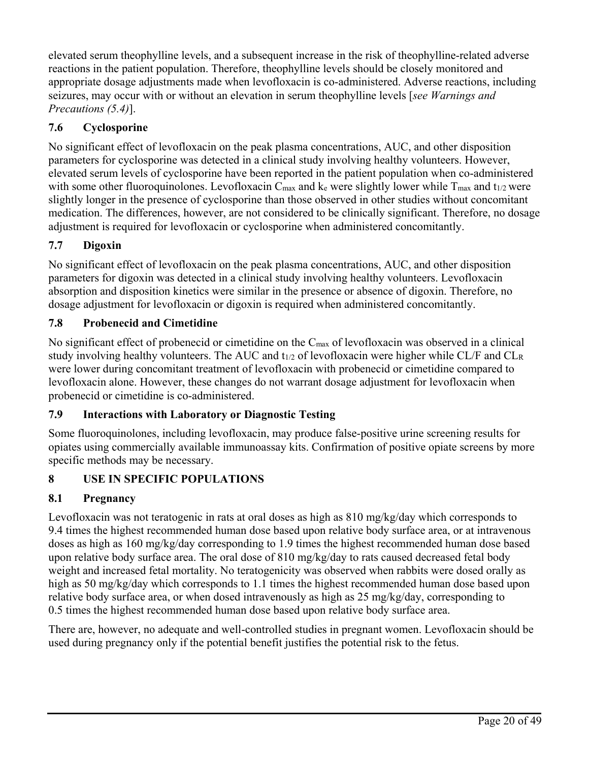elevated serum theophylline levels, and a subsequent increase in the risk of theophylline-related adverse reactions in the patient population. Therefore, theophylline levels should be closely monitored and appropriate dosage adjustments made when levofloxacin is co-administered. Adverse reactions, including seizures, may occur with or without an elevation in serum theophylline levels [*see Warnings and Precautions (5.4)*].

### 7.6 Cyclosporine

No significant effect of levofloxacin on the peak plasma concentrations, AUC, and other disposition parameters for cyclosporine was detected in a clinical study involving healthy volunteers. However, elevated serum levels of cyclosporine have been reported in the patient population when co-administered with some other fluoroquinolones. Levofloxacin $C_{max}$ and $k_e$ were slightly lower while $T_{max}$ and $t_{1/2}$ were slightly longer in the presence of cyclosporine than those observed in other studies without concomitant medication. The differences, however, are not considered to be clinically significant. Therefore, no dosage adjustment is required for levofloxacin or cyclosporine when administered concomitantly.

### 7.7 Digoxin

No significant effect of levofloxacin on the peak plasma concentrations, AUC, and other disposition parameters for digoxin was detected in a clinical study involving healthy volunteers. Levofloxacin absorption and disposition kinetics were similar in the presence or absence of digoxin. Therefore, no dosage adjustment for levofloxacin or digoxin is required when administered concomitantly.

### 7.8 Probenecid and Cimetidine

No significant effect of probenecid or cimetidine on the $C_{max}$ of levofloxacin was observed in a clinical study involving healthy volunteers. The AUC and $t_{1/2}$ of levofloxacin were higher while CL/F and $CL_R$ were lower during concomitant treatment of levofloxacin with probenecid or cimetidine compared to levofloxacin alone. However, these changes do not warrant dosage adjustment for levofloxacin when probenecid or cimetidine is co-administered.

### 7.9 Interactions with Laboratory or Diagnostic Testing

Some fluoroquinolones, including levofloxacin, may produce false-positive urine screening results for opiates using commercially available immunoassay kits. Confirmation of positive opiate screens by more specific methods may be necessary.

## 8 USE IN SPECIFIC POPULATIONS

### 8.1 Pregnancy

Levofloxacin was not teratogenic in rats at oral doses as high as 810 mg/kg/day which corresponds to 9.4 times the highest recommended human dose based upon relative body surface area, or at intravenous doses as high as 160 mg/kg/day corresponding to 1.9 times the highest recommended human dose based upon relative body surface area. The oral dose of 810 mg/kg/day to rats caused decreased fetal body weight and increased fetal mortality. No teratogenicity was observed when rabbits were dosed orally as high as 50 mg/kg/day which corresponds to 1.1 times the highest recommended human dose based upon relative body surface area, or when dosed intravenously as high as 25 mg/kg/day, corresponding to 0.5 times the highest recommended human dose based upon relative body surface area.

There are, however, no adequate and well-controlled studies in pregnant women. Levofloxacin should be used during pregnancy only if the potential benefit justifies the potential risk to the fetus.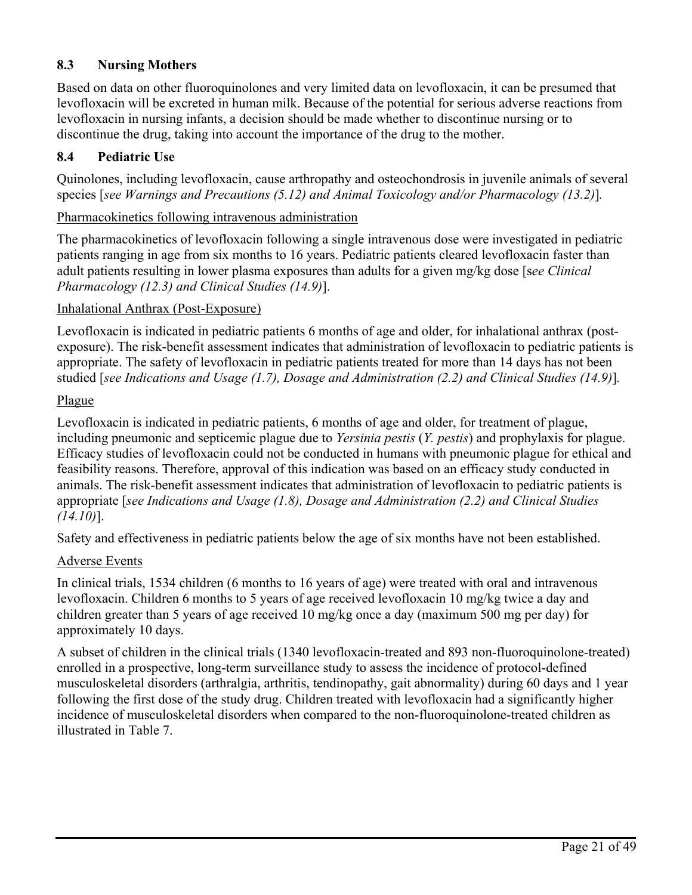### 8.3 Nursing Mothers

Based on data on other fluoroquinolones and very limited data on levofloxacin, it can be presumed that levofloxacin will be excreted in human milk. Because of the potential for serious adverse reactions from levofloxacin in nursing infants, a decision should be made whether to discontinue nursing or to discontinue the drug, taking into account the importance of the drug to the mother.

### 8.4 Pediatric Use

Quinolones, including levofloxacin, cause arthropathy and osteochondrosis in juvenile animals of several species [*see Warnings and Precautions (5.12) and Animal Toxicology and/or Pharmacology (13.2)*].

Pharmacokinetics following intravenous administration

The pharmacokinetics of levofloxacin following a single intravenous dose were investigated in pediatric patients ranging in age from six months to 16 years. Pediatric patients cleared levofloxacin faster than adult patients resulting in lower plasma exposures than adults for a given mg/kg dose [*see Clinical Pharmacology (12.3) and Clinical Studies (14.9)*].

Inhalational Anthrax (Post-Exposure)

Levofloxacin is indicated in pediatric patients 6 months of age and older, for inhalational anthrax (post-exposure). The risk-benefit assessment indicates that administration of levofloxacin to pediatric patients is appropriate. The safety of levofloxacin in pediatric patients treated for more than 14 days has not been studied [*see Indications and Usage (1.7), Dosage and Administration (2.2) and Clinical Studies (14.9)*].

Plague

Levofloxacin is indicated in pediatric patients, 6 months of age and older, for treatment of plague, including pneumonic and septicemic plague due to *Yersinia pestis* (*Y. pestis*) and prophylaxis for plague. Efficacy studies of levofloxacin could not be conducted in humans with pneumonic plague for ethical and feasibility reasons. Therefore, approval of this indication was based on an efficacy study conducted in animals. The risk-benefit assessment indicates that administration of levofloxacin to pediatric patients is appropriate [*see Indications and Usage (1.8), Dosage and Administration (2.2) and Clinical Studies (14.10)*].

Safety and effectiveness in pediatric patients below the age of six months have not been established.

Adverse Events

In clinical trials, 1534 children (6 months to 16 years of age) were treated with oral and intravenous levofloxacin. Children 6 months to 5 years of age received levofloxacin 10 mg/kg twice a day and children greater than 5 years of age received 10 mg/kg once a day (maximum 500 mg per day) for approximately 10 days.

A subset of children in the clinical trials (1340 levofloxacin-treated and 893 non-fluoroquinolone-treated) enrolled in a prospective, long-term surveillance study to assess the incidence of protocol-defined musculoskeletal disorders (arthralgia, arthritis, tendinopathy, gait abnormality) during 60 days and 1 year following the first dose of the study drug. Children treated with levofloxacin had a significantly higher incidence of musculoskeletal disorders when compared to the non-fluoroquinolone-treated children as illustrated in Table 7.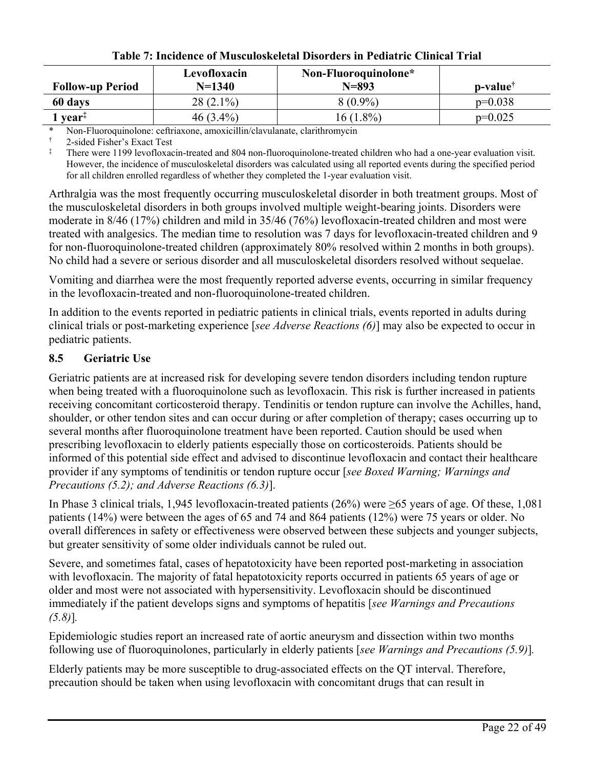**Table 7: Incidence of Musculoskeletal Disorders in Pediatric Clinical Trial**

| Follow-up Period | Levofloxacin N=1340 | Non-Fluoroquinolone* N=893 | p-value† |
|---|---|---|---|
| 60 days | 28 (2.1%) | 8 (0.9%) | p=0.038 |
| 1 year‡ | 46 (3.4%) | 16 (1.8%) | p=0.025 |

\* Non-Fluoroquinolone: ceftriaxone, amoxicillin/clavulanate, clarithromycin

† 2-sided Fisher's Exact Test

‡ There were 1199 levofloxacin-treated and 804 non-fluoroquinolone-treated children who had a one-year evaluation visit. However, the incidence of musculoskeletal disorders was calculated using all reported events during the specified period for all children enrolled regardless of whether they completed the 1-year evaluation visit.

Arthralgia was the most frequently occurring musculoskeletal disorder in both treatment groups. Most of the musculoskeletal disorders in both groups involved multiple weight-bearing joints. Disorders were moderate in 8/46 (17%) children and mild in 35/46 (76%) levofloxacin-treated children and most were treated with analgesics. The median time to resolution was 7 days for levofloxacin-treated children and 9 for non-fluoroquinolone-treated children (approximately 80% resolved within 2 months in both groups). No child had a severe or serious disorder and all musculoskeletal disorders resolved without sequelae.

Vomiting and diarrhea were the most frequently reported adverse events, occurring in similar frequency in the levofloxacin-treated and non-fluoroquinolone-treated children.

In addition to the events reported in pediatric patients in clinical trials, events reported in adults during clinical trials or post-marketing experience [*see Adverse Reactions (6)*] may also be expected to occur in pediatric patients.

### 8.5 Geriatric Use

Geriatric patients are at increased risk for developing severe tendon disorders including tendon rupture when being treated with a fluoroquinolone such as levofloxacin. This risk is further increased in patients receiving concomitant corticosteroid therapy. Tendinitis or tendon rupture can involve the Achilles, hand, shoulder, or other tendon sites and can occur during or after completion of therapy; cases occurring up to several months after fluoroquinolone treatment have been reported. Caution should be used when prescribing levofloxacin to elderly patients especially those on corticosteroids. Patients should be informed of this potential side effect and advised to discontinue levofloxacin and contact their healthcare provider if any symptoms of tendinitis or tendon rupture occur [*see Boxed Warning; Warnings and Precautions (5.2); and Adverse Reactions (6.3)*].

In Phase 3 clinical trials, 1,945 levofloxacin-treated patients (26%) were ≥65 years of age. Of these, 1,081 patients (14%) were between the ages of 65 and 74 and 864 patients (12%) were 75 years or older. No overall differences in safety or effectiveness were observed between these subjects and younger subjects, but greater sensitivity of some older individuals cannot be ruled out.

Severe, and sometimes fatal, cases of hepatotoxicity have been reported post-marketing in association with levofloxacin. The majority of fatal hepatotoxicity reports occurred in patients 65 years of age or older and most were not associated with hypersensitivity. Levofloxacin should be discontinued immediately if the patient develops signs and symptoms of hepatitis [*see Warnings and Precautions (5.8)*].

Epidemiologic studies report an increased rate of aortic aneurysm and dissection within two months following use of fluoroquinolones, particularly in elderly patients [*see Warnings and Precautions (5.9)*].

Elderly patients may be more susceptible to drug-associated effects on the QT interval. Therefore, precaution should be taken when using levofloxacin with concomitant drugs that can result in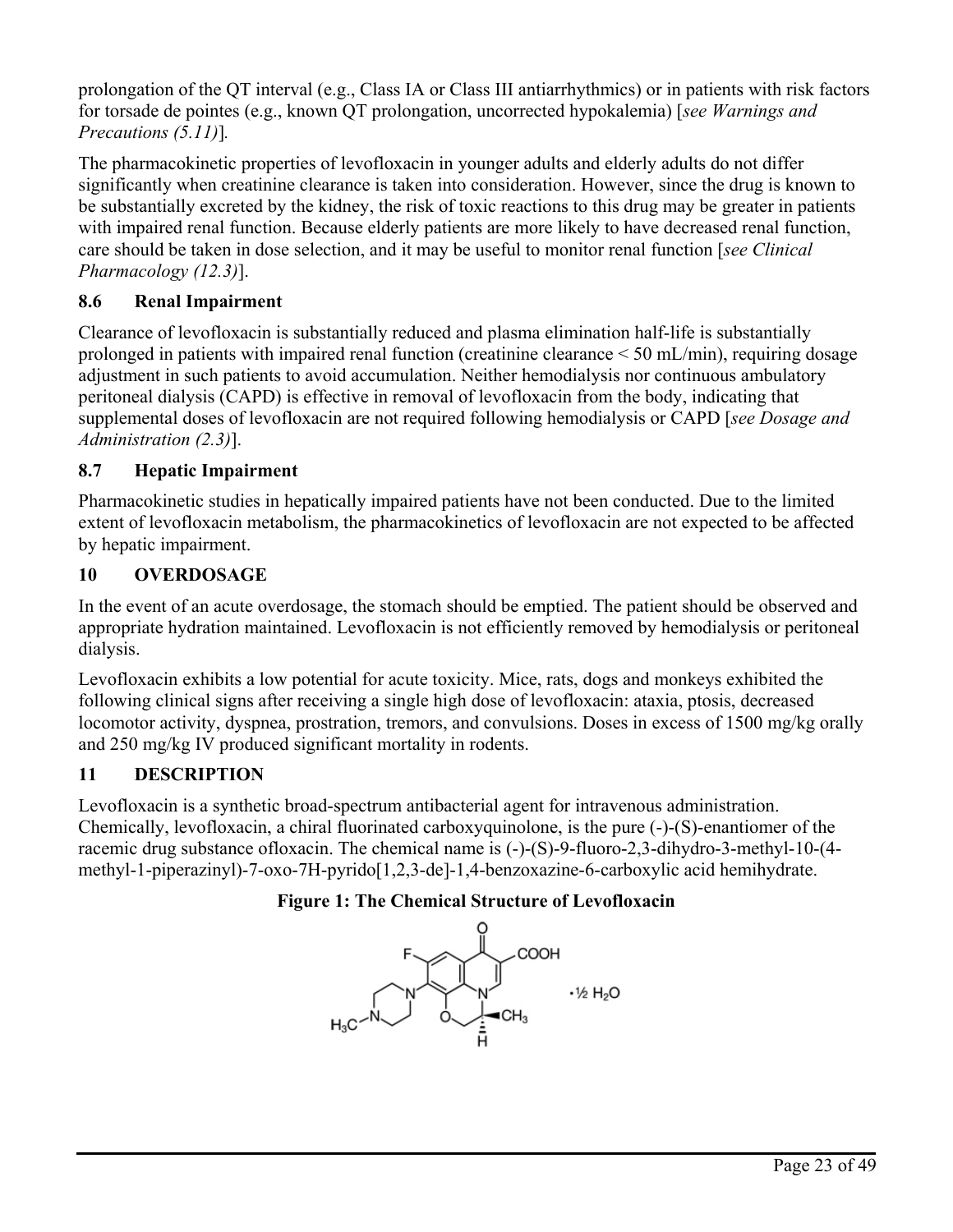prolongation of the QT interval (e.g., Class IA or Class III antiarrhythmics) or in patients with risk factors for torsade de pointes (e.g., known QT prolongation, uncorrected hypokalemia) [*see Warnings and Precautions (5.11)*].

The pharmacokinetic properties of levofloxacin in younger adults and elderly adults do not differ significantly when creatinine clearance is taken into consideration. However, since the drug is known to be substantially excreted by the kidney, the risk of toxic reactions to this drug may be greater in patients with impaired renal function. Because elderly patients are more likely to have decreased renal function, care should be taken in dose selection, and it may be useful to monitor renal function [*see Clinical Pharmacology (12.3)*].

### 8.6 Renal Impairment

Clearance of levofloxacin is substantially reduced and plasma elimination half-life is substantially prolonged in patients with impaired renal function (creatinine clearance < 50 mL/min), requiring dosage adjustment in such patients to avoid accumulation. Neither hemodialysis nor continuous ambulatory peritoneal dialysis (CAPD) is effective in removal of levofloxacin from the body, indicating that supplemental doses of levofloxacin are not required following hemodialysis or CAPD [*see Dosage and Administration (2.3)*].

### 8.7 Hepatic Impairment

Pharmacokinetic studies in hepatically impaired patients have not been conducted. Due to the limited extent of levofloxacin metabolism, the pharmacokinetics of levofloxacin are not expected to be affected by hepatic impairment.

## 10 OVERDOSAGE

In the event of an acute overdosage, the stomach should be emptied. The patient should be observed and appropriate hydration maintained. Levofloxacin is not efficiently removed by hemodialysis or peritoneal dialysis.

Levofloxacin exhibits a low potential for acute toxicity. Mice, rats, dogs and monkeys exhibited the following clinical signs after receiving a single high dose of levofloxacin: ataxia, ptosis, decreased locomotor activity, dyspnea, prostration, tremors, and convulsions. Doses in excess of 1500 mg/kg orally and 250 mg/kg IV produced significant mortality in rodents.

## 11 DESCRIPTION

Levofloxacin is a synthetic broad-spectrum antibacterial agent for intravenous administration. Chemically, levofloxacin, a chiral fluorinated carboxyquinolone, is the pure (-)-(S)-enantiomer of the racemic drug substance ofloxacin. The chemical name is (-)-(S)-9-fluoro-2,3-dihydro-3-methyl-10-(4-methyl-1-piperazinyl)-7-oxo-7H-pyrido[1,2,3-de]-1,4-benzoxazine-6-carboxylic acid hemihydrate.

**Figure 1: The Chemical Structure of Levofloxacin**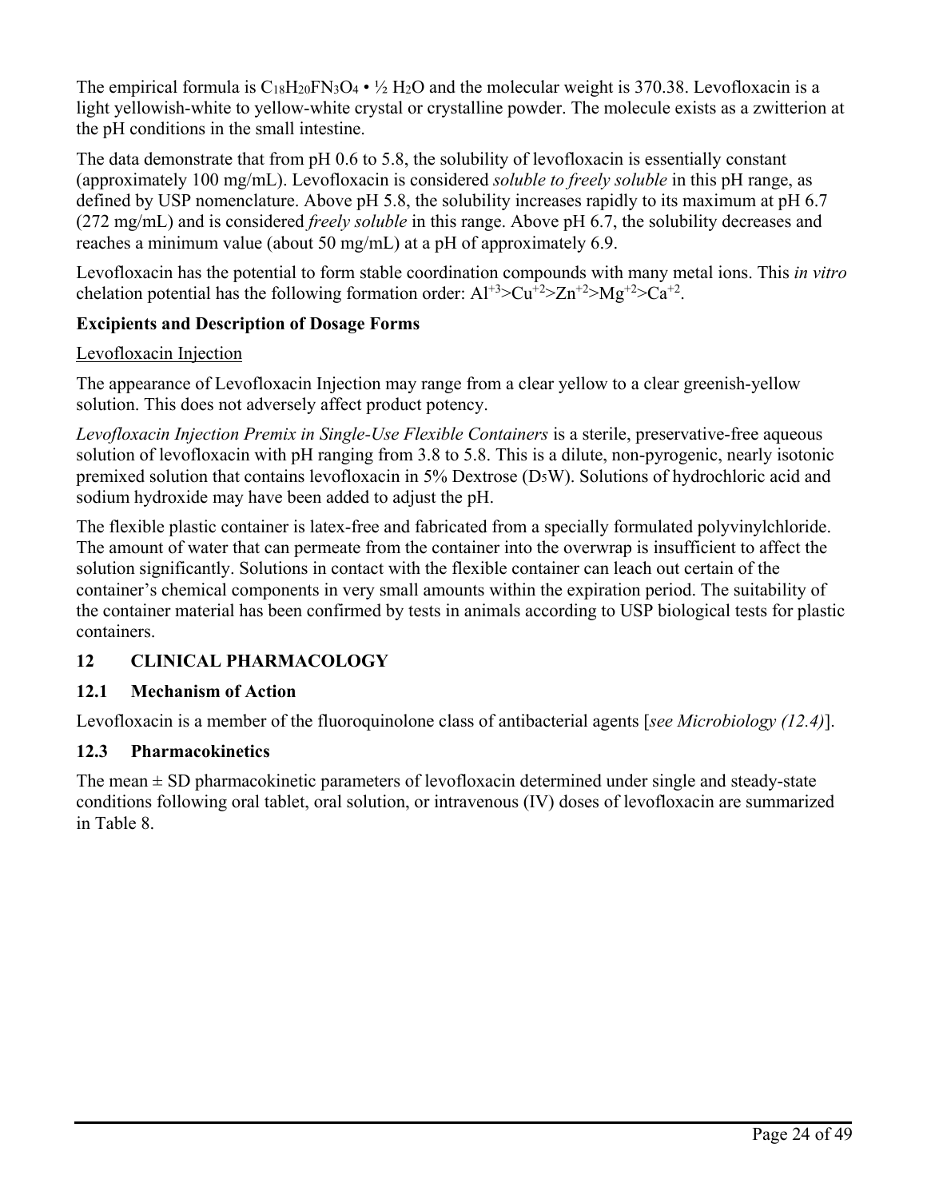The empirical formula is $C_{18}H_{20}FN_3O_4 \cdot ½ H_2O$ and the molecular weight is 370.38. Levofloxacin is a light yellowish-white to yellow-white crystal or crystalline powder. The molecule exists as a zwitterion at the pH conditions in the small intestine.

The data demonstrate that from pH 0.6 to 5.8, the solubility of levofloxacin is essentially constant (approximately 100 mg/mL). Levofloxacin is considered *soluble to freely soluble* in this pH range, as defined by USP nomenclature. Above pH 5.8, the solubility increases rapidly to its maximum at pH 6.7 (272 mg/mL) and is considered *freely soluble* in this range. Above pH 6.7, the solubility decreases and reaches a minimum value (about 50 mg/mL) at a pH of approximately 6.9.

Levofloxacin has the potential to form stable coordination compounds with many metal ions. This *in vitro* chelation potential has the following formation order: $Al^{+3}$>$Cu^{+2}$>$Zn^{+2}$>$Mg^{+2}$>$Ca^{+2}$.

**Excipients and Description of Dosage Forms**

Levofloxacin Injection

The appearance of Levofloxacin Injection may range from a clear yellow to a clear greenish-yellow solution. This does not adversely affect product potency.

*Levofloxacin Injection Premix in Single-Use Flexible Containers* is a sterile, preservative-free aqueous solution of levofloxacin with pH ranging from 3.8 to 5.8. This is a dilute, non-pyrogenic, nearly isotonic premixed solution that contains levofloxacin in 5% Dextrose ($D_5W$). Solutions of hydrochloric acid and sodium hydroxide may have been added to adjust the pH.

The flexible plastic container is latex-free and fabricated from a specially formulated polyvinylchloride. The amount of water that can permeate from the container into the overwrap is insufficient to affect the solution significantly. Solutions in contact with the flexible container can leach out certain of the container's chemical components in very small amounts within the expiration period. The suitability of the container material has been confirmed by tests in animals according to USP biological tests for plastic containers.

## 12 CLINICAL PHARMACOLOGY

### 12.1 Mechanism of Action

Levofloxacin is a member of the fluoroquinolone class of antibacterial agents [*see Microbiology (12.4)*].

### 12.3 Pharmacokinetics

The mean ± SD pharmacokinetic parameters of levofloxacin determined under single and steady-state conditions following oral tablet, oral solution, or intravenous (IV) doses of levofloxacin are summarized in Table 8.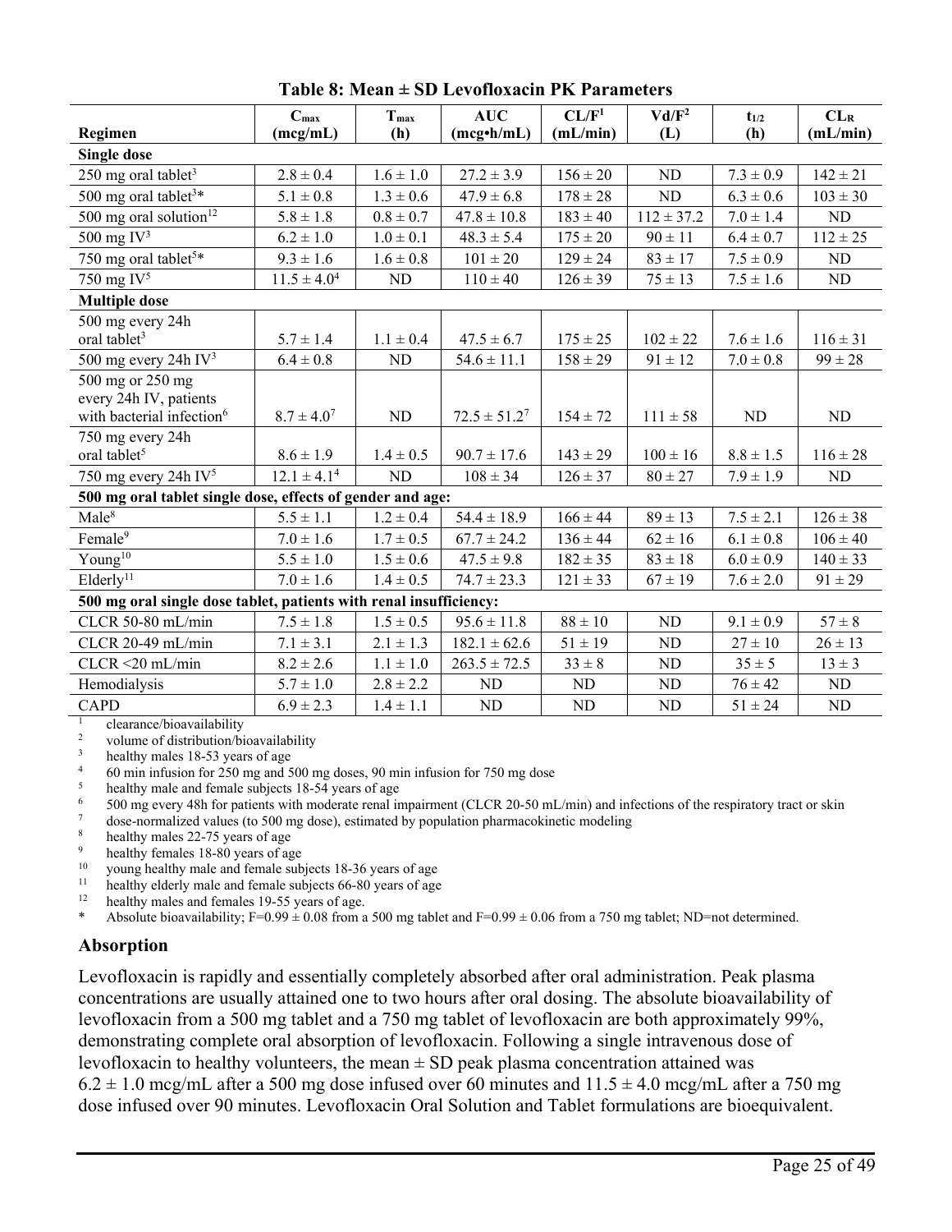**Table 8: Mean ± SD Levofloxacin PK Parameters**

| Regimen | $C_{max}$ (mcg/mL) | $T_{max}$ (h) | AUC (mcg•h/mL) | CL/F[1] (mL/min) | Vd/F[2] (L) | $t_{1/2}$ (h) | $CL_R$ (mL/min) |
|---|---|---|---|---|---|---|---|
| **Single dose** | | | | | | | |
| 250 mg oral tablet[3] | 2.8 ± 0.4 | 1.6 ± 1.0 | 27.2 ± 3.9 | 156 ± 20 | ND | 7.3 ± 0.9 | 142 ± 21 |
| 500 mg oral tablet[3]* | 5.1 ± 0.8 | 1.3 ± 0.6 | 47.9 ± 6.8 | 178 ± 28 | ND | 6.3 ± 0.6 | 103 ± 30 |
| 500 mg oral solution[12] | 5.8 ± 1.8 | 0.8 ± 0.7 | 47.8 ± 10.8 | 183 ± 40 | 112 ± 37.2 | 7.0 ± 1.4 | ND |
| 500 mg IV[3] | 6.2 ± 1.0 | 1.0 ± 0.1 | 48.3 ± 5.4 | 175 ± 20 | 90 ± 11 | 6.4 ± 0.7 | 112 ± 25 |
| 750 mg oral tablet[5]* | 9.3 ± 1.6 | 1.6 ± 0.8 | 101 ± 20 | 129 ± 24 | 83 ± 17 | 7.5 ± 0.9 | ND |
| 750 mg IV[5] | 11.5 ± 4.0[4] | ND | 110 ± 40 | 126 ± 39 | 75 ± 13 | 7.5 ± 1.6 | ND |
| **Multiple dose** | | | | | | | |
| 500 mg every 24h oral tablet[3] | 5.7 ± 1.4 | 1.1 ± 0.4 | 47.5 ± 6.7 | 175 ± 25 | 102 ± 22 | 7.6 ± 1.6 | 116 ± 31 |
| 500 mg every 24h IV[3] | 6.4 ± 0.8 | ND | 54.6 ± 11.1 | 158 ± 29 | 91 ± 12 | 7.0 ± 0.8 | 99 ± 28 |
| 500 mg or 250 mg every 24h IV, patients with bacterial infection[6] | 8.7 ± 4.0[7] | ND | 72.5 ± 51.2[7] | 154 ± 72 | 111 ± 58 | ND | ND |
| 750 mg every 24h oral tablet[5] | 8.6 ± 1.9 | 1.4 ± 0.5 | 90.7 ± 17.6 | 143 ± 29 | 100 ± 16 | 8.8 ± 1.5 | 116 ± 28 |
| 750 mg every 24h IV[5] | 12.1 ± 4.1[4] | ND | 108 ± 34 | 126 ± 37 | 80 ± 27 | 7.9 ± 1.9 | ND |
| **500 mg oral tablet single dose, effects of gender and age:** | | | | | | | |
| Male[8] | 5.5 ± 1.1 | 1.2 ± 0.4 | 54.4 ± 18.9 | 166 ± 44 | 89 ± 13 | 7.5 ± 2.1 | 126 ± 38 |
| Female[9] | 7.0 ± 1.6 | 1.7 ± 0.5 | 67.7 ± 24.2 | 136 ± 44 | 62 ± 16 | 6.1 ± 0.8 | 106 ± 40 |
| Young[10] | 5.5 ± 1.0 | 1.5 ± 0.6 | 47.5 ± 9.8 | 182 ± 35 | 83 ± 18 | 6.0 ± 0.9 | 140 ± 33 |
| Elderly[11] | 7.0 ± 1.6 | 1.4 ± 0.5 | 74.7 ± 23.3 | 121 ± 33 | 67 ± 19 | 7.6 ± 2.0 | 91 ± 29 |
| **500 mg oral single dose tablet, patients with renal insufficiency:** | | | | | | | |
| CLCR 50-80 mL/min | 7.5 ± 1.8 | 1.5 ± 0.5 | 95.6 ± 11.8 | 88 ± 10 | ND | 9.1 ± 0.9 | 57 ± 8 |
| CLCR 20-49 mL/min | 7.1 ± 3.1 | 2.1 ± 1.3 | 182.1 ± 62.6 | 51 ± 19 | ND | 27 ± 10 | 26 ± 13 |
| CLCR <20 mL/min | 8.2 ± 2.6 | 1.1 ± 1.0 | 263.5 ± 72.5 | 33 ± 8 | ND | 35 ± 5 | 13 ± 3 |
| Hemodialysis | 5.7 ± 1.0 | 2.8 ± 2.2 | ND | ND | ND | 76 ± 42 | ND |
| CAPD | 6.9 ± 2.3 | 1.4 ± 1.1 | ND | ND | ND | 51 ± 24 | ND |

[1] clearance/bioavailability
[2] volume of distribution/bioavailability
[3] healthy males 18-53 years of age
[4] 60 min infusion for 250 mg and 500 mg doses, 90 min infusion for 750 mg dose
[5] healthy male and female subjects 18-54 years of age
[6] 500 mg every 48h for patients with moderate renal impairment (CLCR 20-50 mL/min) and infections of the respiratory tract or skin
[7] dose-normalized values (to 500 mg dose), estimated by population pharmacokinetic modeling
[8] healthy males 22-75 years of age
[9] healthy females 18-80 years of age
[10] young healthy male and female subjects 18-36 years of age
[11] healthy elderly male and female subjects 66-80 years of age
[12] healthy males and females 19-55 years of age.
\* Absolute bioavailability; F=0.99 ± 0.08 from a 500 mg tablet and F=0.99 ± 0.06 from a 750 mg tablet; ND=not determined.

### Absorption

Levofloxacin is rapidly and essentially completely absorbed after oral administration. Peak plasma concentrations are usually attained one to two hours after oral dosing. The absolute bioavailability of levofloxacin from a 500 mg tablet and a 750 mg tablet of levofloxacin are both approximately 99%, demonstrating complete oral absorption of levofloxacin. Following a single intravenous dose of levofloxacin to healthy volunteers, the mean ± SD peak plasma concentration attained was 6.2 ± 1.0 mcg/mL after a 500 mg dose infused over 60 minutes and 11.5 ± 4.0 mcg/mL after a 750 mg dose infused over 90 minutes. Levofloxacin Oral Solution and Tablet formulations are bioequivalent.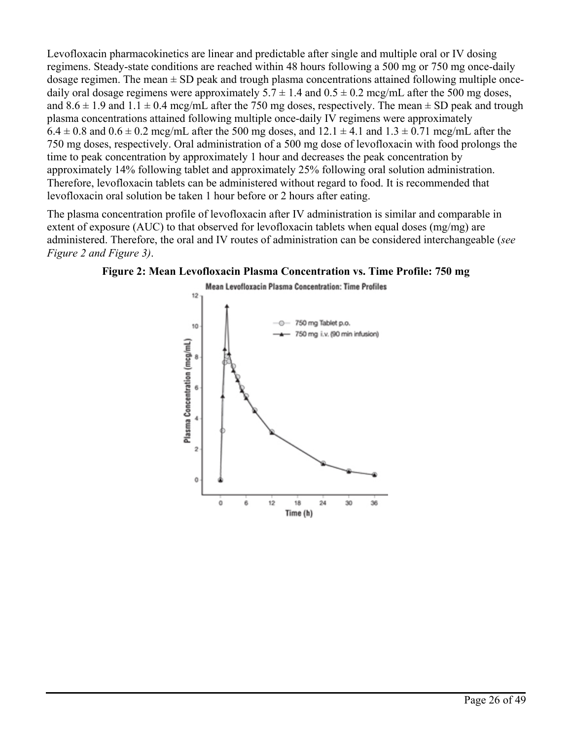Levofloxacin pharmacokinetics are linear and predictable after single and multiple oral or IV dosing regimens. Steady-state conditions are reached within 48 hours following a 500 mg or 750 mg once-daily dosage regimen. The mean ± SD peak and trough plasma concentrations attained following multiple once-daily oral dosage regimens were approximately 5.7 ± 1.4 and 0.5 ± 0.2 mcg/mL after the 500 mg doses, and 8.6 ± 1.9 and 1.1 ± 0.4 mcg/mL after the 750 mg doses, respectively. The mean ± SD peak and trough plasma concentrations attained following multiple once-daily IV regimens were approximately 6.4 ± 0.8 and 0.6 ± 0.2 mcg/mL after the 500 mg doses, and 12.1 ± 4.1 and 1.3 ± 0.71 mcg/mL after the 750 mg doses, respectively. Oral administration of a 500 mg dose of levofloxacin with food prolongs the time to peak concentration by approximately 1 hour and decreases the peak concentration by approximately 14% following tablet and approximately 25% following oral solution administration. Therefore, levofloxacin tablets can be administered without regard to food. It is recommended that levofloxacin oral solution be taken 1 hour before or 2 hours after eating.

The plasma concentration profile of levofloxacin after IV administration is similar and comparable in extent of exposure (AUC) to that observed for levofloxacin tablets when equal doses (mg/mg) are administered. Therefore, the oral and IV routes of administration can be considered interchangeable (*see Figure 2 and Figure 3)*.

**Figure 2: Mean Levofloxacin Plasma Concentration vs. Time Profile: 750 mg**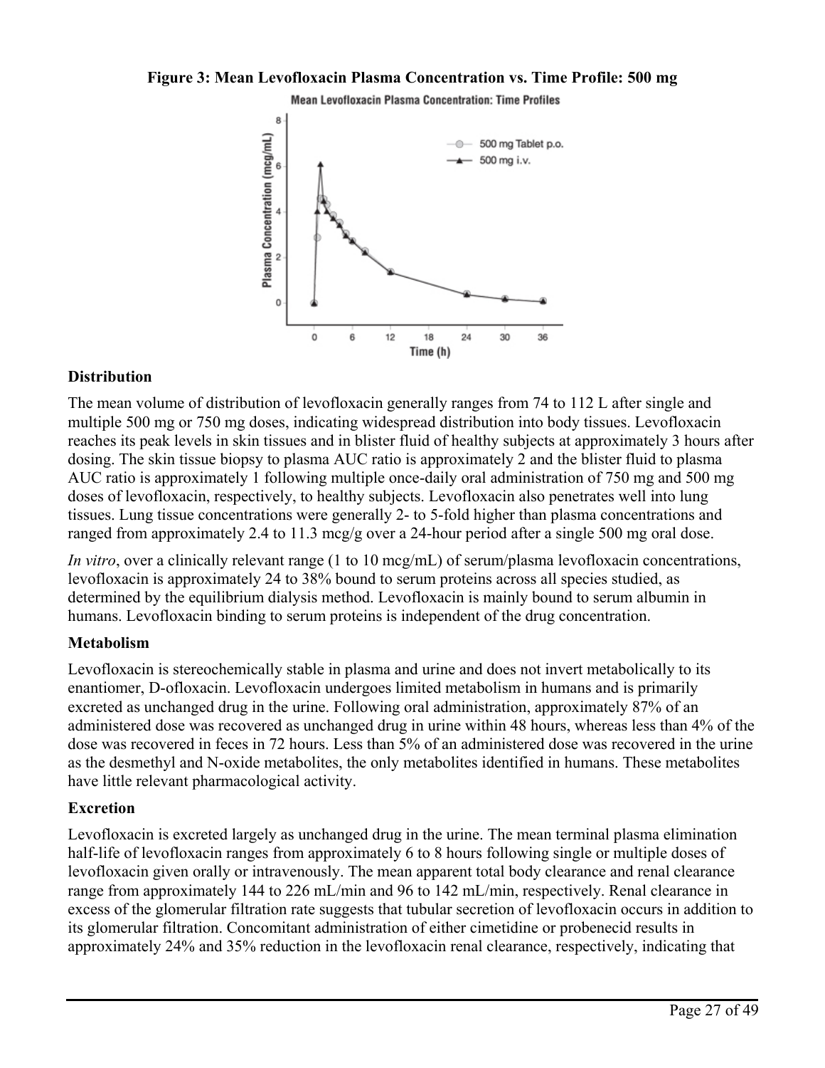**Figure 3: Mean Levofloxacin Plasma Concentration vs. Time Profile: 500 mg**

### Distribution

The mean volume of distribution of levofloxacin generally ranges from 74 to 112 L after single and multiple 500 mg or 750 mg doses, indicating widespread distribution into body tissues. Levofloxacin reaches its peak levels in skin tissues and in blister fluid of healthy subjects at approximately 3 hours after dosing. The skin tissue biopsy to plasma AUC ratio is approximately 2 and the blister fluid to plasma AUC ratio is approximately 1 following multiple once-daily oral administration of 750 mg and 500 mg doses of levofloxacin, respectively, to healthy subjects. Levofloxacin also penetrates well into lung tissues. Lung tissue concentrations were generally 2- to 5-fold higher than plasma concentrations and ranged from approximately 2.4 to 11.3 mcg/g over a 24-hour period after a single 500 mg oral dose.

*In vitro*, over a clinically relevant range (1 to 10 mcg/mL) of serum/plasma levofloxacin concentrations, levofloxacin is approximately 24 to 38% bound to serum proteins across all species studied, as determined by the equilibrium dialysis method. Levofloxacin is mainly bound to serum albumin in humans. Levofloxacin binding to serum proteins is independent of the drug concentration.

### Metabolism

Levofloxacin is stereochemically stable in plasma and urine and does not invert metabolically to its enantiomer, D-ofloxacin. Levofloxacin undergoes limited metabolism in humans and is primarily excreted as unchanged drug in the urine. Following oral administration, approximately 87% of an administered dose was recovered as unchanged drug in urine within 48 hours, whereas less than 4% of the dose was recovered in feces in 72 hours. Less than 5% of an administered dose was recovered in the urine as the desmethyl and N-oxide metabolites, the only metabolites identified in humans. These metabolites have little relevant pharmacological activity.

### Excretion

Levofloxacin is excreted largely as unchanged drug in the urine. The mean terminal plasma elimination half-life of levofloxacin ranges from approximately 6 to 8 hours following single or multiple doses of levofloxacin given orally or intravenously. The mean apparent total body clearance and renal clearance range from approximately 144 to 226 mL/min and 96 to 142 mL/min, respectively. Renal clearance in excess of the glomerular filtration rate suggests that tubular secretion of levofloxacin occurs in addition to its glomerular filtration. Concomitant administration of either cimetidine or probenecid results in approximately 24% and 35% reduction in the levofloxacin renal clearance, respectively, indicating that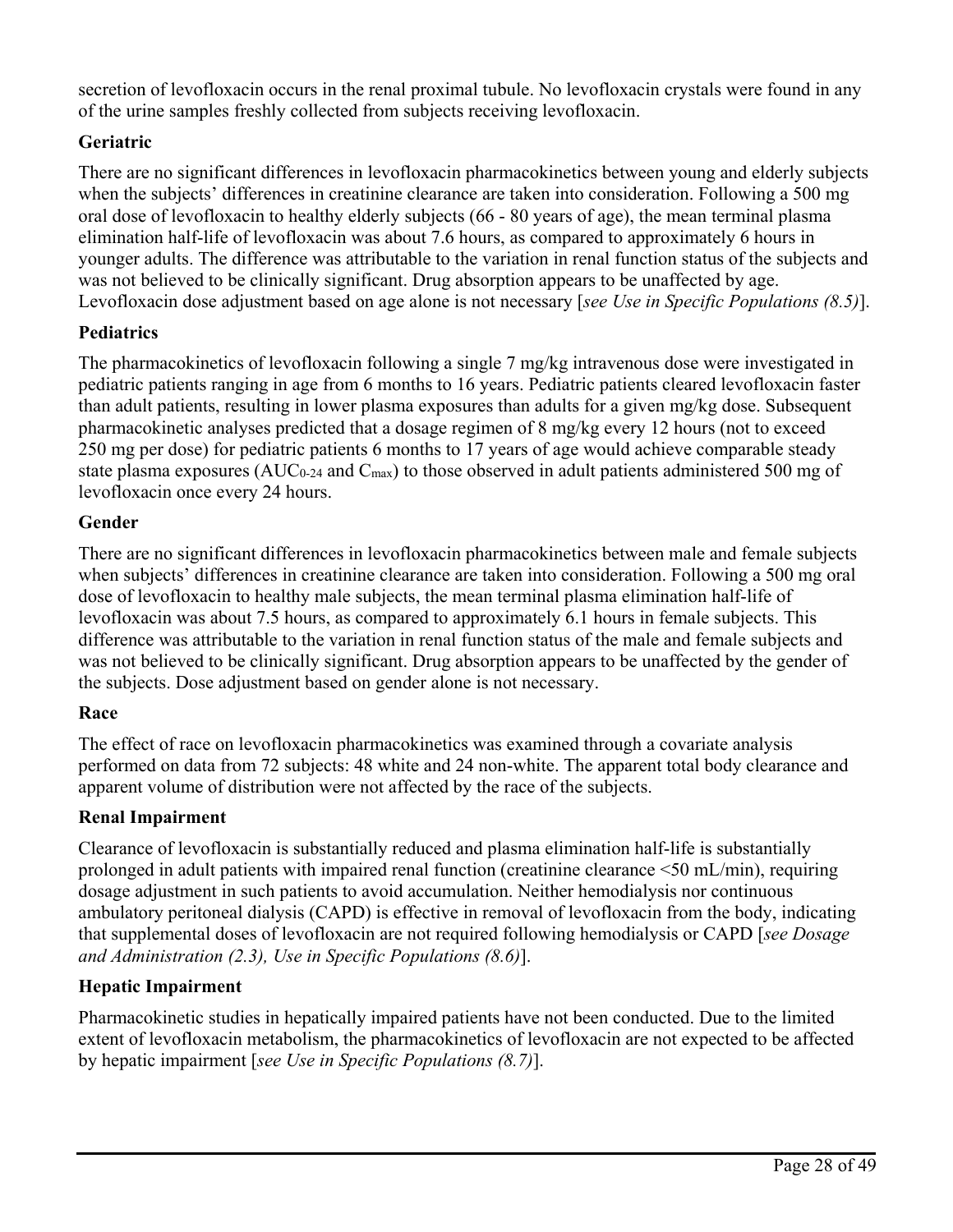secretion of levofloxacin occurs in the renal proximal tubule. No levofloxacin crystals were found in any of the urine samples freshly collected from subjects receiving levofloxacin.

**Geriatric**

There are no significant differences in levofloxacin pharmacokinetics between young and elderly subjects when the subjects' differences in creatinine clearance are taken into consideration. Following a 500 mg oral dose of levofloxacin to healthy elderly subjects (66 - 80 years of age), the mean terminal plasma elimination half-life of levofloxacin was about 7.6 hours, as compared to approximately 6 hours in younger adults. The difference was attributable to the variation in renal function status of the subjects and was not believed to be clinically significant. Drug absorption appears to be unaffected by age. Levofloxacin dose adjustment based on age alone is not necessary [*see Use in Specific Populations (8.5)*].

**Pediatrics**

The pharmacokinetics of levofloxacin following a single 7 mg/kg intravenous dose were investigated in pediatric patients ranging in age from 6 months to 16 years. Pediatric patients cleared levofloxacin faster than adult patients, resulting in lower plasma exposures than adults for a given mg/kg dose. Subsequent pharmacokinetic analyses predicted that a dosage regimen of 8 mg/kg every 12 hours (not to exceed 250 mg per dose) for pediatric patients 6 months to 17 years of age would achieve comparable steady state plasma exposures ($AUC_{0-24}$ and $C_{max}$) to those observed in adult patients administered 500 mg of levofloxacin once every 24 hours.

**Gender**

There are no significant differences in levofloxacin pharmacokinetics between male and female subjects when subjects' differences in creatinine clearance are taken into consideration. Following a 500 mg oral dose of levofloxacin to healthy male subjects, the mean terminal plasma elimination half-life of levofloxacin was about 7.5 hours, as compared to approximately 6.1 hours in female subjects. This difference was attributable to the variation in renal function status of the male and female subjects and was not believed to be clinically significant. Drug absorption appears to be unaffected by the gender of the subjects. Dose adjustment based on gender alone is not necessary.

**Race**

The effect of race on levofloxacin pharmacokinetics was examined through a covariate analysis performed on data from 72 subjects: 48 white and 24 non-white. The apparent total body clearance and apparent volume of distribution were not affected by the race of the subjects.

**Renal Impairment**

Clearance of levofloxacin is substantially reduced and plasma elimination half-life is substantially prolonged in adult patients with impaired renal function (creatinine clearance <50 mL/min), requiring dosage adjustment in such patients to avoid accumulation. Neither hemodialysis nor continuous ambulatory peritoneal dialysis (CAPD) is effective in removal of levofloxacin from the body, indicating that supplemental doses of levofloxacin are not required following hemodialysis or CAPD [*see Dosage and Administration (2.3), Use in Specific Populations (8.6)*].

**Hepatic Impairment**

Pharmacokinetic studies in hepatically impaired patients have not been conducted. Due to the limited extent of levofloxacin metabolism, the pharmacokinetics of levofloxacin are not expected to be affected by hepatic impairment [*see Use in Specific Populations (8.7)*].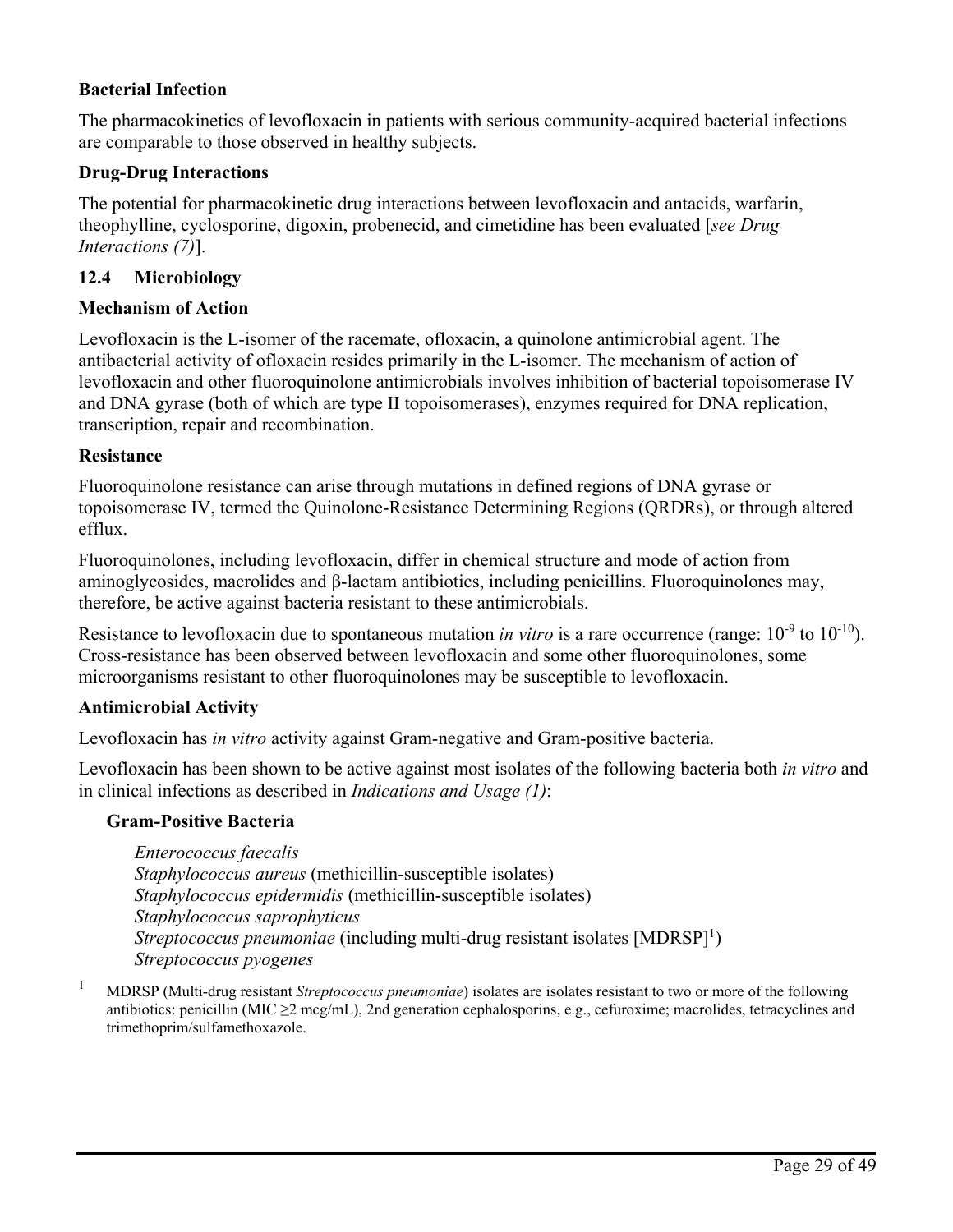**Bacterial Infection**

The pharmacokinetics of levofloxacin in patients with serious community-acquired bacterial infections are comparable to those observed in healthy subjects.

**Drug-Drug Interactions**

The potential for pharmacokinetic drug interactions between levofloxacin and antacids, warfarin, theophylline, cyclosporine, digoxin, probenecid, and cimetidine has been evaluated [*see Drug Interactions (7)*].

### 12.4 Microbiology

**Mechanism of Action**

Levofloxacin is the L-isomer of the racemate, ofloxacin, a quinolone antimicrobial agent. The antibacterial activity of ofloxacin resides primarily in the L-isomer. The mechanism of action of levofloxacin and other fluoroquinolone antimicrobials involves inhibition of bacterial topoisomerase IV and DNA gyrase (both of which are type II topoisomerases), enzymes required for DNA replication, transcription, repair and recombination.

**Resistance**

Fluoroquinolone resistance can arise through mutations in defined regions of DNA gyrase or topoisomerase IV, termed the Quinolone-Resistance Determining Regions (QRDRs), or through altered efflux.

Fluoroquinolones, including levofloxacin, differ in chemical structure and mode of action from aminoglycosides, macrolides and β-lactam antibiotics, including penicillins. Fluoroquinolones may, therefore, be active against bacteria resistant to these antimicrobials.

Resistance to levofloxacin due to spontaneous mutation *in vitro* is a rare occurrence (range: $10^{-9}$ to $10^{-10}$). Cross-resistance has been observed between levofloxacin and some other fluoroquinolones, some microorganisms resistant to other fluoroquinolones may be susceptible to levofloxacin.

**Antimicrobial Activity**

Levofloxacin has *in vitro* activity against Gram-negative and Gram-positive bacteria.

Levofloxacin has been shown to be active against most isolates of the following bacteria both *in vitro* and in clinical infections as described in *Indications and Usage (1)*:

**Gram-Positive Bacteria**

*Enterococcus faecalis*
*Staphylococcus aureus* (methicillin-susceptible isolates)
*Staphylococcus epidermidis* (methicillin-susceptible isolates)
*Staphylococcus saprophyticus*
*Streptococcus pneumoniae* (including multi-drug resistant isolates [MDRSP][1])
*Streptococcus pyogenes*

[1] MDRSP (Multi-drug resistant *Streptococcus pneumoniae*) isolates are isolates resistant to two or more of the following antibiotics: penicillin (MIC ≥2 mcg/mL), 2nd generation cephalosporins, e.g., cefuroxime; macrolides, tetracyclines and trimethoprim/sulfamethoxazole.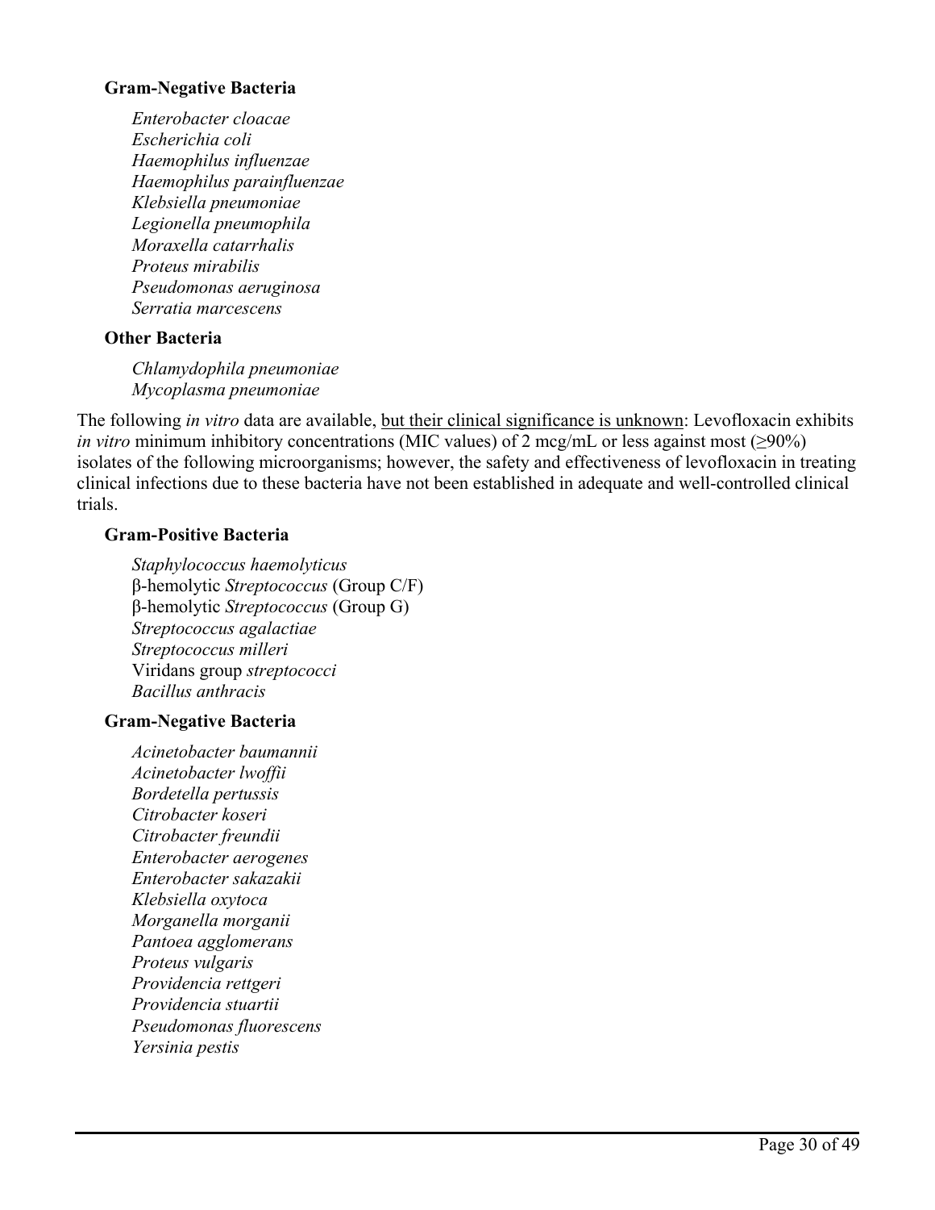**Gram-Negative Bacteria**

*Enterobacter cloacae*
*Escherichia coli*
*Haemophilus influenzae*
*Haemophilus parainfluenzae*
*Klebsiella pneumoniae*
*Legionella pneumophila*
*Moraxella catarrhalis*
*Proteus mirabilis*
*Pseudomonas aeruginosa*
*Serratia marcescens*

**Other Bacteria**

*Chlamydophila pneumoniae*
*Mycoplasma pneumoniae*

The following *in vitro* data are available, <u>but their clinical significance is unknown</u>: Levofloxacin exhibits *in vitro* minimum inhibitory concentrations (MIC values) of 2 mcg/mL or less against most (≥90%) isolates of the following microorganisms; however, the safety and effectiveness of levofloxacin in treating clinical infections due to these bacteria have not been established in adequate and well-controlled clinical trials.

**Gram-Positive Bacteria**

*Staphylococcus haemolyticus*
β-hemolytic *Streptococcus* (Group C/F)
β-hemolytic *Streptococcus* (Group G)
*Streptococcus agalactiae*
*Streptococcus milleri*
Viridans group *streptococci*
*Bacillus anthracis*

**Gram-Negative Bacteria**

*Acinetobacter baumannii*
*Acinetobacter lwoffii*
*Bordetella pertussis*
*Citrobacter koseri*
*Citrobacter freundii*
*Enterobacter aerogenes*
*Enterobacter sakazakii*
*Klebsiella oxytoca*
*Morganella morganii*
*Pantoea agglomerans*
*Proteus vulgaris*
*Providencia rettgeri*
*Providencia stuartii*
*Pseudomonas fluorescens*
*Yersinia pestis*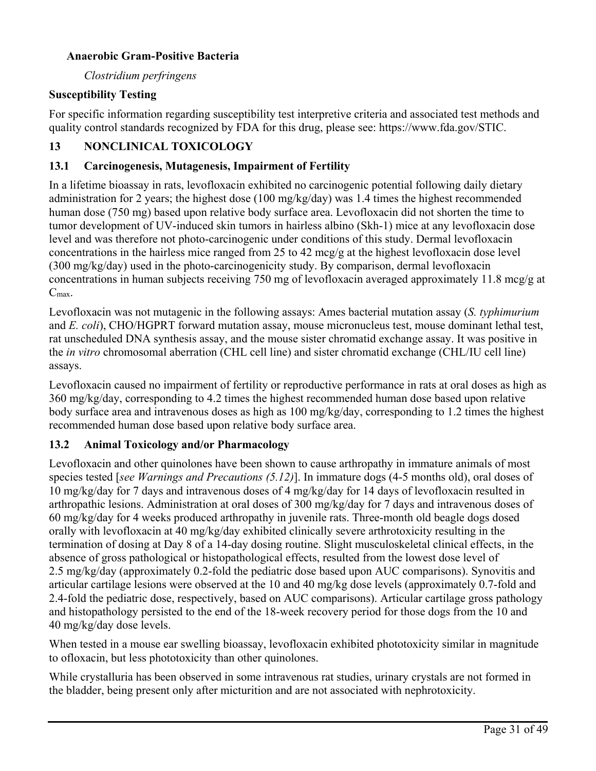**Anaerobic Gram-Positive Bacteria**

*Clostridium perfringens*

**Susceptibility Testing**

For specific information regarding susceptibility test interpretive criteria and associated test methods and quality control standards recognized by FDA for this drug, please see: https://www.fda.gov/STIC.

## 13 NONCLINICAL TOXICOLOGY

### 13.1 Carcinogenesis, Mutagenesis, Impairment of Fertility

In a lifetime bioassay in rats, levofloxacin exhibited no carcinogenic potential following daily dietary administration for 2 years; the highest dose (100 mg/kg/day) was 1.4 times the highest recommended human dose (750 mg) based upon relative body surface area. Levofloxacin did not shorten the time to tumor development of UV-induced skin tumors in hairless albino (Skh-1) mice at any levofloxacin dose level and was therefore not photo-carcinogenic under conditions of this study. Dermal levofloxacin concentrations in the hairless mice ranged from 25 to 42 mcg/g at the highest levofloxacin dose level (300 mg/kg/day) used in the photo-carcinogenicity study. By comparison, dermal levofloxacin concentrations in human subjects receiving 750 mg of levofloxacin averaged approximately 11.8 mcg/g at $C_{max}$.

Levofloxacin was not mutagenic in the following assays: Ames bacterial mutation assay (*S. typhimurium* and *E. coli*), CHO/HGPRT forward mutation assay, mouse micronucleus test, mouse dominant lethal test, rat unscheduled DNA synthesis assay, and the mouse sister chromatid exchange assay. It was positive in the *in vitro* chromosomal aberration (CHL cell line) and sister chromatid exchange (CHL/IU cell line) assays.

Levofloxacin caused no impairment of fertility or reproductive performance in rats at oral doses as high as 360 mg/kg/day, corresponding to 4.2 times the highest recommended human dose based upon relative body surface area and intravenous doses as high as 100 mg/kg/day, corresponding to 1.2 times the highest recommended human dose based upon relative body surface area.

### 13.2 Animal Toxicology and/or Pharmacology

Levofloxacin and other quinolones have been shown to cause arthropathy in immature animals of most species tested [*see Warnings and Precautions (5.12)*]. In immature dogs (4-5 months old), oral doses of 10 mg/kg/day for 7 days and intravenous doses of 4 mg/kg/day for 14 days of levofloxacin resulted in arthropathic lesions. Administration at oral doses of 300 mg/kg/day for 7 days and intravenous doses of 60 mg/kg/day for 4 weeks produced arthropathy in juvenile rats. Three-month old beagle dogs dosed orally with levofloxacin at 40 mg/kg/day exhibited clinically severe arthrotoxicity resulting in the termination of dosing at Day 8 of a 14-day dosing routine. Slight musculoskeletal clinical effects, in the absence of gross pathological or histopathological effects, resulted from the lowest dose level of 2.5 mg/kg/day (approximately 0.2-fold the pediatric dose based upon AUC comparisons). Synovitis and articular cartilage lesions were observed at the 10 and 40 mg/kg dose levels (approximately 0.7-fold and 2.4-fold the pediatric dose, respectively, based on AUC comparisons). Articular cartilage gross pathology and histopathology persisted to the end of the 18-week recovery period for those dogs from the 10 and 40 mg/kg/day dose levels.

When tested in a mouse ear swelling bioassay, levofloxacin exhibited phototoxicity similar in magnitude to ofloxacin, but less phototoxicity than other quinolones.

While crystalluria has been observed in some intravenous rat studies, urinary crystals are not formed in the bladder, being present only after micturition and are not associated with nephrotoxicity.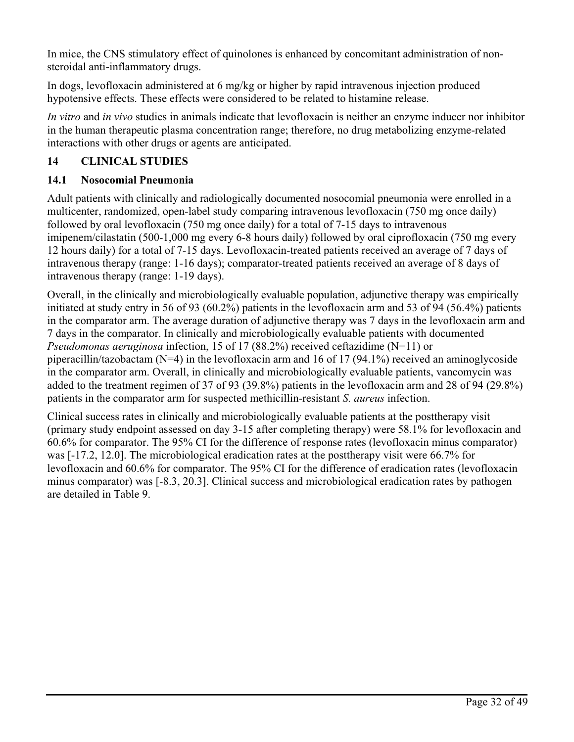In mice, the CNS stimulatory effect of quinolones is enhanced by concomitant administration of non-steroidal anti-inflammatory drugs.

In dogs, levofloxacin administered at 6 mg/kg or higher by rapid intravenous injection produced hypotensive effects. These effects were considered to be related to histamine release.

*In vitro* and *in vivo* studies in animals indicate that levofloxacin is neither an enzyme inducer nor inhibitor in the human therapeutic plasma concentration range; therefore, no drug metabolizing enzyme-related interactions with other drugs or agents are anticipated.

## 14 CLINICAL STUDIES

### 14.1 Nosocomial Pneumonia

Adult patients with clinically and radiologically documented nosocomial pneumonia were enrolled in a multicenter, randomized, open-label study comparing intravenous levofloxacin (750 mg once daily) followed by oral levofloxacin (750 mg once daily) for a total of 7-15 days to intravenous imipenem/cilastatin (500-1,000 mg every 6-8 hours daily) followed by oral ciprofloxacin (750 mg every 12 hours daily) for a total of 7-15 days. Levofloxacin-treated patients received an average of 7 days of intravenous therapy (range: 1-16 days); comparator-treated patients received an average of 8 days of intravenous therapy (range: 1-19 days).

Overall, in the clinically and microbiologically evaluable population, adjunctive therapy was empirically initiated at study entry in 56 of 93 (60.2%) patients in the levofloxacin arm and 53 of 94 (56.4%) patients in the comparator arm. The average duration of adjunctive therapy was 7 days in the levofloxacin arm and 7 days in the comparator. In clinically and microbiologically evaluable patients with documented *Pseudomonas aeruginosa* infection, 15 of 17 (88.2%) received ceftazidime (N=11) or piperacillin/tazobactam (N=4) in the levofloxacin arm and 16 of 17 (94.1%) received an aminoglycoside in the comparator arm. Overall, in clinically and microbiologically evaluable patients, vancomycin was added to the treatment regimen of 37 of 93 (39.8%) patients in the levofloxacin arm and 28 of 94 (29.8%) patients in the comparator arm for suspected methicillin-resistant *S. aureus* infection.

Clinical success rates in clinically and microbiologically evaluable patients at the posttherapy visit (primary study endpoint assessed on day 3-15 after completing therapy) were 58.1% for levofloxacin and 60.6% for comparator. The 95% CI for the difference of response rates (levofloxacin minus comparator) was [-17.2, 12.0]. The microbiological eradication rates at the posttherapy visit were 66.7% for levofloxacin and 60.6% for comparator. The 95% CI for the difference of eradication rates (levofloxacin minus comparator) was [-8.3, 20.3]. Clinical success and microbiological eradication rates by pathogen are detailed in Table 9.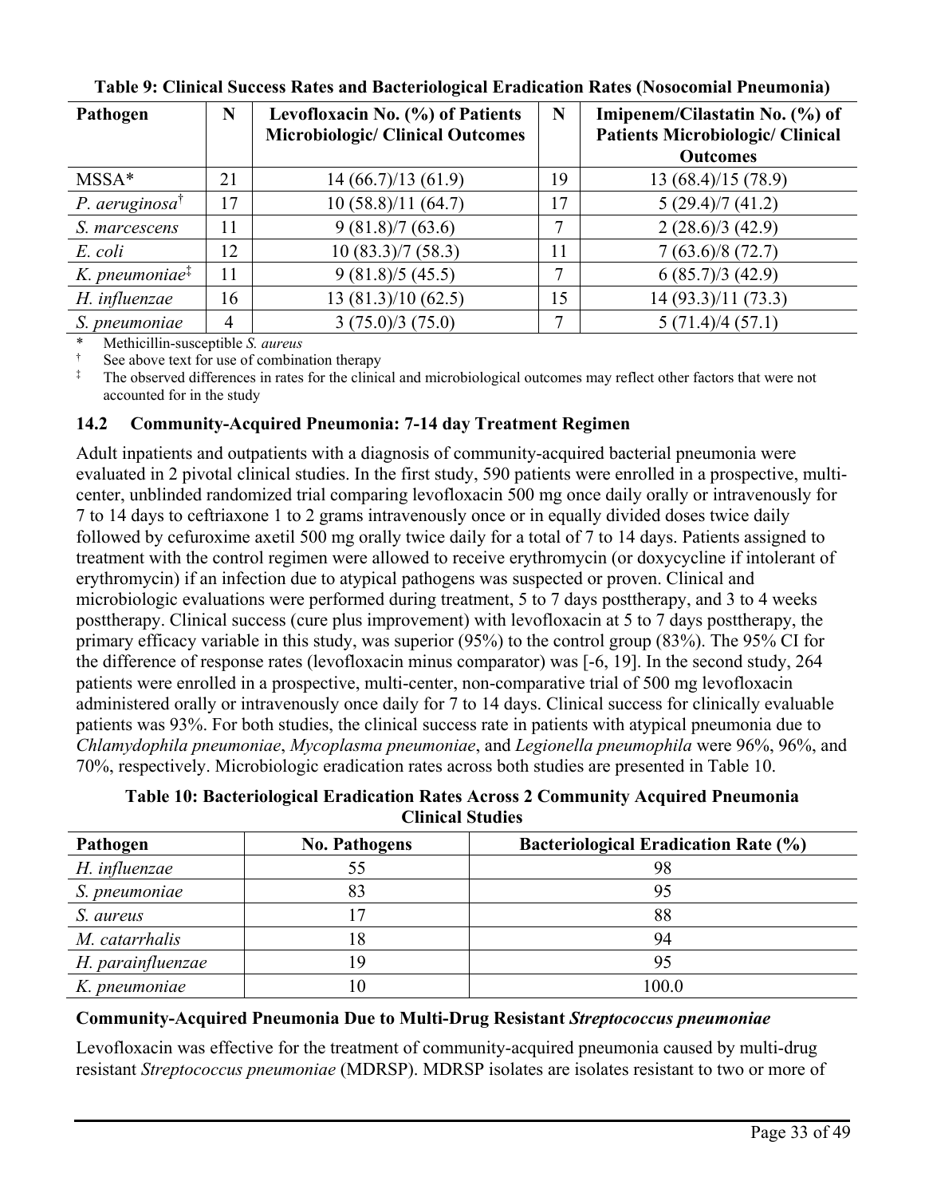**Table 9: Clinical Success Rates and Bacteriological Eradication Rates (Nosocomial Pneumonia)**

| Pathogen | N | Levofloxacin No. (%) of Patients Microbiologic/ Clinical Outcomes | N | Imipenem/Cilastatin No. (%) of Patients Microbiologic/ Clinical Outcomes |
|---|---|---|---|---|
| MSSA* | 21 | 14 (66.7)/13 (61.9) | 19 | 13 (68.4)/15 (78.9) |
| *P. aeruginosa*† | 17 | 10 (58.8)/11 (64.7) | 17 | 5 (29.4)/7 (41.2) |
| *S. marcescens* | 11 | 9 (81.8)/7 (63.6) | 7 | 2 (28.6)/3 (42.9) |
| *E. coli* | 12 | 10 (83.3)/7 (58.3) | 11 | 7 (63.6)/8 (72.7) |
| *K. pneumoniae*‡ | 11 | 9 (81.8)/5 (45.5) | 7 | 6 (85.7)/3 (42.9) |
| *H. influenzae* | 16 | 13 (81.3)/10 (62.5) | 15 | 14 (93.3)/11 (73.3) |
| *S. pneumoniae* | 4 | 3 (75.0)/3 (75.0) | 7 | 5 (71.4)/4 (57.1) |

\* Methicillin-susceptible *S. aureus*

† See above text for use of combination therapy

‡ The observed differences in rates for the clinical and microbiological outcomes may reflect other factors that were not accounted for in the study

### 14.2 Community-Acquired Pneumonia: 7-14 day Treatment Regimen

Adult inpatients and outpatients with a diagnosis of community-acquired bacterial pneumonia were evaluated in 2 pivotal clinical studies. In the first study, 590 patients were enrolled in a prospective, multi-center, unblinded randomized trial comparing levofloxacin 500 mg once daily orally or intravenously for 7 to 14 days to ceftriaxone 1 to 2 grams intravenously once or in equally divided doses twice daily followed by cefuroxime axetil 500 mg orally twice daily for a total of 7 to 14 days. Patients assigned to treatment with the control regimen were allowed to receive erythromycin (or doxycycline if intolerant of erythromycin) if an infection due to atypical pathogens was suspected or proven. Clinical and microbiologic evaluations were performed during treatment, 5 to 7 days posttherapy, and 3 to 4 weeks posttherapy. Clinical success (cure plus improvement) with levofloxacin at 5 to 7 days posttherapy, the primary efficacy variable in this study, was superior (95%) to the control group (83%). The 95% CI for the difference of response rates (levofloxacin minus comparator) was [-6, 19]. In the second study, 264 patients were enrolled in a prospective, multi-center, non-comparative trial of 500 mg levofloxacin administered orally or intravenously once daily for 7 to 14 days. Clinical success for clinically evaluable patients was 93%. For both studies, the clinical success rate in patients with atypical pneumonia due to *Chlamydophila pneumoniae*, *Mycoplasma pneumoniae*, and *Legionella pneumophila* were 96%, 96%, and 70%, respectively. Microbiologic eradication rates across both studies are presented in Table 10.

**Table 10: Bacteriological Eradication Rates Across 2 Community Acquired Pneumonia Clinical Studies**

| Pathogen | No. Pathogens | Bacteriological Eradication Rate (%) |
|---|---|---|
| *H. influenzae* | 55 | 98 |
| *S. pneumoniae* | 83 | 95 |
| *S. aureus* | 17 | 88 |
| *M. catarrhalis* | 18 | 94 |
| *H. parainfluenzae* | 19 | 95 |
| *K. pneumoniae* | 10 | 100.0 |

**Community-Acquired Pneumonia Due to Multi-Drug Resistant *Streptococcus pneumoniae***

Levofloxacin was effective for the treatment of community-acquired pneumonia caused by multi-drug resistant *Streptococcus pneumoniae* (MDRSP). MDRSP isolates are isolates resistant to two or more of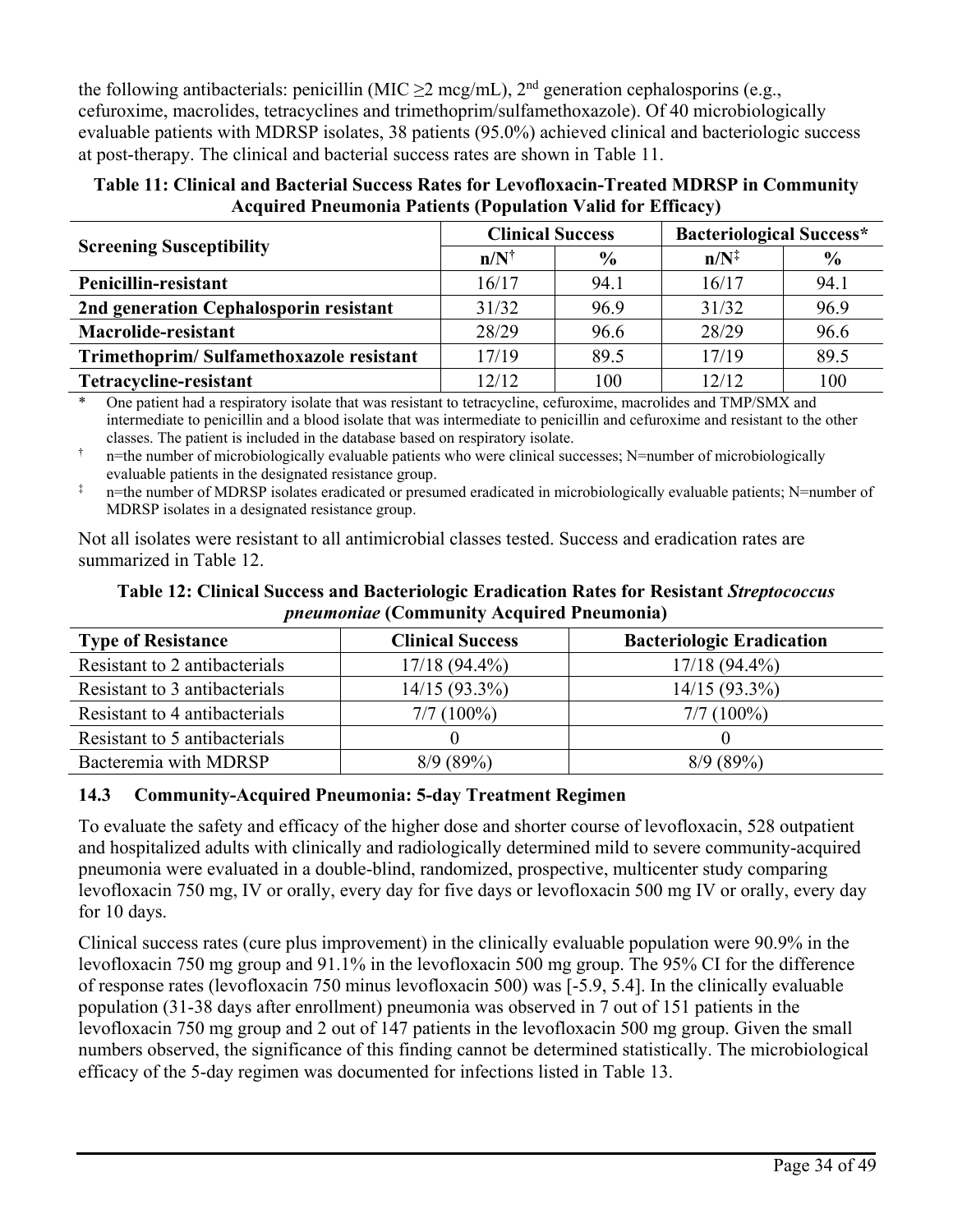the following antibacterials: penicillin (MIC ≥2 mcg/mL), 2[nd] generation cephalosporins (e.g., cefuroxime, macrolides, tetracyclines and trimethoprim/sulfamethoxazole). Of 40 microbiologically evaluable patients with MDRSP isolates, 38 patients (95.0%) achieved clinical and bacteriologic success at post-therapy. The clinical and bacterial success rates are shown in Table 11.

**Table 11: Clinical and Bacterial Success Rates for Levofloxacin-Treated MDRSP in Community Acquired Pneumonia Patients (Population Valid for Efficacy)**

| Screening Susceptibility | Clinical Success | | Bacteriological Success* | |
|---|---|---|---|---|
| | n/N[†] | % | n/N[‡] | % |
| **Penicillin-resistant** | 16/17 | 94.1 | 16/17 | 94.1 |
| **2nd generation Cephalosporin resistant** | 31/32 | 96.9 | 31/32 | 96.9 |
| **Macrolide-resistant** | 28/29 | 96.6 | 28/29 | 96.6 |
| **Trimethoprim/ Sulfamethoxazole resistant** | 17/19 | 89.5 | 17/19 | 89.5 |
| **Tetracycline-resistant** | 12/12 | 100 | 12/12 | 100 |

\* One patient had a respiratory isolate that was resistant to tetracycline, cefuroxime, macrolides and TMP/SMX and intermediate to penicillin and a blood isolate that was intermediate to penicillin and cefuroxime and resistant to the other classes. The patient is included in the database based on respiratory isolate.

† n=the number of microbiologically evaluable patients who were clinical successes; N=number of microbiologically evaluable patients in the designated resistance group.

‡ n=the number of MDRSP isolates eradicated or presumed eradicated in microbiologically evaluable patients; N=number of MDRSP isolates in a designated resistance group.

Not all isolates were resistant to all antimicrobial classes tested. Success and eradication rates are summarized in Table 12.

**Table 12: Clinical Success and Bacteriologic Eradication Rates for Resistant *Streptococcus pneumoniae* (Community Acquired Pneumonia)**

| Type of Resistance | Clinical Success | Bacteriologic Eradication |
|---|---|---|
| Resistant to 2 antibacterials | 17/18 (94.4%) | 17/18 (94.4%) |
| Resistant to 3 antibacterials | 14/15 (93.3%) | 14/15 (93.3%) |
| Resistant to 4 antibacterials | 7/7 (100%) | 7/7 (100%) |
| Resistant to 5 antibacterials | 0 | 0 |
| Bacteremia with MDRSP | 8/9 (89%) | 8/9 (89%) |

### 14.3 Community-Acquired Pneumonia: 5-day Treatment Regimen

To evaluate the safety and efficacy of the higher dose and shorter course of levofloxacin, 528 outpatient and hospitalized adults with clinically and radiologically determined mild to severe community-acquired pneumonia were evaluated in a double-blind, randomized, prospective, multicenter study comparing levofloxacin 750 mg, IV or orally, every day for five days or levofloxacin 500 mg IV or orally, every day for 10 days.

Clinical success rates (cure plus improvement) in the clinically evaluable population were 90.9% in the levofloxacin 750 mg group and 91.1% in the levofloxacin 500 mg group. The 95% CI for the difference of response rates (levofloxacin 750 minus levofloxacin 500) was [-5.9, 5.4]. In the clinically evaluable population (31-38 days after enrollment) pneumonia was observed in 7 out of 151 patients in the levofloxacin 750 mg group and 2 out of 147 patients in the levofloxacin 500 mg group. Given the small numbers observed, the significance of this finding cannot be determined statistically. The microbiological efficacy of the 5-day regimen was documented for infections listed in Table 13.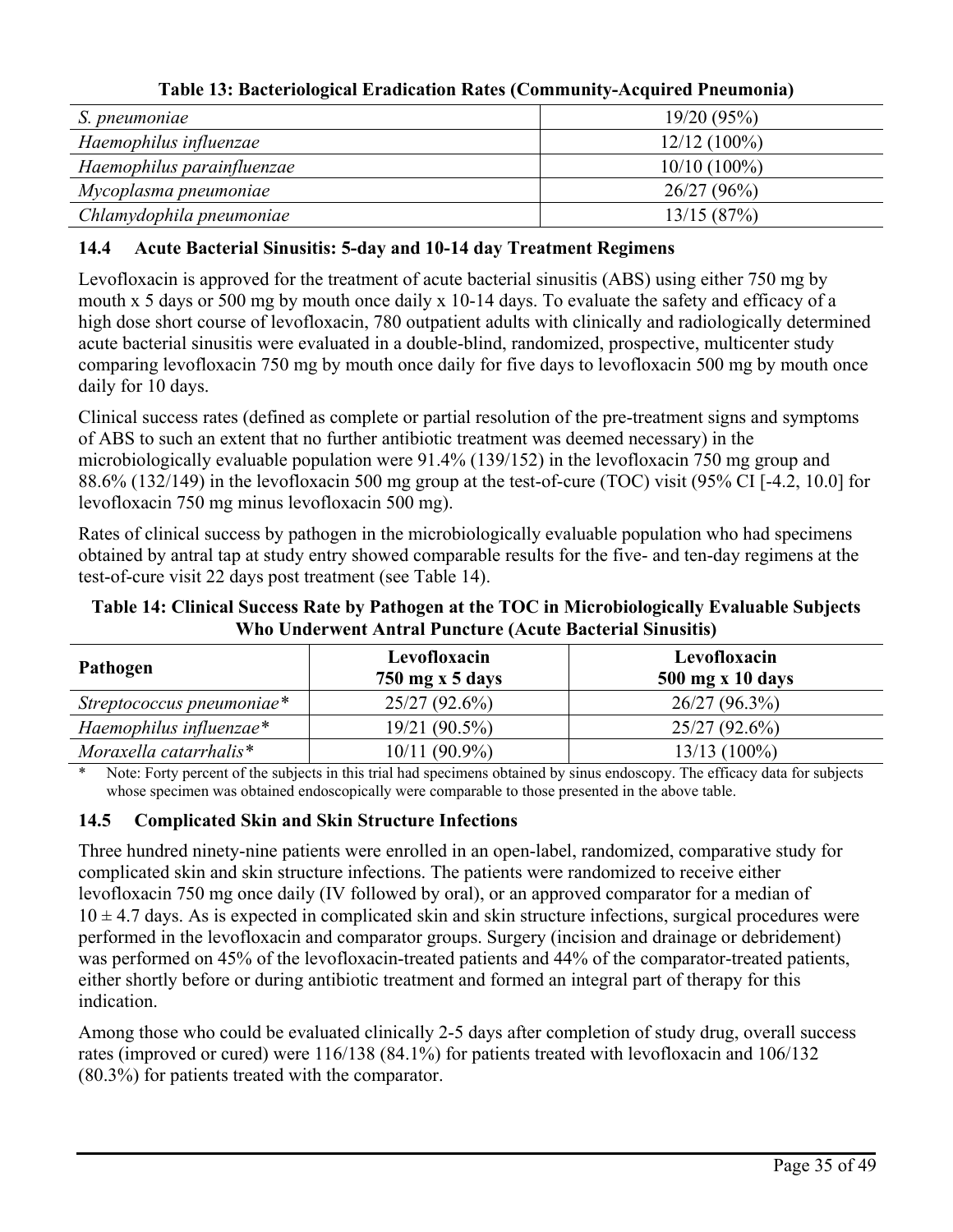**Table 13: Bacteriological Eradication Rates (Community-Acquired Pneumonia)**

| | |
|---|---|
| *S. pneumoniae* | 19/20 (95%) |
| *Haemophilus influenzae* | 12/12 (100%) |
| *Haemophilus parainfluenzae* | 10/10 (100%) |
| *Mycoplasma pneumoniae* | 26/27 (96%) |
| *Chlamydophila pneumoniae* | 13/15 (87%) |

### 14.4 Acute Bacterial Sinusitis: 5-day and 10-14 day Treatment Regimens

Levofloxacin is approved for the treatment of acute bacterial sinusitis (ABS) using either 750 mg by mouth x 5 days or 500 mg by mouth once daily x 10-14 days. To evaluate the safety and efficacy of a high dose short course of levofloxacin, 780 outpatient adults with clinically and radiologically determined acute bacterial sinusitis were evaluated in a double-blind, randomized, prospective, multicenter study comparing levofloxacin 750 mg by mouth once daily for five days to levofloxacin 500 mg by mouth once daily for 10 days.

Clinical success rates (defined as complete or partial resolution of the pre-treatment signs and symptoms of ABS to such an extent that no further antibiotic treatment was deemed necessary) in the microbiologically evaluable population were 91.4% (139/152) in the levofloxacin 750 mg group and 88.6% (132/149) in the levofloxacin 500 mg group at the test-of-cure (TOC) visit (95% CI [-4.2, 10.0] for levofloxacin 750 mg minus levofloxacin 500 mg).

Rates of clinical success by pathogen in the microbiologically evaluable population who had specimens obtained by antral tap at study entry showed comparable results for the five- and ten-day regimens at the test-of-cure visit 22 days post treatment (see Table 14).

**Table 14: Clinical Success Rate by Pathogen at the TOC in Microbiologically Evaluable Subjects Who Underwent Antral Puncture (Acute Bacterial Sinusitis)**

| Pathogen | Levofloxacin 750 mg x 5 days | Levofloxacin 500 mg x 10 days |
|---|---|---|
| *Streptococcus pneumoniae** | 25/27 (92.6%) | 26/27 (96.3%) |
| *Haemophilus influenzae** | 19/21 (90.5%) | 25/27 (92.6%) |
| *Moraxella catarrhalis** | 10/11 (90.9%) | 13/13 (100%) |

\* Note: Forty percent of the subjects in this trial had specimens obtained by sinus endoscopy. The efficacy data for subjects whose specimen was obtained endoscopically were comparable to those presented in the above table.

### 14.5 Complicated Skin and Skin Structure Infections

Three hundred ninety-nine patients were enrolled in an open-label, randomized, comparative study for complicated skin and skin structure infections. The patients were randomized to receive either levofloxacin 750 mg once daily (IV followed by oral), or an approved comparator for a median of $10 \pm 4.7$ days. As is expected in complicated skin and skin structure infections, surgical procedures were performed in the levofloxacin and comparator groups. Surgery (incision and drainage or debridement) was performed on 45% of the levofloxacin-treated patients and 44% of the comparator-treated patients, either shortly before or during antibiotic treatment and formed an integral part of therapy for this indication.

Among those who could be evaluated clinically 2-5 days after completion of study drug, overall success rates (improved or cured) were 116/138 (84.1%) for patients treated with levofloxacin and 106/132 (80.3%) for patients treated with the comparator.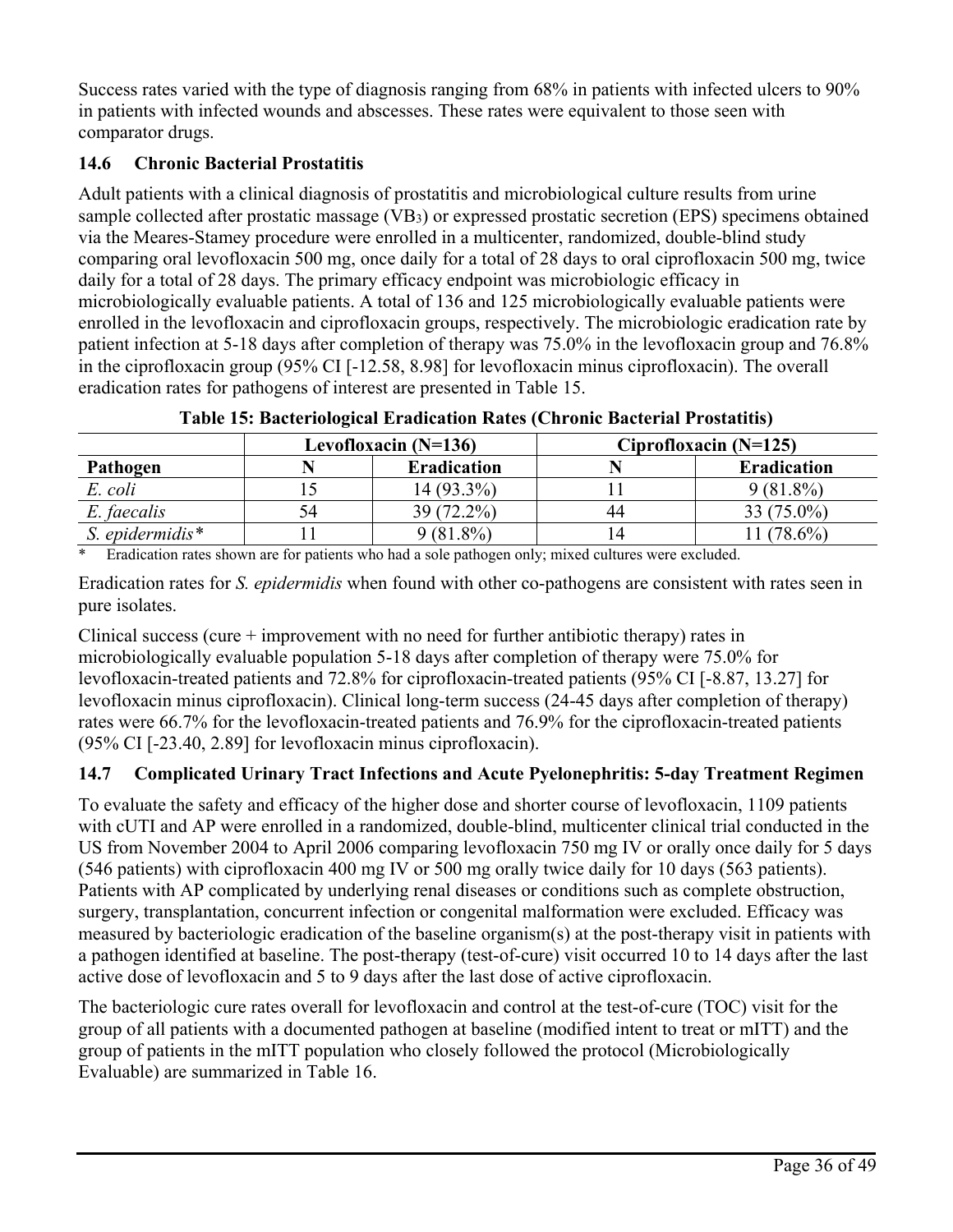Success rates varied with the type of diagnosis ranging from 68% in patients with infected ulcers to 90% in patients with infected wounds and abscesses. These rates were equivalent to those seen with comparator drugs.

### 14.6 Chronic Bacterial Prostatitis

Adult patients with a clinical diagnosis of prostatitis and microbiological culture results from urine sample collected after prostatic massage ($VB_3$) or expressed prostatic secretion (EPS) specimens obtained via the Meares-Stamey procedure were enrolled in a multicenter, randomized, double-blind study comparing oral levofloxacin 500 mg, once daily for a total of 28 days to oral ciprofloxacin 500 mg, twice daily for a total of 28 days. The primary efficacy endpoint was microbiologic efficacy in microbiologically evaluable patients. A total of 136 and 125 microbiologically evaluable patients were enrolled in the levofloxacin and ciprofloxacin groups, respectively. The microbiologic eradication rate by patient infection at 5-18 days after completion of therapy was 75.0% in the levofloxacin group and 76.8% in the ciprofloxacin group (95% CI [-12.58, 8.98] for levofloxacin minus ciprofloxacin). The overall eradication rates for pathogens of interest are presented in Table 15.

**Table 15: Bacteriological Eradication Rates (Chronic Bacterial Prostatitis)**

| | Levofloxacin (N=136) | | Ciprofloxacin (N=125) | |
|---|---|---|---|---|
| **Pathogen** | **N** | **Eradication** | **N** | **Eradication** |
| *E. coli* | 15 | 14 (93.3%) | 11 | 9 (81.8%) |
| *E. faecalis* | 54 | 39 (72.2%) | 44 | 33 (75.0%) |
| *S. epidermidis** | 11 | 9 (81.8%) | 14 | 11 (78.6%) |

\* Eradication rates shown are for patients who had a sole pathogen only; mixed cultures were excluded.

Eradication rates for *S. epidermidis* when found with other co-pathogens are consistent with rates seen in pure isolates.

Clinical success (cure + improvement with no need for further antibiotic therapy) rates in microbiologically evaluable population 5-18 days after completion of therapy were 75.0% for levofloxacin-treated patients and 72.8% for ciprofloxacin-treated patients (95% CI [-8.87, 13.27] for levofloxacin minus ciprofloxacin). Clinical long-term success (24-45 days after completion of therapy) rates were 66.7% for the levofloxacin-treated patients and 76.9% for the ciprofloxacin-treated patients (95% CI [-23.40, 2.89] for levofloxacin minus ciprofloxacin).

### 14.7 Complicated Urinary Tract Infections and Acute Pyelonephritis: 5-day Treatment Regimen

To evaluate the safety and efficacy of the higher dose and shorter course of levofloxacin, 1109 patients with cUTI and AP were enrolled in a randomized, double-blind, multicenter clinical trial conducted in the US from November 2004 to April 2006 comparing levofloxacin 750 mg IV or orally once daily for 5 days (546 patients) with ciprofloxacin 400 mg IV or 500 mg orally twice daily for 10 days (563 patients). Patients with AP complicated by underlying renal diseases or conditions such as complete obstruction, surgery, transplantation, concurrent infection or congenital malformation were excluded. Efficacy was measured by bacteriologic eradication of the baseline organism(s) at the post-therapy visit in patients with a pathogen identified at baseline. The post-therapy (test-of-cure) visit occurred 10 to 14 days after the last active dose of levofloxacin and 5 to 9 days after the last dose of active ciprofloxacin.

The bacteriologic cure rates overall for levofloxacin and control at the test-of-cure (TOC) visit for the group of all patients with a documented pathogen at baseline (modified intent to treat or mITT) and the group of patients in the mITT population who closely followed the protocol (Microbiologically Evaluable) are summarized in Table 16.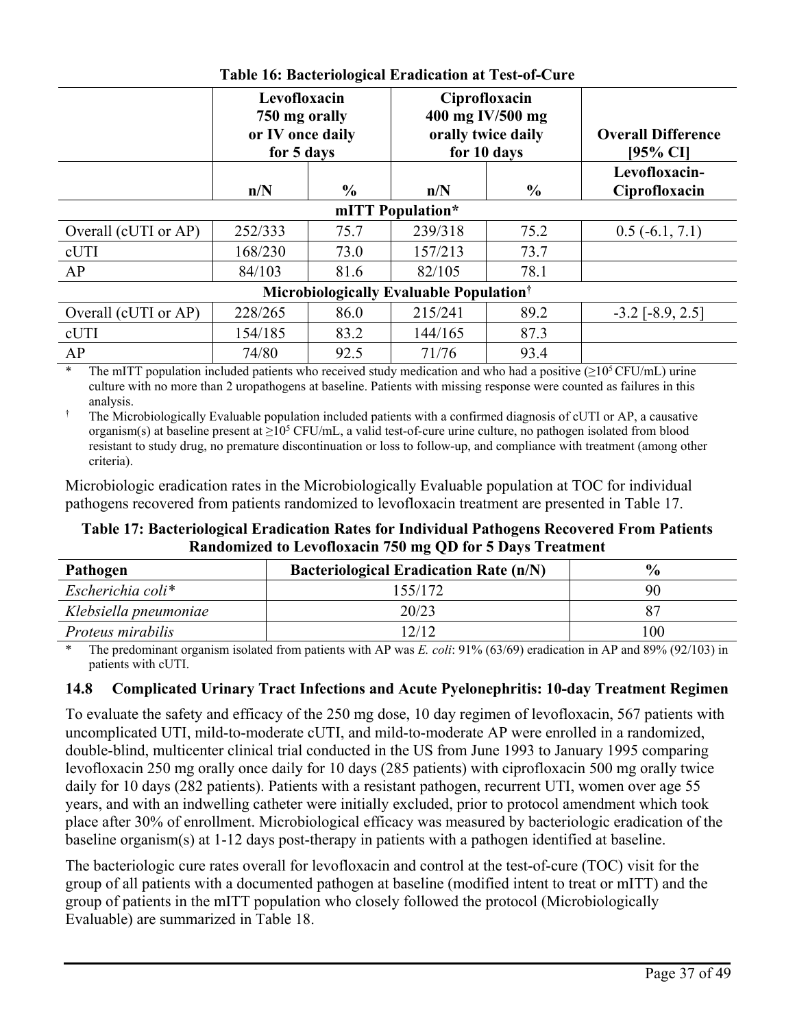**Table 16: Bacteriological Eradication at Test-of-Cure**

| | Levofloxacin 750 mg orally or IV once daily for 5 days | | Ciprofloxacin 400 mg IV/500 mg orally twice daily for 10 days | | Overall Difference [95% CI] |
|---|---|---|---|---|---|
| | n/N | % | n/N | % | Levofloxacin-Ciprofloxacin |
| **mITT Population*** | | | | | |
| Overall (cUTI or AP) | 252/333 | 75.7 | 239/318 | 75.2 | 0.5 (-6.1, 7.1) |
| cUTI | 168/230 | 73.0 | 157/213 | 73.7 | |
| AP | 84/103 | 81.6 | 82/105 | 78.1 | |
| **Microbiologically Evaluable Population†** | | | | | |
| Overall (cUTI or AP) | 228/265 | 86.0 | 215/241 | 89.2 | -3.2 [-8.9, 2.5] |
| cUTI | 154/185 | 83.2 | 144/165 | 87.3 | |
| AP | 74/80 | 92.5 | 71/76 | 93.4 | |

\* The mITT population included patients who received study medication and who had a positive ($\geq 10^5$ CFU/mL) urine culture with no more than 2 uropathogens at baseline. Patients with missing response were counted as failures in this analysis.

† The Microbiologically Evaluable population included patients with a confirmed diagnosis of cUTI or AP, a causative organism(s) at baseline present at $\geq 10^5$ CFU/mL, a valid test-of-cure urine culture, no pathogen isolated from blood resistant to study drug, no premature discontinuation or loss to follow-up, and compliance with treatment (among other criteria).

Microbiologic eradication rates in the Microbiologically Evaluable population at TOC for individual pathogens recovered from patients randomized to levofloxacin treatment are presented in Table 17.

**Table 17: Bacteriological Eradication Rates for Individual Pathogens Recovered From Patients Randomized to Levofloxacin 750 mg QD for 5 Days Treatment**

| Pathogen | Bacteriological Eradication Rate (n/N) | % |
|---|---|---|
| *Escherichia coli** | 155/172 | 90 |
| *Klebsiella pneumoniae* | 20/23 | 87 |
| *Proteus mirabilis* | 12/12 | 100 |

\* The predominant organism isolated from patients with AP was *E. coli*: 91% (63/69) eradication in AP and 89% (92/103) in patients with cUTI.

### 14.8 Complicated Urinary Tract Infections and Acute Pyelonephritis: 10-day Treatment Regimen

To evaluate the safety and efficacy of the 250 mg dose, 10 day regimen of levofloxacin, 567 patients with uncomplicated UTI, mild-to-moderate cUTI, and mild-to-moderate AP were enrolled in a randomized, double-blind, multicenter clinical trial conducted in the US from June 1993 to January 1995 comparing levofloxacin 250 mg orally once daily for 10 days (285 patients) with ciprofloxacin 500 mg orally twice daily for 10 days (282 patients). Patients with a resistant pathogen, recurrent UTI, women over age 55 years, and with an indwelling catheter were initially excluded, prior to protocol amendment which took place after 30% of enrollment. Microbiological efficacy was measured by bacteriologic eradication of the baseline organism(s) at 1-12 days post-therapy in patients with a pathogen identified at baseline.

The bacteriologic cure rates overall for levofloxacin and control at the test-of-cure (TOC) visit for the group of all patients with a documented pathogen at baseline (modified intent to treat or mITT) and the group of patients in the mITT population who closely followed the protocol (Microbiologically Evaluable) are summarized in Table 18.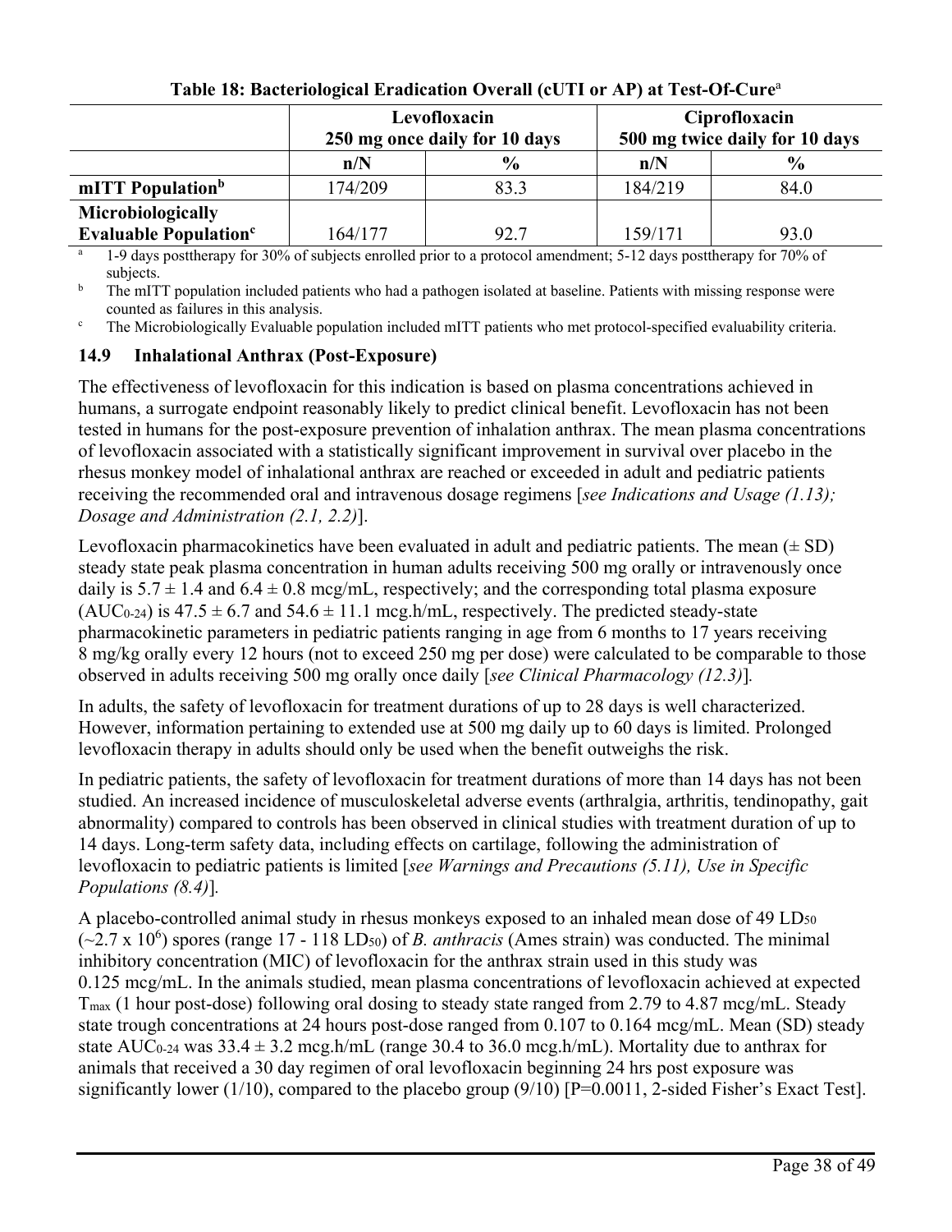**Table 18: Bacteriological Eradication Overall (cUTI or AP) at Test-Of-Cure[a]**

| | Levofloxacin 250 mg once daily for 10 days | | Ciprofloxacin 500 mg twice daily for 10 days | |
|---|---|---|---|---|
| | n/N | % | n/N | % |
| **mITT Population[b]** | 174/209 | 83.3 | 184/219 | 84.0 |
| **Microbiologically Evaluable Population[c]** | 164/177 | 92.7 | 159/171 | 93.0 |

[a] 1-9 days posttherapy for 30% of subjects enrolled prior to a protocol amendment; 5-12 days posttherapy for 70% of subjects.

[b] The mITT population included patients who had a pathogen isolated at baseline. Patients with missing response were counted as failures in this analysis.

[c] The Microbiologically Evaluable population included mITT patients who met protocol-specified evaluability criteria.

### 14.9 Inhalational Anthrax (Post-Exposure)

The effectiveness of levofloxacin for this indication is based on plasma concentrations achieved in humans, a surrogate endpoint reasonably likely to predict clinical benefit. Levofloxacin has not been tested in humans for the post-exposure prevention of inhalation anthrax. The mean plasma concentrations of levofloxacin associated with a statistically significant improvement in survival over placebo in the rhesus monkey model of inhalational anthrax are reached or exceeded in adult and pediatric patients receiving the recommended oral and intravenous dosage regimens [*see Indications and Usage (1.13); Dosage and Administration (2.1, 2.2)*].

Levofloxacin pharmacokinetics have been evaluated in adult and pediatric patients. The mean (± SD) steady state peak plasma concentration in human adults receiving 500 mg orally or intravenously once daily is 5.7 ± 1.4 and 6.4 ± 0.8 mcg/mL, respectively; and the corresponding total plasma exposure ($AUC_{0\text{-}24}$) is 47.5 ± 6.7 and 54.6 ± 11.1 mcg.h/mL, respectively. The predicted steady-state pharmacokinetic parameters in pediatric patients ranging in age from 6 months to 17 years receiving 8 mg/kg orally every 12 hours (not to exceed 250 mg per dose) were calculated to be comparable to those observed in adults receiving 500 mg orally once daily [*see Clinical Pharmacology (12.3)*].

In adults, the safety of levofloxacin for treatment durations of up to 28 days is well characterized. However, information pertaining to extended use at 500 mg daily up to 60 days is limited. Prolonged levofloxacin therapy in adults should only be used when the benefit outweighs the risk.

In pediatric patients, the safety of levofloxacin for treatment durations of more than 14 days has not been studied. An increased incidence of musculoskeletal adverse events (arthralgia, arthritis, tendinopathy, gait abnormality) compared to controls has been observed in clinical studies with treatment duration of up to 14 days. Long-term safety data, including effects on cartilage, following the administration of levofloxacin to pediatric patients is limited [*see Warnings and Precautions (5.11), Use in Specific Populations (8.4)*].

A placebo-controlled animal study in rhesus monkeys exposed to an inhaled mean dose of 49 $LD_{50}$ (~2.7 x $10^6$) spores (range 17 - 118 $LD_{50}$) of *B. anthracis* (Ames strain) was conducted. The minimal inhibitory concentration (MIC) of levofloxacin for the anthrax strain used in this study was 0.125 mcg/mL. In the animals studied, mean plasma concentrations of levofloxacin achieved at expected $T_{max}$ (1 hour post-dose) following oral dosing to steady state ranged from 2.79 to 4.87 mcg/mL. Steady state trough concentrations at 24 hours post-dose ranged from 0.107 to 0.164 mcg/mL. Mean (SD) steady state $AUC_{0\text{-}24}$ was 33.4 ± 3.2 mcg.h/mL (range 30.4 to 36.0 mcg.h/mL). Mortality due to anthrax for animals that received a 30 day regimen of oral levofloxacin beginning 24 hrs post exposure was significantly lower (1/10), compared to the placebo group (9/10) [P=0.0011, 2-sided Fisher's Exact Test].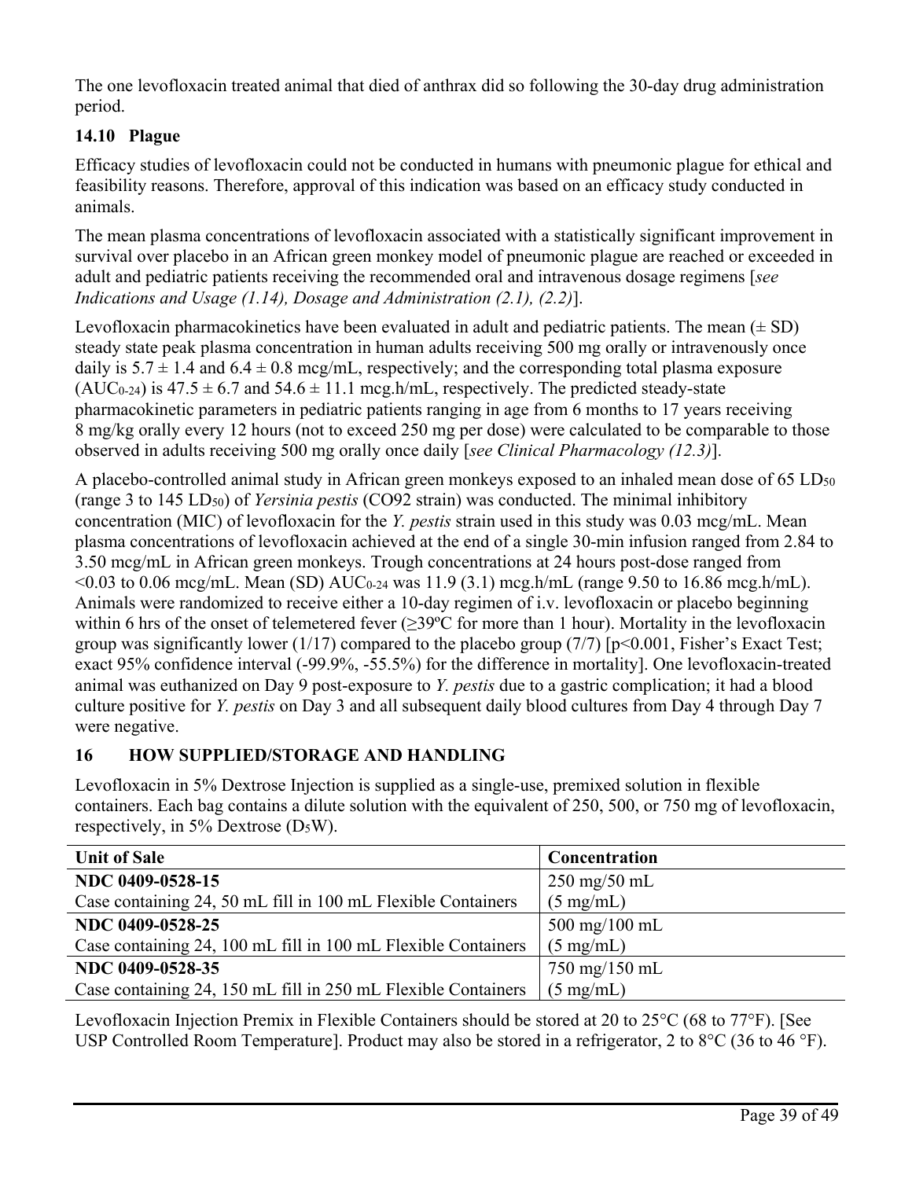The one levofloxacin treated animal that died of anthrax did so following the 30-day drug administration period.

### 14.10 Plague

Efficacy studies of levofloxacin could not be conducted in humans with pneumonic plague for ethical and feasibility reasons. Therefore, approval of this indication was based on an efficacy study conducted in animals.

The mean plasma concentrations of levofloxacin associated with a statistically significant improvement in survival over placebo in an African green monkey model of pneumonic plague are reached or exceeded in adult and pediatric patients receiving the recommended oral and intravenous dosage regimens [*see Indications and Usage (1.14), Dosage and Administration (2.1), (2.2)*].

Levofloxacin pharmacokinetics have been evaluated in adult and pediatric patients. The mean (± SD) steady state peak plasma concentration in human adults receiving 500 mg orally or intravenously once daily is 5.7 ± 1.4 and 6.4 ± 0.8 mcg/mL, respectively; and the corresponding total plasma exposure ($AUC_{0\text{-}24}$) is 47.5 ± 6.7 and 54.6 ± 11.1 mcg.h/mL, respectively. The predicted steady-state pharmacokinetic parameters in pediatric patients ranging in age from 6 months to 17 years receiving 8 mg/kg orally every 12 hours (not to exceed 250 mg per dose) were calculated to be comparable to those observed in adults receiving 500 mg orally once daily [*see Clinical Pharmacology (12.3)*].

A placebo-controlled animal study in African green monkeys exposed to an inhaled mean dose of 65 $LD_{50}$ (range 3 to 145 $LD_{50}$) of *Yersinia pestis* (CO92 strain) was conducted. The minimal inhibitory concentration (MIC) of levofloxacin for the *Y. pestis* strain used in this study was 0.03 mcg/mL. Mean plasma concentrations of levofloxacin achieved at the end of a single 30-min infusion ranged from 2.84 to 3.50 mcg/mL in African green monkeys. Trough concentrations at 24 hours post-dose ranged from <0.03 to 0.06 mcg/mL. Mean (SD) $AUC_{0\text{-}24}$ was 11.9 (3.1) mcg.h/mL (range 9.50 to 16.86 mcg.h/mL). Animals were randomized to receive either a 10-day regimen of i.v. levofloxacin or placebo beginning within 6 hrs of the onset of telemetered fever (≥39ºC for more than 1 hour). Mortality in the levofloxacin group was significantly lower (1/17) compared to the placebo group (7/7) [$p<0.001$, Fisher's Exact Test; exact 95% confidence interval (-99.9%, -55.5%) for the difference in mortality]. One levofloxacin-treated animal was euthanized on Day 9 post-exposure to *Y. pestis* due to a gastric complication; it had a blood culture positive for *Y. pestis* on Day 3 and all subsequent daily blood cultures from Day 4 through Day 7 were negative.

## 16 HOW SUPPLIED/STORAGE AND HANDLING

Levofloxacin in 5% Dextrose Injection is supplied as a single-use, premixed solution in flexible containers. Each bag contains a dilute solution with the equivalent of 250, 500, or 750 mg of levofloxacin, respectively, in 5% Dextrose ($D_5W$).

| Unit of Sale | Concentration |
|---|---|
| **NDC 0409-0528-15** Case containing 24, 50 mL fill in 100 mL Flexible Containers | 250 mg/50 mL (5 mg/mL) |
| **NDC 0409-0528-25** Case containing 24, 100 mL fill in 100 mL Flexible Containers | 500 mg/100 mL (5 mg/mL) |
| **NDC 0409-0528-35** Case containing 24, 150 mL fill in 250 mL Flexible Containers | 750 mg/150 mL (5 mg/mL) |

Levofloxacin Injection Premix in Flexible Containers should be stored at 20 to 25°C (68 to 77°F). [See USP Controlled Room Temperature]. Product may also be stored in a refrigerator, 2 to 8°C (36 to 46 °F).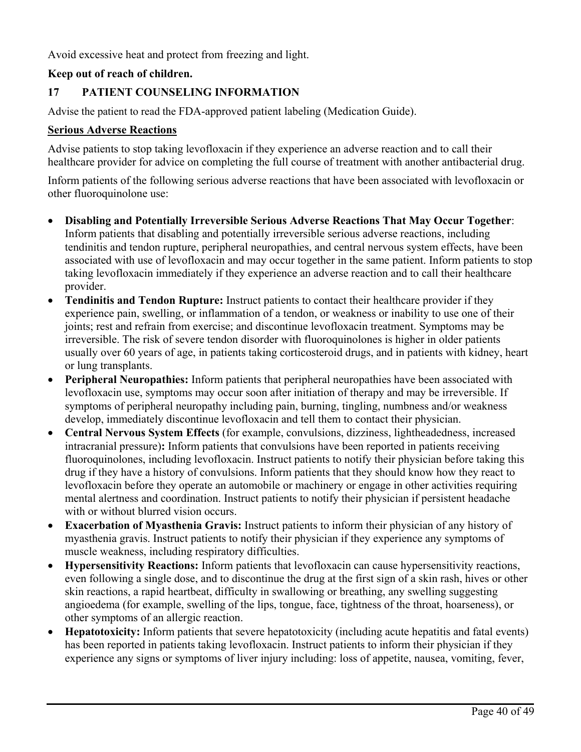Avoid excessive heat and protect from freezing and light.

**Keep out of reach of children.**

## 17 PATIENT COUNSELING INFORMATION

Advise the patient to read the FDA-approved patient labeling (Medication Guide).

**Serious Adverse Reactions**

Advise patients to stop taking levofloxacin if they experience an adverse reaction and to call their healthcare provider for advice on completing the full course of treatment with another antibacterial drug.

Inform patients of the following serious adverse reactions that have been associated with levofloxacin or other fluoroquinolone use:

- **Disabling and Potentially Irreversible Serious Adverse Reactions That May Occur Together**: Inform patients that disabling and potentially irreversible serious adverse reactions, including tendinitis and tendon rupture, peripheral neuropathies, and central nervous system effects, have been associated with use of levofloxacin and may occur together in the same patient. Inform patients to stop taking levofloxacin immediately if they experience an adverse reaction and to call their healthcare provider.
- **Tendinitis and Tendon Rupture:** Instruct patients to contact their healthcare provider if they experience pain, swelling, or inflammation of a tendon, or weakness or inability to use one of their joints; rest and refrain from exercise; and discontinue levofloxacin treatment. Symptoms may be irreversible. The risk of severe tendon disorder with fluoroquinolones is higher in older patients usually over 60 years of age, in patients taking corticosteroid drugs, and in patients with kidney, heart or lung transplants.
- **Peripheral Neuropathies:** Inform patients that peripheral neuropathies have been associated with levofloxacin use, symptoms may occur soon after initiation of therapy and may be irreversible. If symptoms of peripheral neuropathy including pain, burning, tingling, numbness and/or weakness develop, immediately discontinue levofloxacin and tell them to contact their physician.
- **Central Nervous System Effects** (for example, convulsions, dizziness, lightheadedness, increased intracranial pressure)**:** Inform patients that convulsions have been reported in patients receiving fluoroquinolones, including levofloxacin. Instruct patients to notify their physician before taking this drug if they have a history of convulsions. Inform patients that they should know how they react to levofloxacin before they operate an automobile or machinery or engage in other activities requiring mental alertness and coordination. Instruct patients to notify their physician if persistent headache with or without blurred vision occurs.
- **Exacerbation of Myasthenia Gravis:** Instruct patients to inform their physician of any history of myasthenia gravis. Instruct patients to notify their physician if they experience any symptoms of muscle weakness, including respiratory difficulties.
- **Hypersensitivity Reactions:** Inform patients that levofloxacin can cause hypersensitivity reactions, even following a single dose, and to discontinue the drug at the first sign of a skin rash, hives or other skin reactions, a rapid heartbeat, difficulty in swallowing or breathing, any swelling suggesting angioedema (for example, swelling of the lips, tongue, face, tightness of the throat, hoarseness), or other symptoms of an allergic reaction.
- **Hepatotoxicity:** Inform patients that severe hepatotoxicity (including acute hepatitis and fatal events) has been reported in patients taking levofloxacin. Instruct patients to inform their physician if they experience any signs or symptoms of liver injury including: loss of appetite, nausea, vomiting, fever,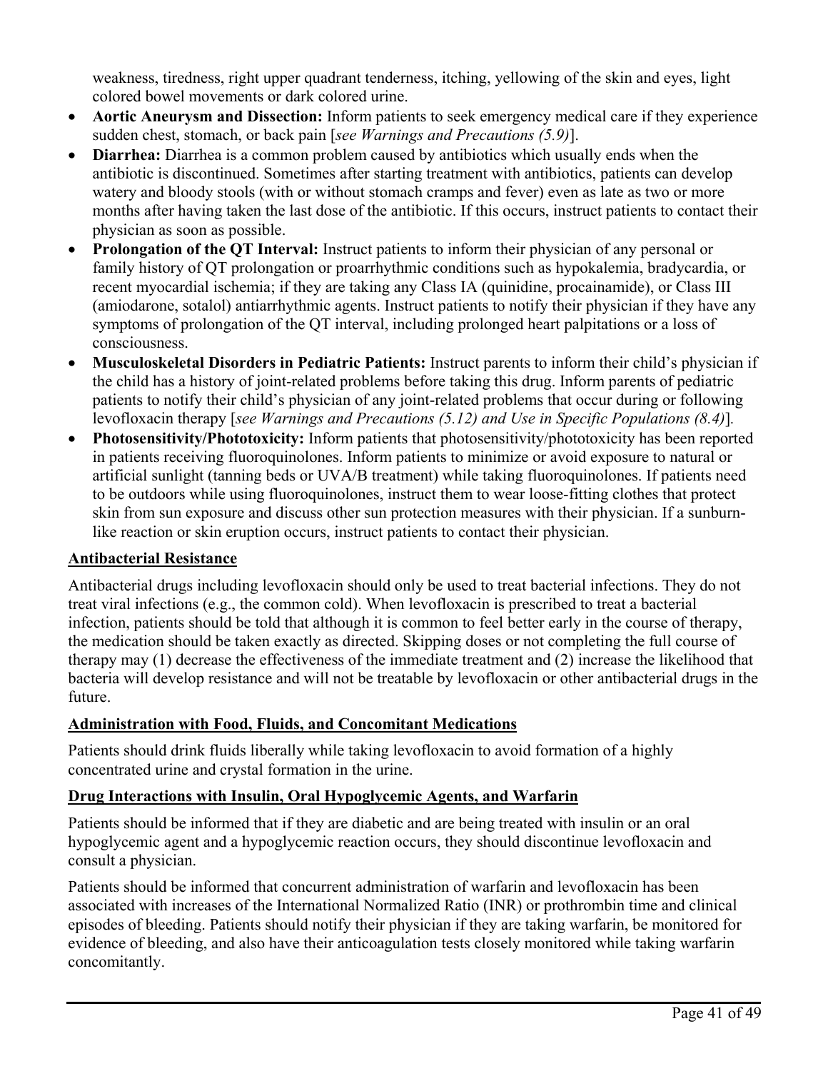weakness, tiredness, right upper quadrant tenderness, itching, yellowing of the skin and eyes, light colored bowel movements or dark colored urine.

- **Aortic Aneurysm and Dissection:** Inform patients to seek emergency medical care if they experience sudden chest, stomach, or back pain [*see Warnings and Precautions (5.9)*].
- **Diarrhea:** Diarrhea is a common problem caused by antibiotics which usually ends when the antibiotic is discontinued. Sometimes after starting treatment with antibiotics, patients can develop watery and bloody stools (with or without stomach cramps and fever) even as late as two or more months after having taken the last dose of the antibiotic. If this occurs, instruct patients to contact their physician as soon as possible.
- **Prolongation of the QT Interval:** Instruct patients to inform their physician of any personal or family history of QT prolongation or proarrhythmic conditions such as hypokalemia, bradycardia, or recent myocardial ischemia; if they are taking any Class IA (quinidine, procainamide), or Class III (amiodarone, sotalol) antiarrhythmic agents. Instruct patients to notify their physician if they have any symptoms of prolongation of the QT interval, including prolonged heart palpitations or a loss of consciousness.
- **Musculoskeletal Disorders in Pediatric Patients:** Instruct parents to inform their child's physician if the child has a history of joint-related problems before taking this drug. Inform parents of pediatric patients to notify their child's physician of any joint-related problems that occur during or following levofloxacin therapy [*see Warnings and Precautions (5.12) and Use in Specific Populations (8.4)*].
- **Photosensitivity/Phototoxicity:** Inform patients that photosensitivity/phototoxicity has been reported in patients receiving fluoroquinolones. Inform patients to minimize or avoid exposure to natural or artificial sunlight (tanning beds or UVA/B treatment) while taking fluoroquinolones. If patients need to be outdoors while using fluoroquinolones, instruct them to wear loose-fitting clothes that protect skin from sun exposure and discuss other sun protection measures with their physician. If a sunburn-like reaction or skin eruption occurs, instruct patients to contact their physician.

**Antibacterial Resistance**

Antibacterial drugs including levofloxacin should only be used to treat bacterial infections. They do not treat viral infections (e.g., the common cold). When levofloxacin is prescribed to treat a bacterial infection, patients should be told that although it is common to feel better early in the course of therapy, the medication should be taken exactly as directed. Skipping doses or not completing the full course of therapy may (1) decrease the effectiveness of the immediate treatment and (2) increase the likelihood that bacteria will develop resistance and will not be treatable by levofloxacin or other antibacterial drugs in the future.

**Administration with Food, Fluids, and Concomitant Medications**

Patients should drink fluids liberally while taking levofloxacin to avoid formation of a highly concentrated urine and crystal formation in the urine.

**Drug Interactions with Insulin, Oral Hypoglycemic Agents, and Warfarin**

Patients should be informed that if they are diabetic and are being treated with insulin or an oral hypoglycemic agent and a hypoglycemic reaction occurs, they should discontinue levofloxacin and consult a physician.

Patients should be informed that concurrent administration of warfarin and levofloxacin has been associated with increases of the International Normalized Ratio (INR) or prothrombin time and clinical episodes of bleeding. Patients should notify their physician if they are taking warfarin, be monitored for evidence of bleeding, and also have their anticoagulation tests closely monitored while taking warfarin concomitantly.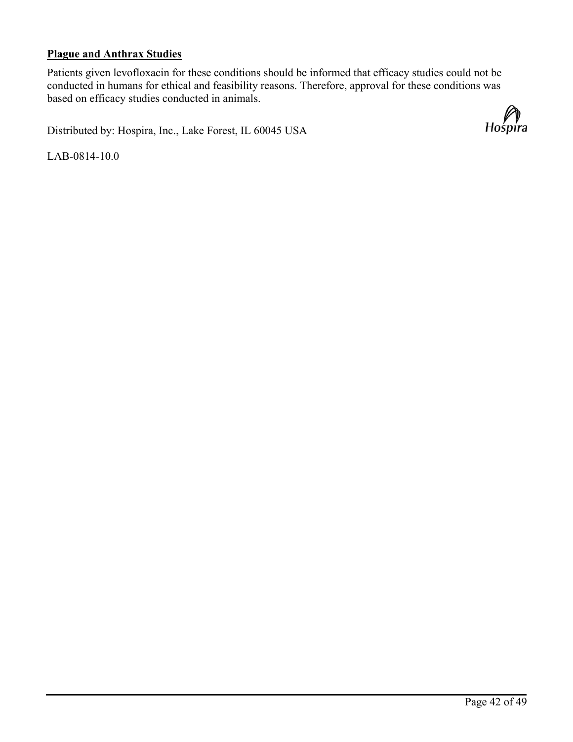**Plague and Anthrax Studies**

Patients given levofloxacin for these conditions should be informed that efficacy studies could not be conducted in humans for ethical and feasibility reasons. Therefore, approval for these conditions was based on efficacy studies conducted in animals.

Distributed by: Hospira, Inc., Lake Forest, IL 60045 USA

LAB-0814-10.0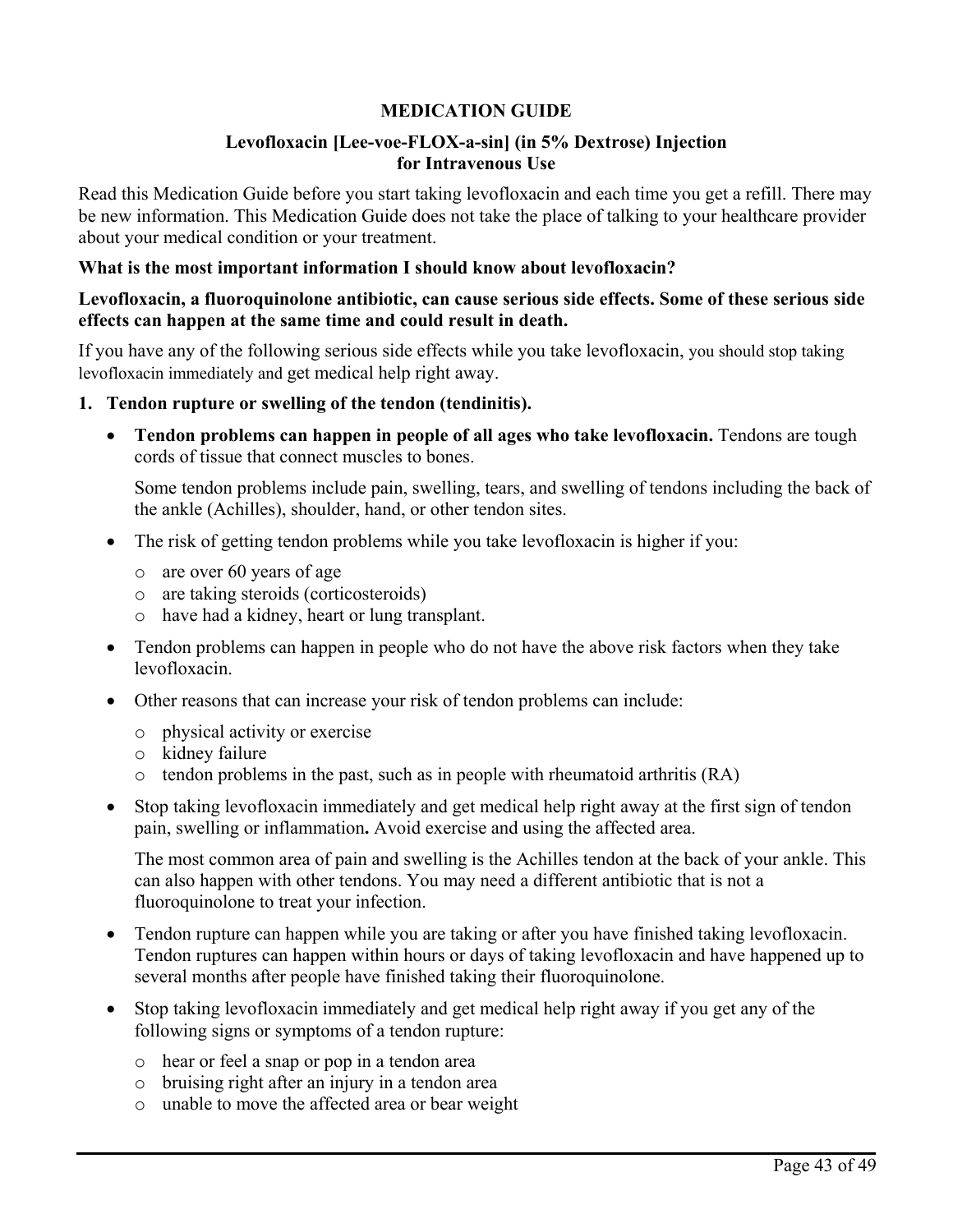# MEDICATION GUIDE

## Levofloxacin [Lee-voe-FLOX-a-sin] (in 5% Dextrose) Injection for Intravenous Use

Read this Medication Guide before you start taking levofloxacin and each time you get a refill. There may be new information. This Medication Guide does not take the place of talking to your healthcare provider about your medical condition or your treatment.

**What is the most important information I should know about levofloxacin?**

**Levofloxacin, a fluoroquinolone antibiotic, can cause serious side effects. Some of these serious side effects can happen at the same time and could result in death.**

If you have any of the following serious side effects while you take levofloxacin, you should stop taking levofloxacin immediately and get medical help right away.

1. **Tendon rupture or swelling of the tendon (tendinitis).**
   - **Tendon problems can happen in people of all ages who take levofloxacin.** Tendons are tough cords of tissue that connect muscles to bones.

     Some tendon problems include pain, swelling, tears, and swelling of tendons including the back of the ankle (Achilles), shoulder, hand, or other tendon sites.
   - The risk of getting tendon problems while you take levofloxacin is higher if you:
     - are over 60 years of age
     - are taking steroids (corticosteroids)
     - have had a kidney, heart or lung transplant.
   - Tendon problems can happen in people who do not have the above risk factors when they take levofloxacin.
   - Other reasons that can increase your risk of tendon problems can include:
     - physical activity or exercise
     - kidney failure
     - tendon problems in the past, such as in people with rheumatoid arthritis (RA)
   - Stop taking levofloxacin immediately and get medical help right away at the first sign of tendon pain, swelling or inflammation**.** Avoid exercise and using the affected area.

     The most common area of pain and swelling is the Achilles tendon at the back of your ankle. This can also happen with other tendons. You may need a different antibiotic that is not a fluoroquinolone to treat your infection.
   - Tendon rupture can happen while you are taking or after you have finished taking levofloxacin. Tendon ruptures can happen within hours or days of taking levofloxacin and have happened up to several months after people have finished taking their fluoroquinolone.
   - Stop taking levofloxacin immediately and get medical help right away if you get any of the following signs or symptoms of a tendon rupture:
     - hear or feel a snap or pop in a tendon area
     - bruising right after an injury in a tendon area
     - unable to move the affected area or bear weight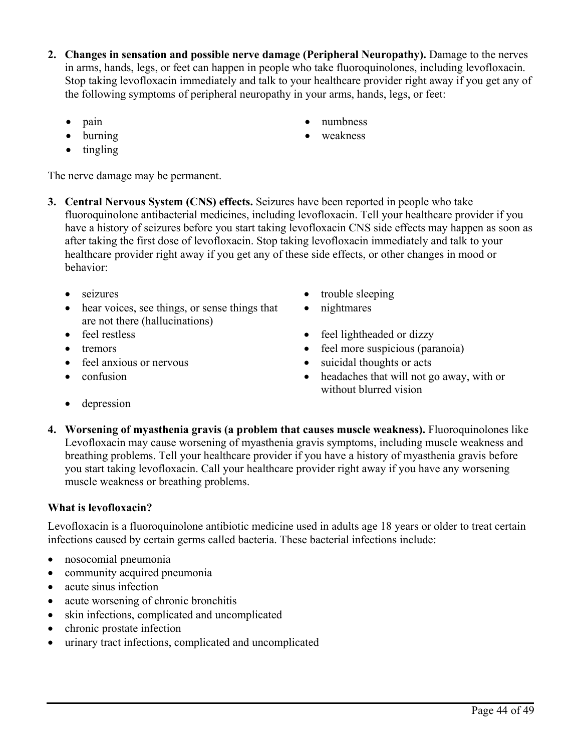2. **Changes in sensation and possible nerve damage (Peripheral Neuropathy).** Damage to the nerves in arms, hands, legs, or feet can happen in people who take fluoroquinolones, including levofloxacin. Stop taking levofloxacin immediately and talk to your healthcare provider right away if you get any of the following symptoms of peripheral neuropathy in your arms, hands, legs, or feet:

    - pain
    - burning
    - tingling
    - numbness
    - weakness

    The nerve damage may be permanent.

3. **Central Nervous System (CNS) effects.** Seizures have been reported in people who take fluoroquinolone antibacterial medicines, including levofloxacin. Tell your healthcare provider if you have a history of seizures before you start taking levofloxacin CNS side effects may happen as soon as after taking the first dose of levofloxacin. Stop taking levofloxacin immediately and talk to your healthcare provider right away if you get any of these side effects, or other changes in mood or behavior:

    - seizures
    - hear voices, see things, or sense things that are not there (hallucinations)
    - feel restless
    - tremors
    - feel anxious or nervous
    - confusion
    - depression
    - trouble sleeping
    - nightmares
    - feel lightheaded or dizzy
    - feel more suspicious (paranoia)
    - suicidal thoughts or acts
    - headaches that will not go away, with or without blurred vision

4. **Worsening of myasthenia gravis (a problem that causes muscle weakness).** Fluoroquinolones like Levofloxacin may cause worsening of myasthenia gravis symptoms, including muscle weakness and breathing problems. Tell your healthcare provider if you have a history of myasthenia gravis before you start taking levofloxacin. Call your healthcare provider right away if you have any worsening muscle weakness or breathing problems.

**What is levofloxacin?**

Levofloxacin is a fluoroquinolone antibiotic medicine used in adults age 18 years or older to treat certain infections caused by certain germs called bacteria. These bacterial infections include:

- nosocomial pneumonia
- community acquired pneumonia
- acute sinus infection
- acute worsening of chronic bronchitis
- skin infections, complicated and uncomplicated
- chronic prostate infection
- urinary tract infections, complicated and uncomplicated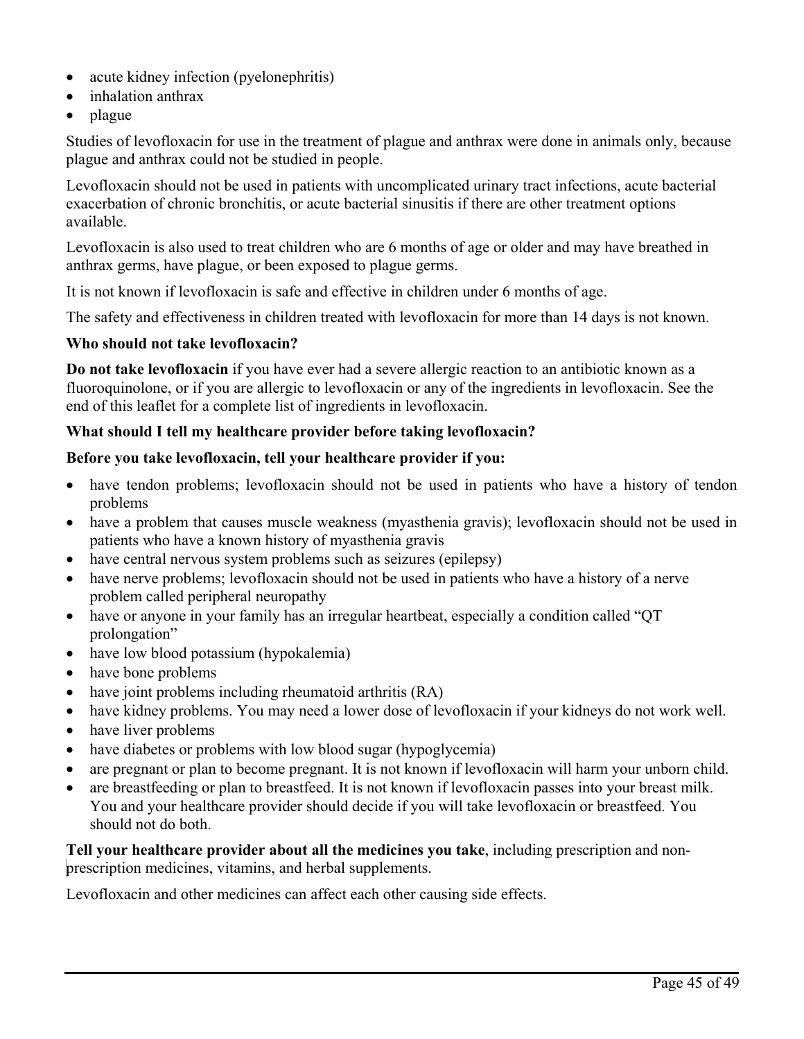- acute kidney infection (pyelonephritis)
- inhalation anthrax
- plague

Studies of levofloxacin for use in the treatment of plague and anthrax were done in animals only, because plague and anthrax could not be studied in people.

Levofloxacin should not be used in patients with uncomplicated urinary tract infections, acute bacterial exacerbation of chronic bronchitis, or acute bacterial sinusitis if there are other treatment options available.

Levofloxacin is also used to treat children who are 6 months of age or older and may have breathed in anthrax germs, have plague, or been exposed to plague germs.

It is not known if levofloxacin is safe and effective in children under 6 months of age.

The safety and effectiveness in children treated with levofloxacin for more than 14 days is not known.

**Who should not take levofloxacin?**

**Do not take levofloxacin** if you have ever had a severe allergic reaction to an antibiotic known as a fluoroquinolone, or if you are allergic to levofloxacin or any of the ingredients in levofloxacin. See the end of this leaflet for a complete list of ingredients in levofloxacin.

**What should I tell my healthcare provider before taking levofloxacin?**

**Before you take levofloxacin, tell your healthcare provider if you:**

- have tendon problems; levofloxacin should not be used in patients who have a history of tendon problems
- have a problem that causes muscle weakness (myasthenia gravis); levofloxacin should not be used in patients who have a known history of myasthenia gravis
- have central nervous system problems such as seizures (epilepsy)
- have nerve problems; levofloxacin should not be used in patients who have a history of a nerve problem called peripheral neuropathy
- have or anyone in your family has an irregular heartbeat, especially a condition called "QT prolongation"
- have low blood potassium (hypokalemia)
- have bone problems
- have joint problems including rheumatoid arthritis (RA)
- have kidney problems. You may need a lower dose of levofloxacin if your kidneys do not work well.
- have liver problems
- have diabetes or problems with low blood sugar (hypoglycemia)
- are pregnant or plan to become pregnant. It is not known if levofloxacin will harm your unborn child.
- are breastfeeding or plan to breastfeed. It is not known if levofloxacin passes into your breast milk. You and your healthcare provider should decide if you will take levofloxacin or breastfeed. You should not do both.

**Tell your healthcare provider about all the medicines you take**, including prescription and non-prescription medicines, vitamins, and herbal supplements.

Levofloxacin and other medicines can affect each other causing side effects.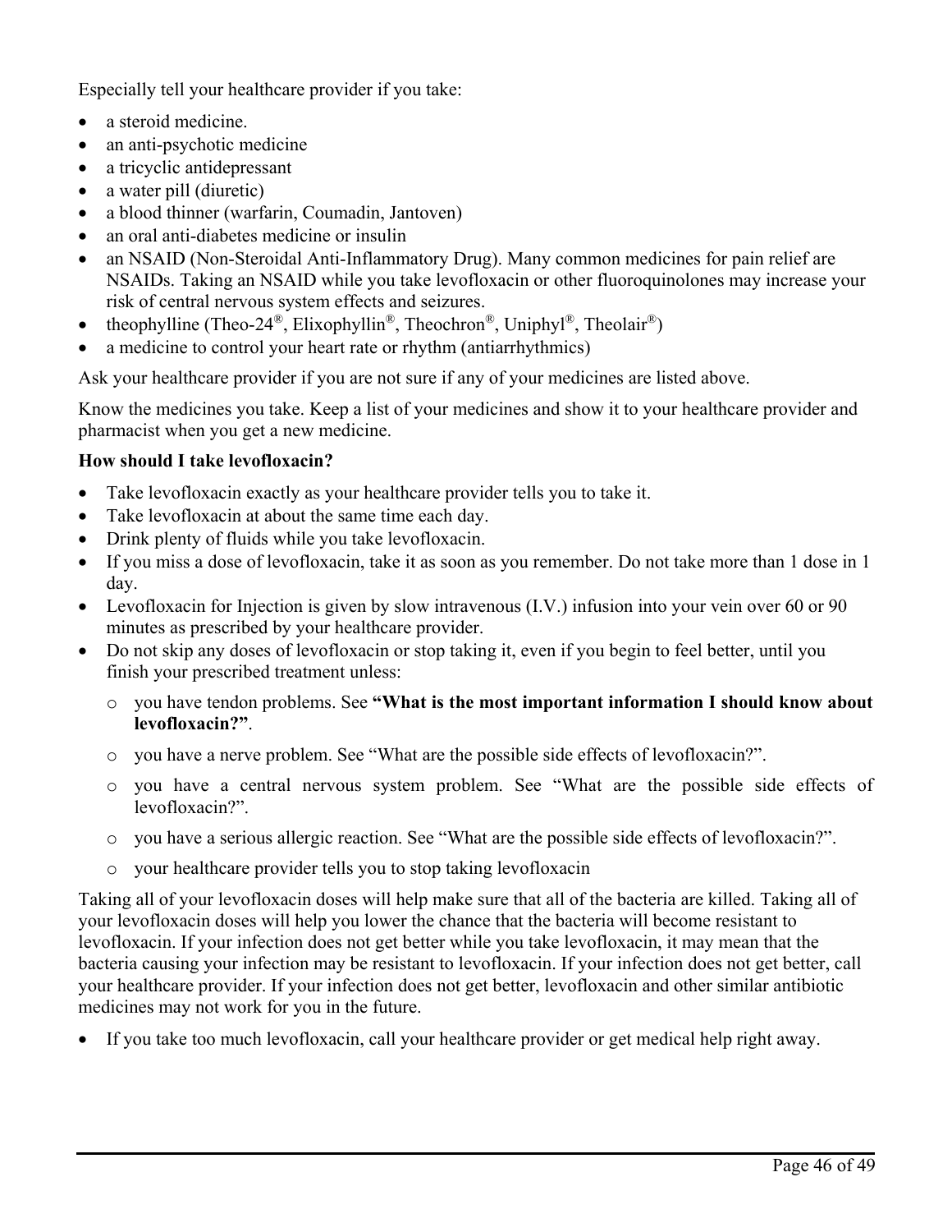Especially tell your healthcare provider if you take:

- a steroid medicine.
- an anti-psychotic medicine
- a tricyclic antidepressant
- a water pill (diuretic)
- a blood thinner (warfarin, Coumadin, Jantoven)
- an oral anti-diabetes medicine or insulin
- an NSAID (Non-Steroidal Anti-Inflammatory Drug). Many common medicines for pain relief are NSAIDs. Taking an NSAID while you take levofloxacin or other fluoroquinolones may increase your risk of central nervous system effects and seizures.
- theophylline (Theo-24®, Elixophyllin®, Theochron®, Uniphyl®, Theolair®)
- a medicine to control your heart rate or rhythm (antiarrhythmics)

Ask your healthcare provider if you are not sure if any of your medicines are listed above.

Know the medicines you take. Keep a list of your medicines and show it to your healthcare provider and pharmacist when you get a new medicine.

**How should I take levofloxacin?**

- Take levofloxacin exactly as your healthcare provider tells you to take it.
- Take levofloxacin at about the same time each day.
- Drink plenty of fluids while you take levofloxacin.
- If you miss a dose of levofloxacin, take it as soon as you remember. Do not take more than 1 dose in 1 day.
- Levofloxacin for Injection is given by slow intravenous (I.V.) infusion into your vein over 60 or 90 minutes as prescribed by your healthcare provider.
- Do not skip any doses of levofloxacin or stop taking it, even if you begin to feel better, until you finish your prescribed treatment unless:
  - you have tendon problems. See **"What is the most important information I should know about levofloxacin?"**.
  - you have a nerve problem. See "What are the possible side effects of levofloxacin?".
  - you have a central nervous system problem. See "What are the possible side effects of levofloxacin?".
  - you have a serious allergic reaction. See "What are the possible side effects of levofloxacin?".
  - your healthcare provider tells you to stop taking levofloxacin

Taking all of your levofloxacin doses will help make sure that all of the bacteria are killed. Taking all of your levofloxacin doses will help you lower the chance that the bacteria will become resistant to levofloxacin. If your infection does not get better while you take levofloxacin, it may mean that the bacteria causing your infection may be resistant to levofloxacin. If your infection does not get better, call your healthcare provider. If your infection does not get better, levofloxacin and other similar antibiotic medicines may not work for you in the future.

- If you take too much levofloxacin, call your healthcare provider or get medical help right away.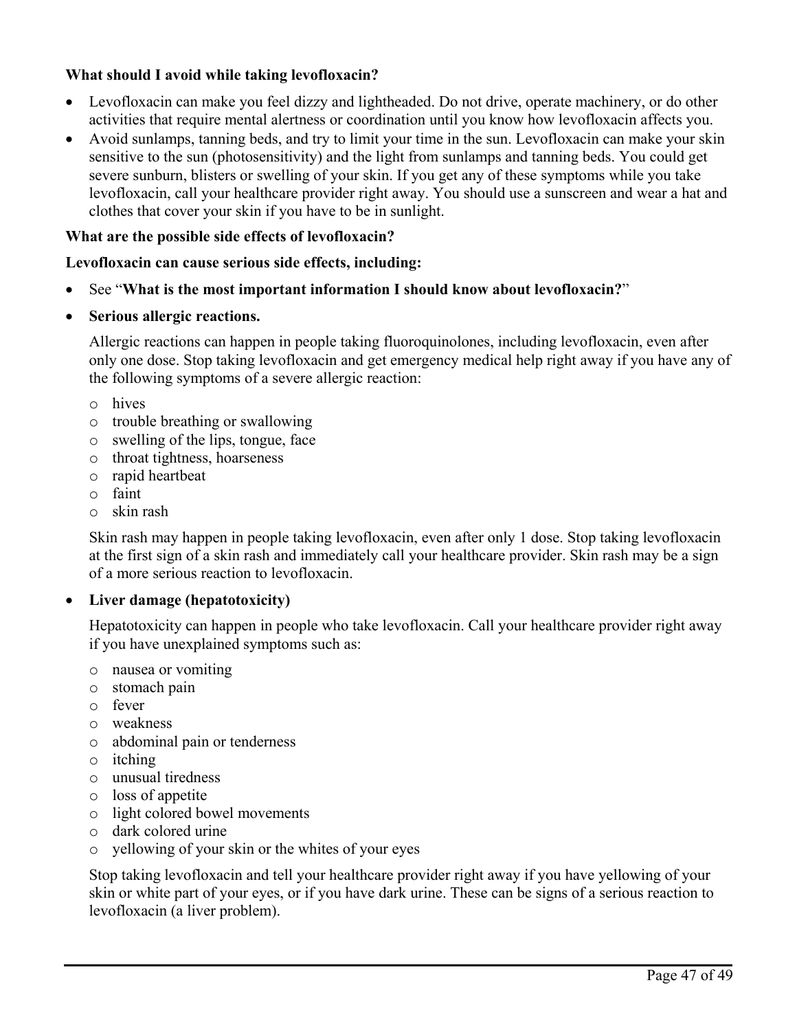**What should I avoid while taking levofloxacin?**

- Levofloxacin can make you feel dizzy and lightheaded. Do not drive, operate machinery, or do other activities that require mental alertness or coordination until you know how levofloxacin affects you.
- Avoid sunlamps, tanning beds, and try to limit your time in the sun. Levofloxacin can make your skin sensitive to the sun (photosensitivity) and the light from sunlamps and tanning beds. You could get severe sunburn, blisters or swelling of your skin. If you get any of these symptoms while you take levofloxacin, call your healthcare provider right away. You should use a sunscreen and wear a hat and clothes that cover your skin if you have to be in sunlight.

**What are the possible side effects of levofloxacin?**

**Levofloxacin can cause serious side effects, including:**

- See "**What is the most important information I should know about levofloxacin?**"
- **Serious allergic reactions.**

  Allergic reactions can happen in people taking fluoroquinolones, including levofloxacin, even after only one dose. Stop taking levofloxacin and get emergency medical help right away if you have any of the following symptoms of a severe allergic reaction:

  - hives
  - trouble breathing or swallowing
  - swelling of the lips, tongue, face
  - throat tightness, hoarseness
  - rapid heartbeat
  - faint
  - skin rash

  Skin rash may happen in people taking levofloxacin, even after only 1 dose. Stop taking levofloxacin at the first sign of a skin rash and immediately call your healthcare provider. Skin rash may be a sign of a more serious reaction to levofloxacin.

- **Liver damage (hepatotoxicity)**

  Hepatotoxicity can happen in people who take levofloxacin. Call your healthcare provider right away if you have unexplained symptoms such as:

  - nausea or vomiting
  - stomach pain
  - fever
  - weakness
  - abdominal pain or tenderness
  - itching
  - unusual tiredness
  - loss of appetite
  - light colored bowel movements
  - dark colored urine
  - yellowing of your skin or the whites of your eyes

  Stop taking levofloxacin and tell your healthcare provider right away if you have yellowing of your skin or white part of your eyes, or if you have dark urine. These can be signs of a serious reaction to levofloxacin (a liver problem).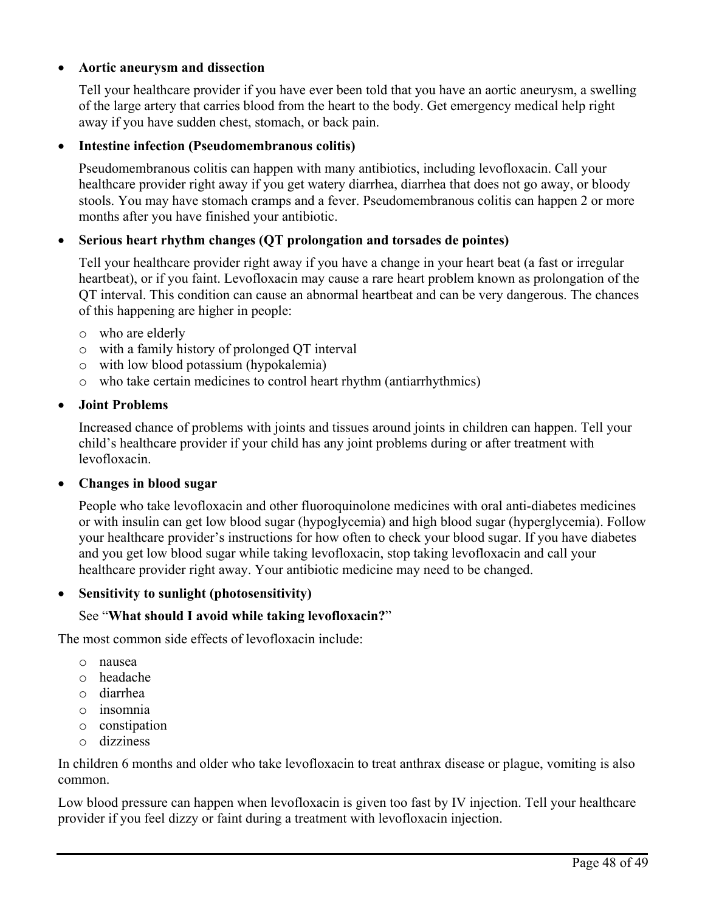- **Aortic aneurysm and dissection**

  Tell your healthcare provider if you have ever been told that you have an aortic aneurysm, a swelling of the large artery that carries blood from the heart to the body. Get emergency medical help right away if you have sudden chest, stomach, or back pain.

- **Intestine infection (Pseudomembranous colitis)**

  Pseudomembranous colitis can happen with many antibiotics, including levofloxacin. Call your healthcare provider right away if you get watery diarrhea, diarrhea that does not go away, or bloody stools. You may have stomach cramps and a fever. Pseudomembranous colitis can happen 2 or more months after you have finished your antibiotic.

- **Serious heart rhythm changes (QT prolongation and torsades de pointes)**

  Tell your healthcare provider right away if you have a change in your heart beat (a fast or irregular heartbeat), or if you faint. Levofloxacin may cause a rare heart problem known as prolongation of the QT interval. This condition can cause an abnormal heartbeat and can be very dangerous. The chances of this happening are higher in people:

  - who are elderly
  - with a family history of prolonged QT interval
  - with low blood potassium (hypokalemia)
  - who take certain medicines to control heart rhythm (antiarrhythmics)

- **Joint Problems**

  Increased chance of problems with joints and tissues around joints in children can happen. Tell your child's healthcare provider if your child has any joint problems during or after treatment with levofloxacin.

- **Changes in blood sugar**

  People who take levofloxacin and other fluoroquinolone medicines with oral anti-diabetes medicines or with insulin can get low blood sugar (hypoglycemia) and high blood sugar (hyperglycemia). Follow your healthcare provider's instructions for how often to check your blood sugar. If you have diabetes and you get low blood sugar while taking levofloxacin, stop taking levofloxacin and call your healthcare provider right away. Your antibiotic medicine may need to be changed.

- **Sensitivity to sunlight (photosensitivity)**

  See "**What should I avoid while taking levofloxacin?**"

The most common side effects of levofloxacin include:

- nausea
- headache
- diarrhea
- insomnia
- constipation
- dizziness

In children 6 months and older who take levofloxacin to treat anthrax disease or plague, vomiting is also common.

Low blood pressure can happen when levofloxacin is given too fast by IV injection. Tell your healthcare provider if you feel dizzy or faint during a treatment with levofloxacin injection.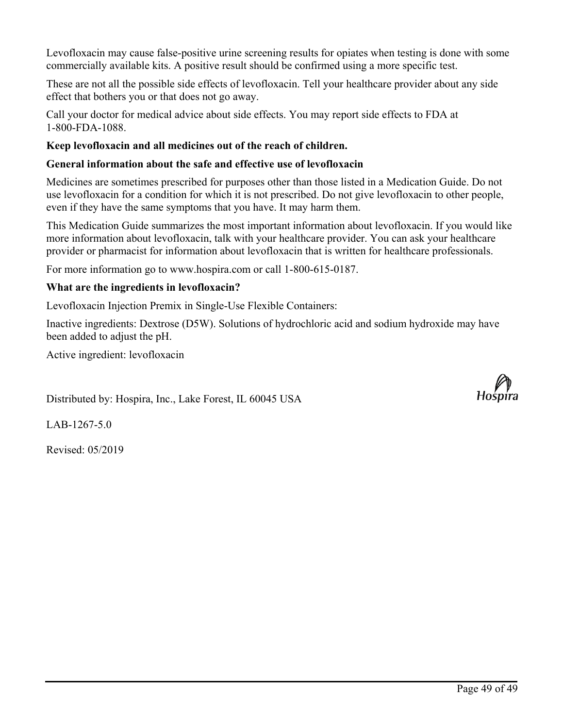Levofloxacin may cause false-positive urine screening results for opiates when testing is done with some commercially available kits. A positive result should be confirmed using a more specific test.

These are not all the possible side effects of levofloxacin. Tell your healthcare provider about any side effect that bothers you or that does not go away.

Call your doctor for medical advice about side effects. You may report side effects to FDA at 1-800-FDA-1088.

**Keep levofloxacin and all medicines out of the reach of children.**

**General information about the safe and effective use of levofloxacin**

Medicines are sometimes prescribed for purposes other than those listed in a Medication Guide. Do not use levofloxacin for a condition for which it is not prescribed. Do not give levofloxacin to other people, even if they have the same symptoms that you have. It may harm them.

This Medication Guide summarizes the most important information about levofloxacin. If you would like more information about levofloxacin, talk with your healthcare provider. You can ask your healthcare provider or pharmacist for information about levofloxacin that is written for healthcare professionals.

For more information go to www.hospira.com or call 1-800-615-0187.

**What are the ingredients in levofloxacin?**

Levofloxacin Injection Premix in Single-Use Flexible Containers:

Inactive ingredients: Dextrose (D5W). Solutions of hydrochloric acid and sodium hydroxide may have been added to adjust the pH.

Active ingredient: levofloxacin

Distributed by: Hospira, Inc., Lake Forest, IL 60045 USA

Hospira

LAB-1267-5.0

Revised: 05/2019